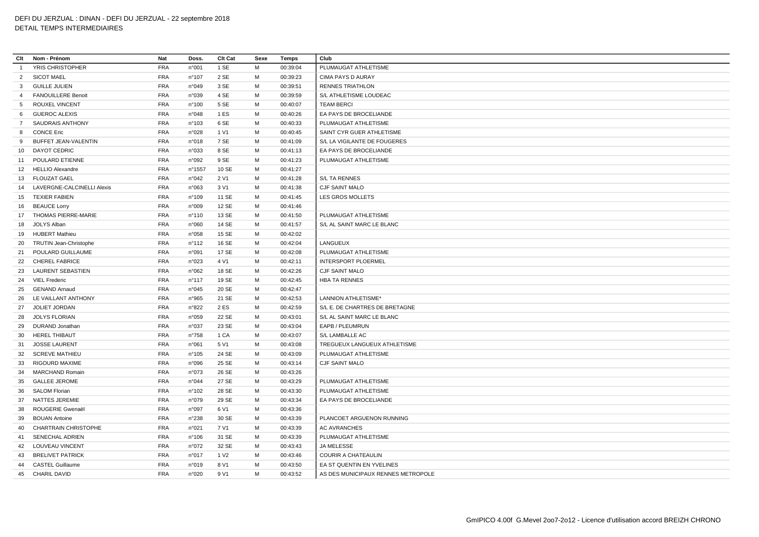DEFI DU JERZUAL : DINAN - DEFI DU JERZUAL - 22 septembre 2018

DETAIL TEMPS INTERMEDIAIRES

| Clt | Nom - Prénom | Nat | Doss. | Clt Cat | Sexe | Temps | Club |
|---|---|---|---|---|---|---|---|
| 1 | YRIS CHRISTOPHER | FRA | n°001 | 1 SE | M | 00:39:04 | PLUMAUGAT ATHLETISME |
| 2 | SICOT MAEL | FRA | n°107 | 2 SE | M | 00:39:23 | CIMA PAYS D AURAY |
| 3 | GUILLE JULIEN | FRA | n°049 | 3 SE | M | 00:39:51 | RENNES TRIATHLON |
| 4 | FANOUILLERE Benoit | FRA | n°039 | 4 SE | M | 00:39:59 | S/L ATHLETISME LOUDEAC |
| 5 | ROUXEL VINCENT | FRA | n°100 | 5 SE | M | 00:40:07 | TEAM BERCI |
| 6 | GUEROC ALEXIS | FRA | n°048 | 1 ES | M | 00:40:26 | EA PAYS DE BROCELIANDE |
| 7 | SAUDRAIS ANTHONY | FRA | n°103 | 6 SE | M | 00:40:33 | PLUMAUGAT ATHLETISME |
| 8 | CONCE Eric | FRA | n°028 | 1 V1 | M | 00:40:45 | SAINT CYR GUER ATHLETISME |
| 9 | BUFFET JEAN-VALENTIN | FRA | n°018 | 7 SE | M | 00:41:09 | S/L LA VIGILANTE DE FOUGERES |
| 10 | DAYOT CEDRIC | FRA | n°033 | 8 SE | M | 00:41:13 | EA PAYS DE BROCELIANDE |
| 11 | POULARD ETIENNE | FRA | n°092 | 9 SE | M | 00:41:23 | PLUMAUGAT ATHLETISME |
| 12 | HELLIO Alexandre | FRA | n°1557 | 10 SE | M | 00:41:27 | |
| 13 | FLOUZAT GAEL | FRA | n°042 | 2 V1 | M | 00:41:28 | S/L TA RENNES |
| 14 | LAVERGNE-CALCINELLI Alexis | FRA | n°063 | 3 V1 | M | 00:41:38 | CJF SAINT MALO |
| 15 | TEXIER FABIEN | FRA | n°109 | 11 SE | M | 00:41:45 | LES GROS MOLLETS |
| 16 | BEAUCE Lorry | FRA | n°009 | 12 SE | M | 00:41:46 | |
| 17 | THOMAS PIERRE-MARIE | FRA | n°110 | 13 SE | M | 00:41:50 | PLUMAUGAT ATHLETISME |
| 18 | JOLYS Alban | FRA | n°060 | 14 SE | M | 00:41:57 | S/L AL SAINT MARC LE BLANC |
| 19 | HUBERT Mathieu | FRA | n°058 | 15 SE | M | 00:42:02 | |
| 20 | TRUTIN Jean-Christophe | FRA | n°112 | 16 SE | M | 00:42:04 | LANGUEUX |
| 21 | POULARD GUILLAUME | FRA | n°091 | 17 SE | M | 00:42:08 | PLUMAUGAT ATHLETISME |
| 22 | CHEREL FABRICE | FRA | n°023 | 4 V1 | M | 00:42:11 | INTERSPORT PLOERMEL |
| 23 | LAURENT SEBASTIEN | FRA | n°062 | 18 SE | M | 00:42:26 | CJF SAINT MALO |
| 24 | VIEL Frederic | FRA | n°117 | 19 SE | M | 00:42:45 | HBA TA RENNES |
| 25 | GENAND Arnaud | FRA | n°045 | 20 SE | M | 00:42:47 | |
| 26 | LE VAILLANT ANTHONY | FRA | n°965 | 21 SE | M | 00:42:53 | LANNION ATHLETISME* |
| 27 | JOLIET JORDAN | FRA | n°822 | 2 ES | M | 00:42:59 | S/L E. DE CHARTRES DE BRETAGNE |
| 28 | JOLYS FLORIAN | FRA | n°059 | 22 SE | M | 00:43:01 | S/L AL SAINT MARC LE BLANC |
| 29 | DURAND Jonathan | FRA | n°037 | 23 SE | M | 00:43:04 | EAPB / PLEUMRUN |
| 30 | HEREL THIBAUT | FRA | n°758 | 1 CA | M | 00:43:07 | S/L LAMBALLE AC |
| 31 | JOSSE LAURENT | FRA | n°061 | 5 V1 | M | 00:43:08 | TREGUEUX LANGUEUX ATHLETISME |
| 32 | SCREVE MATHIEU | FRA | n°105 | 24 SE | M | 00:43:09 | PLUMAUGAT ATHLETISME |
| 33 | RIGOURD MAXIME | FRA | n°096 | 25 SE | M | 00:43:14 | CJF SAINT MALO |
| 34 | MARCHAND Romain | FRA | n°073 | 26 SE | M | 00:43:26 | |
| 35 | GALLEE JEROME | FRA | n°044 | 27 SE | M | 00:43:29 | PLUMAUGAT ATHLETISME |
| 36 | SALOM Florian | FRA | n°102 | 28 SE | M | 00:43:30 | PLUMAUGAT ATHLETISME |
| 37 | NATTES JEREMIE | FRA | n°079 | 29 SE | M | 00:43:34 | EA PAYS DE BROCELIANDE |
| 38 | ROUGERIE Gwenaël | FRA | n°097 | 6 V1 | M | 00:43:36 | |
| 39 | BOUAN Antoine | FRA | n°238 | 30 SE | M | 00:43:39 | PLANCOET ARGUENON RUNNING |
| 40 | CHARTRAIN CHRISTOPHE | FRA | n°021 | 7 V1 | M | 00:43:39 | AC AVRANCHES |
| 41 | SENECHAL ADRIEN | FRA | n°106 | 31 SE | M | 00:43:39 | PLUMAUGAT ATHLETISME |
| 42 | LOUVEAU VINCENT | FRA | n°072 | 32 SE | M | 00:43:43 | JA MELESSE |
| 43 | BRELIVET PATRICK | FRA | n°017 | 1 V2 | M | 00:43:46 | COURIR A CHATEAULIN |
| 44 | CASTEL Guillaume | FRA | n°019 | 8 V1 | M | 00:43:50 | EA ST QUENTIN EN YVELINES |
| 45 | CHARIL DAVID | FRA | n°020 | 9 V1 | M | 00:43:52 | AS DES MUNICIPAUX RENNES METROPOLE |

GmIPICO 4.00f G.Mevel 2oo7-2o12 - Licence d'utilisation accord BREIZH CHRONO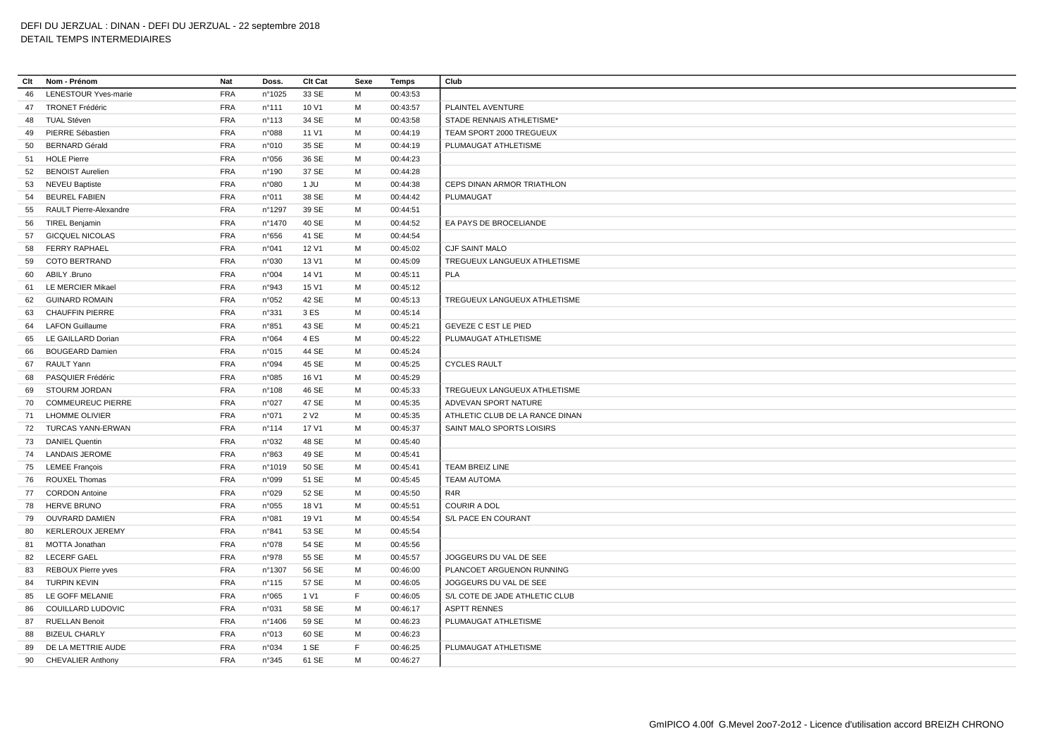DEFI DU JERZUAL : DINAN - DEFI DU JERZUAL - 22 septembre 2018
DETAIL TEMPS INTERMEDIAIRES

| Clt | Nom - Prénom | Nat | Doss. | Clt Cat | Sexe | Temps | Club |
|---|---|---|---|---|---|---|---|
| 46 | LENESTOUR Yves-marie | FRA | n°1025 | 33 SE | M | 00:43:53 | |
| 47 | TRONET Frédéric | FRA | n°111 | 10 V1 | M | 00:43:57 | PLAINTEL AVENTURE |
| 48 | TUAL Stéven | FRA | n°113 | 34 SE | M | 00:43:58 | STADE RENNAIS ATHLETISME* |
| 49 | PIERRE Sébastien | FRA | n°088 | 11 V1 | M | 00:44:19 | TEAM SPORT 2000 TREGUEUX |
| 50 | BERNARD Gérald | FRA | n°010 | 35 SE | M | 00:44:19 | PLUMAUGAT ATHLETISME |
| 51 | HOLE Pierre | FRA | n°056 | 36 SE | M | 00:44:23 | |
| 52 | BENOIST Aurelien | FRA | n°190 | 37 SE | M | 00:44:28 | |
| 53 | NEVEU Baptiste | FRA | n°080 | 1 JU | M | 00:44:38 | CEPS DINAN ARMOR TRIATHLON |
| 54 | BEUREL FABIEN | FRA | n°011 | 38 SE | M | 00:44:42 | PLUMAUGAT |
| 55 | RAULT Pierre-Alexandre | FRA | n°1297 | 39 SE | M | 00:44:51 | |
| 56 | TIREL Benjamin | FRA | n°1470 | 40 SE | M | 00:44:52 | EA PAYS DE BROCELIANDE |
| 57 | GICQUEL NICOLAS | FRA | n°656 | 41 SE | M | 00:44:54 | |
| 58 | FERRY RAPHAEL | FRA | n°041 | 12 V1 | M | 00:45:02 | CJF SAINT MALO |
| 59 | COTO BERTRAND | FRA | n°030 | 13 V1 | M | 00:45:09 | TREGUEUX LANGUEUX ATHLETISME |
| 60 | ABILY .Bruno | FRA | n°004 | 14 V1 | M | 00:45:11 | PLA |
| 61 | LE MERCIER Mikael | FRA | n°943 | 15 V1 | M | 00:45:12 | |
| 62 | GUINARD ROMAIN | FRA | n°052 | 42 SE | M | 00:45:13 | TREGUEUX LANGUEUX ATHLETISME |
| 63 | CHAUFFIN PIERRE | FRA | n°331 | 3 ES | M | 00:45:14 | |
| 64 | LAFON Guillaume | FRA | n°851 | 43 SE | M | 00:45:21 | GEVEZE C EST LE PIED |
| 65 | LE GAILLARD Dorian | FRA | n°064 | 4 ES | M | 00:45:22 | PLUMAUGAT ATHLETISME |
| 66 | BOUGEARD Damien | FRA | n°015 | 44 SE | M | 00:45:24 | |
| 67 | RAULT Yann | FRA | n°094 | 45 SE | M | 00:45:25 | CYCLES RAULT |
| 68 | PASQUIER Frédéric | FRA | n°085 | 16 V1 | M | 00:45:29 | |
| 69 | STOURM JORDAN | FRA | n°108 | 46 SE | M | 00:45:33 | TREGUEUX LANGUEUX ATHLETISME |
| 70 | COMMEUREUC PIERRE | FRA | n°027 | 47 SE | M | 00:45:35 | ADVEVAN SPORT NATURE |
| 71 | LHOMME OLIVIER | FRA | n°071 | 2 V2 | M | 00:45:35 | ATHLETIC CLUB DE LA RANCE DINAN |
| 72 | TURCAS YANN-ERWAN | FRA | n°114 | 17 V1 | M | 00:45:37 | SAINT MALO SPORTS LOISIRS |
| 73 | DANIEL Quentin | FRA | n°032 | 48 SE | M | 00:45:40 | |
| 74 | LANDAIS JEROME | FRA | n°863 | 49 SE | M | 00:45:41 | |
| 75 | LEMEE François | FRA | n°1019 | 50 SE | M | 00:45:41 | TEAM BREIZ LINE |
| 76 | ROUXEL Thomas | FRA | n°099 | 51 SE | M | 00:45:45 | TEAM AUTOMA |
| 77 | CORDON Antoine | FRA | n°029 | 52 SE | M | 00:45:50 | R4R |
| 78 | HERVE BRUNO | FRA | n°055 | 18 V1 | M | 00:45:51 | COURIR A DOL |
| 79 | OUVRARD DAMIEN | FRA | n°081 | 19 V1 | M | 00:45:54 | S/L PACE EN COURANT |
| 80 | KERLEROUX JEREMY | FRA | n°841 | 53 SE | M | 00:45:54 | |
| 81 | MOTTA Jonathan | FRA | n°078 | 54 SE | M | 00:45:56 | |
| 82 | LECERF GAEL | FRA | n°978 | 55 SE | M | 00:45:57 | JOGGEURS DU VAL DE SEE |
| 83 | REBOUX Pierre yves | FRA | n°1307 | 56 SE | M | 00:46:00 | PLANCOET ARGUENON RUNNING |
| 84 | TURPIN KEVIN | FRA | n°115 | 57 SE | M | 00:46:05 | JOGGEURS DU VAL DE SEE |
| 85 | LE GOFF MELANIE | FRA | n°065 | 1 V1 | F | 00:46:05 | S/L COTE DE JADE ATHLETIC CLUB |
| 86 | COUILLARD LUDOVIC | FRA | n°031 | 58 SE | M | 00:46:17 | ASPTT RENNES |
| 87 | RUELLAN Benoit | FRA | n°1406 | 59 SE | M | 00:46:23 | PLUMAUGAT ATHLETISME |
| 88 | BIZEUL CHARLY | FRA | n°013 | 60 SE | M | 00:46:23 | |
| 89 | DE LA METTRIE AUDE | FRA | n°034 | 1 SE | F | 00:46:25 | PLUMAUGAT ATHLETISME |
| 90 | CHEVALIER Anthony | FRA | n°345 | 61 SE | M | 00:46:27 | |

GmIPICO 4.00f G.Mevel 2oo7-2o12 - Licence d'utilisation accord BREIZH CHRONO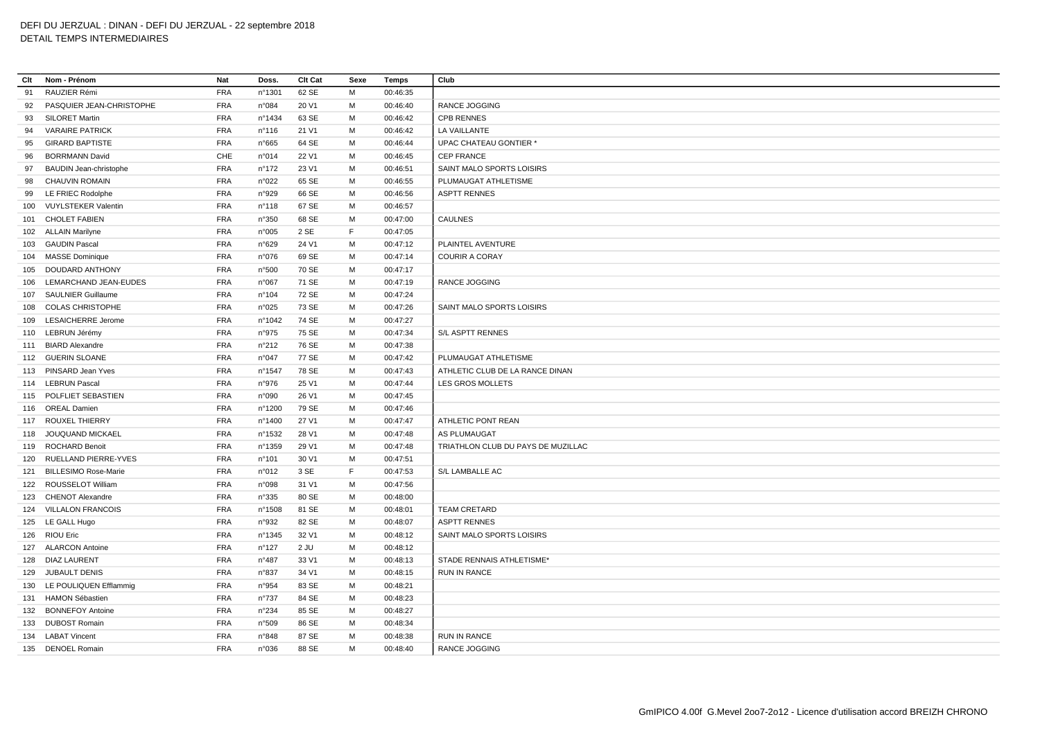DEFI DU JERZUAL : DINAN - DEFI DU JERZUAL - 22 septembre 2018
DETAIL TEMPS INTERMEDIAIRES

| Clt | Nom - Prénom | Nat | Doss. | Clt Cat | Sexe | Temps | Club |
|---|---|---|---|---|---|---|---|
| 91 | RAUZIER Rémi | FRA | n°1301 | 62 SE | M | 00:46:35 | |
| 92 | PASQUIER JEAN-CHRISTOPHE | FRA | n°084 | 20 V1 | M | 00:46:40 | RANCE JOGGING |
| 93 | SILORET Martin | FRA | n°1434 | 63 SE | M | 00:46:42 | CPB RENNES |
| 94 | VARAIRE PATRICK | FRA | n°116 | 21 V1 | M | 00:46:42 | LA VAILLANTE |
| 95 | GIRARD BAPTISTE | FRA | n°665 | 64 SE | M | 00:46:44 | UPAC CHATEAU GONTIER * |
| 96 | BORRMANN David | CHE | n°014 | 22 V1 | M | 00:46:45 | CEP FRANCE |
| 97 | BAUDIN Jean-christophe | FRA | n°172 | 23 V1 | M | 00:46:51 | SAINT MALO SPORTS LOISIRS |
| 98 | CHAUVIN ROMAIN | FRA | n°022 | 65 SE | M | 00:46:55 | PLUMAUGAT ATHLETISME |
| 99 | LE FRIEC Rodolphe | FRA | n°929 | 66 SE | M | 00:46:56 | ASPTT RENNES |
| 100 | VUYLSTEKER Valentin | FRA | n°118 | 67 SE | M | 00:46:57 | |
| 101 | CHOLET FABIEN | FRA | n°350 | 68 SE | M | 00:47:00 | CAULNES |
| 102 | ALLAIN Marilyne | FRA | n°005 | 2 SE | F | 00:47:05 | |
| 103 | GAUDIN Pascal | FRA | n°629 | 24 V1 | M | 00:47:12 | PLAINTEL AVENTURE |
| 104 | MASSE Dominique | FRA | n°076 | 69 SE | M | 00:47:14 | COURIR A CORAY |
| 105 | DOUDARD ANTHONY | FRA | n°500 | 70 SE | M | 00:47:17 | |
| 106 | LEMARCHAND JEAN-EUDES | FRA | n°067 | 71 SE | M | 00:47:19 | RANCE JOGGING |
| 107 | SAULNIER Guillaume | FRA | n°104 | 72 SE | M | 00:47:24 | |
| 108 | COLAS CHRISTOPHE | FRA | n°025 | 73 SE | M | 00:47:26 | SAINT MALO SPORTS LOISIRS |
| 109 | LESAICHERRE Jerome | FRA | n°1042 | 74 SE | M | 00:47:27 | |
| 110 | LEBRUN Jérémy | FRA | n°975 | 75 SE | M | 00:47:34 | S/L ASPTT RENNES |
| 111 | BIARD Alexandre | FRA | n°212 | 76 SE | M | 00:47:38 | |
| 112 | GUERIN SLOANE | FRA | n°047 | 77 SE | M | 00:47:42 | PLUMAUGAT ATHLETISME |
| 113 | PINSARD Jean Yves | FRA | n°1547 | 78 SE | M | 00:47:43 | ATHLETIC CLUB DE LA RANCE DINAN |
| 114 | LEBRUN Pascal | FRA | n°976 | 25 V1 | M | 00:47:44 | LES GROS MOLLETS |
| 115 | POLFLIET SEBASTIEN | FRA | n°090 | 26 V1 | M | 00:47:45 | |
| 116 | OREAL Damien | FRA | n°1200 | 79 SE | M | 00:47:46 | |
| 117 | ROUXEL THIERRY | FRA | n°1400 | 27 V1 | M | 00:47:47 | ATHLETIC PONT REAN |
| 118 | JOUQUAND MICKAEL | FRA | n°1532 | 28 V1 | M | 00:47:48 | AS PLUMAUGAT |
| 119 | ROCHARD Benoit | FRA | n°1359 | 29 V1 | M | 00:47:48 | TRIATHLON CLUB DU PAYS DE MUZILLAC |
| 120 | RUELLAND PIERRE-YVES | FRA | n°101 | 30 V1 | M | 00:47:51 | |
| 121 | BILLESIMO Rose-Marie | FRA | n°012 | 3 SE | F | 00:47:53 | S/L LAMBALLE AC |
| 122 | ROUSSELOT William | FRA | n°098 | 31 V1 | M | 00:47:56 | |
| 123 | CHENOT Alexandre | FRA | n°335 | 80 SE | M | 00:48:00 | |
| 124 | VILLALON FRANCOIS | FRA | n°1508 | 81 SE | M | 00:48:01 | TEAM CRETARD |
| 125 | LE GALL Hugo | FRA | n°932 | 82 SE | M | 00:48:07 | ASPTT RENNES |
| 126 | RIOU Eric | FRA | n°1345 | 32 V1 | M | 00:48:12 | SAINT MALO SPORTS LOISIRS |
| 127 | ALARCON Antoine | FRA | n°127 | 2 JU | M | 00:48:12 | |
| 128 | DIAZ LAURENT | FRA | n°487 | 33 V1 | M | 00:48:13 | STADE RENNAIS ATHLETISME* |
| 129 | JUBAULT DENIS | FRA | n°837 | 34 V1 | M | 00:48:15 | RUN IN RANCE |
| 130 | LE POULIQUEN Efflammig | FRA | n°954 | 83 SE | M | 00:48:21 | |
| 131 | HAMON Sébastien | FRA | n°737 | 84 SE | M | 00:48:23 | |
| 132 | BONNEFOY Antoine | FRA | n°234 | 85 SE | M | 00:48:27 | |
| 133 | DUBOST Romain | FRA | n°509 | 86 SE | M | 00:48:34 | |
| 134 | LABAT Vincent | FRA | n°848 | 87 SE | M | 00:48:38 | RUN IN RANCE |
| 135 | DENOEL Romain | FRA | n°036 | 88 SE | M | 00:48:40 | RANCE JOGGING |

GmIPICO 4.00f G.Mevel 2oo7-2o12 - Licence d'utilisation accord BREIZH CHRONO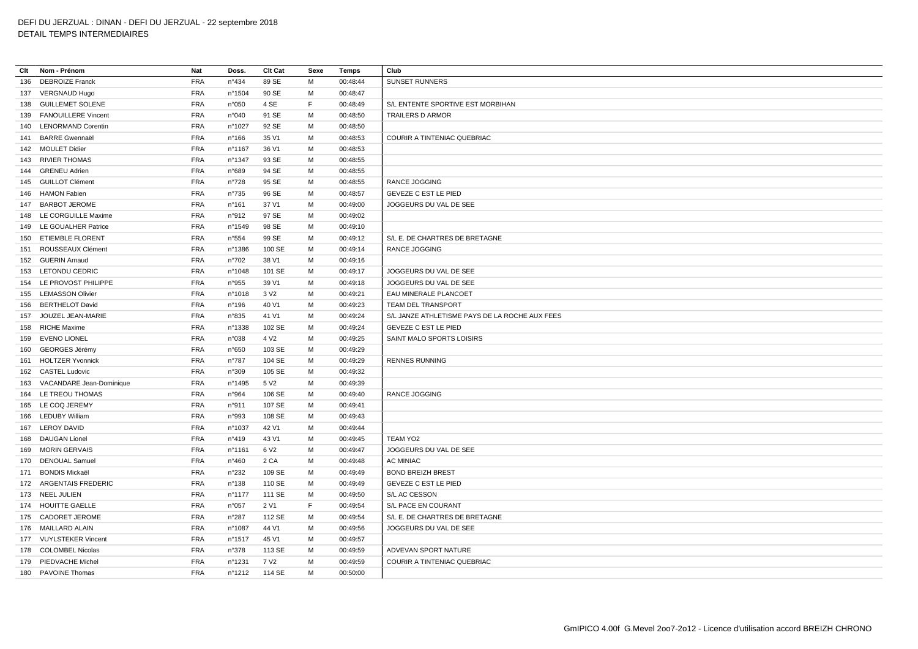DEFI DU JERZUAL : DINAN - DEFI DU JERZUAL - 22 septembre 2018
DETAIL TEMPS INTERMEDIAIRES

| Clt | Nom - Prénom | Nat | Doss. | Clt Cat | Sexe | Temps | Club |
|---|---|---|---|---|---|---|---|
| 136 | DEBROIZE Franck | FRA | n°434 | 89 SE | M | 00:48:44 | SUNSET RUNNERS |
| 137 | VERGNAUD Hugo | FRA | n°1504 | 90 SE | M | 00:48:47 | |
| 138 | GUILLEMET SOLENE | FRA | n°050 | 4 SE | F | 00:48:49 | S/L ENTENTE SPORTIVE EST MORBIHAN |
| 139 | FANOUILLERE Vincent | FRA | n°040 | 91 SE | M | 00:48:50 | TRAILERS D ARMOR |
| 140 | LENORMAND Corentin | FRA | n°1027 | 92 SE | M | 00:48:50 | |
| 141 | BARRE Gwennaël | FRA | n°166 | 35 V1 | M | 00:48:53 | COURIR A TINTENIAC QUEBRIAC |
| 142 | MOULET Didier | FRA | n°1167 | 36 V1 | M | 00:48:53 | |
| 143 | RIVIER THOMAS | FRA | n°1347 | 93 SE | M | 00:48:55 | |
| 144 | GRENEU Adrien | FRA | n°689 | 94 SE | M | 00:48:55 | |
| 145 | GUILLOT Clément | FRA | n°728 | 95 SE | M | 00:48:55 | RANCE JOGGING |
| 146 | HAMON Fabien | FRA | n°735 | 96 SE | M | 00:48:57 | GEVEZE C EST LE PIED |
| 147 | BARBOT JEROME | FRA | n°161 | 37 V1 | M | 00:49:00 | JOGGEURS DU VAL DE SEE |
| 148 | LE CORGUILLE Maxime | FRA | n°912 | 97 SE | M | 00:49:02 | |
| 149 | LE GOUALHER Patrice | FRA | n°1549 | 98 SE | M | 00:49:10 | |
| 150 | ETIEMBLE FLORENT | FRA | n°554 | 99 SE | M | 00:49:12 | S/L E. DE CHARTRES DE BRETAGNE |
| 151 | ROUSSEAUX Clément | FRA | n°1386 | 100 SE | M | 00:49:14 | RANCE JOGGING |
| 152 | GUERIN Arnaud | FRA | n°702 | 38 V1 | M | 00:49:16 | |
| 153 | LETONDU CEDRIC | FRA | n°1048 | 101 SE | M | 00:49:17 | JOGGEURS DU VAL DE SEE |
| 154 | LE PROVOST PHILIPPE | FRA | n°955 | 39 V1 | M | 00:49:18 | JOGGEURS DU VAL DE SEE |
| 155 | LEMASSON Olivier | FRA | n°1018 | 3 V2 | M | 00:49:21 | EAU MINERALE PLANCOET |
| 156 | BERTHELOT David | FRA | n°196 | 40 V1 | M | 00:49:23 | TEAM DEL TRANSPORT |
| 157 | JOUZEL JEAN-MARIE | FRA | n°835 | 41 V1 | M | 00:49:24 | S/L JANZE ATHLETISME PAYS DE LA ROCHE AUX FEES |
| 158 | RICHE Maxime | FRA | n°1338 | 102 SE | M | 00:49:24 | GEVEZE C EST LE PIED |
| 159 | EVENO LIONEL | FRA | n°038 | 4 V2 | M | 00:49:25 | SAINT MALO SPORTS LOISIRS |
| 160 | GEORGES Jérémy | FRA | n°650 | 103 SE | M | 00:49:29 | |
| 161 | HOLTZER Yvonnick | FRA | n°787 | 104 SE | M | 00:49:29 | RENNES RUNNING |
| 162 | CASTEL Ludovic | FRA | n°309 | 105 SE | M | 00:49:32 | |
| 163 | VACANDARE Jean-Dominique | FRA | n°1495 | 5 V2 | M | 00:49:39 | |
| 164 | LE TREOU THOMAS | FRA | n°964 | 106 SE | M | 00:49:40 | RANCE JOGGING |
| 165 | LE COQ JEREMY | FRA | n°911 | 107 SE | M | 00:49:41 | |
| 166 | LEDUBY William | FRA | n°993 | 108 SE | M | 00:49:43 | |
| 167 | LEROY DAVID | FRA | n°1037 | 42 V1 | M | 00:49:44 | |
| 168 | DAUGAN Lionel | FRA | n°419 | 43 V1 | M | 00:49:45 | TEAM YO2 |
| 169 | MORIN GERVAIS | FRA | n°1161 | 6 V2 | M | 00:49:47 | JOGGEURS DU VAL DE SEE |
| 170 | DENOUAL Samuel | FRA | n°460 | 2 CA | M | 00:49:48 | AC MINIAC |
| 171 | BONDIS Mickaël | FRA | n°232 | 109 SE | M | 00:49:49 | BOND BREIZH BREST |
| 172 | ARGENTAIS FREDERIC | FRA | n°138 | 110 SE | M | 00:49:49 | GEVEZE C EST LE PIED |
| 173 | NEEL JULIEN | FRA | n°1177 | 111 SE | M | 00:49:50 | S/L AC CESSON |
| 174 | HOUITTE GAELLE | FRA | n°057 | 2 V1 | F | 00:49:54 | S/L PACE EN COURANT |
| 175 | CADORET JEROME | FRA | n°287 | 112 SE | M | 00:49:54 | S/L E. DE CHARTRES DE BRETAGNE |
| 176 | MAILLARD ALAIN | FRA | n°1087 | 44 V1 | M | 00:49:56 | JOGGEURS DU VAL DE SEE |
| 177 | VUYLSTEKER Vincent | FRA | n°1517 | 45 V1 | M | 00:49:57 | |
| 178 | COLOMBEL Nicolas | FRA | n°378 | 113 SE | M | 00:49:59 | ADVEVAN SPORT NATURE |
| 179 | PIEDVACHE Michel | FRA | n°1231 | 7 V2 | M | 00:49:59 | COURIR A TINTENIAC QUEBRIAC |
| 180 | PAVOINE Thomas | FRA | n°1212 | 114 SE | M | 00:50:00 | |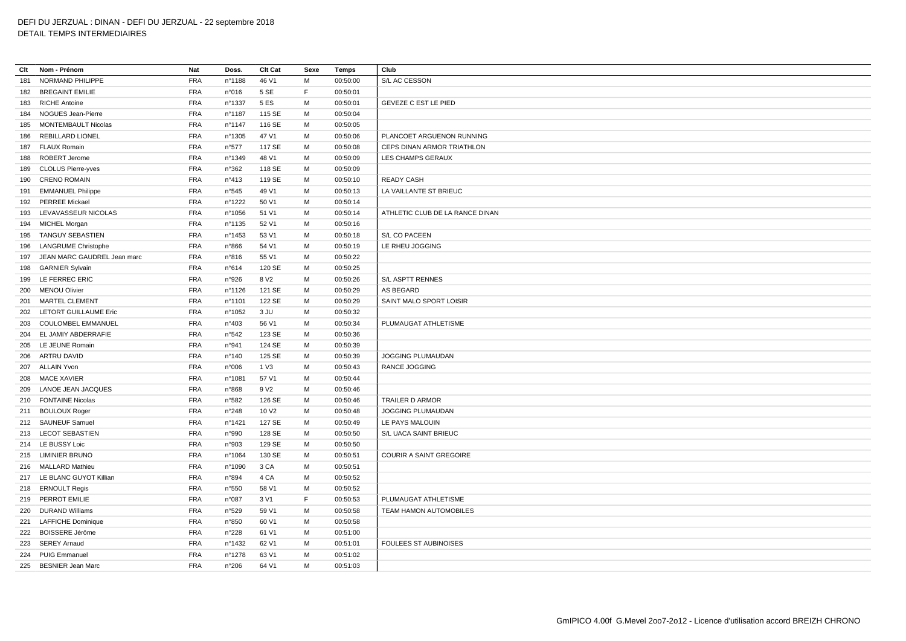DEFI DU JERZUAL : DINAN - DEFI DU JERZUAL - 22 septembre 2018
DETAIL TEMPS INTERMEDIAIRES

| Clt | Nom - Prénom | Nat | Doss. | Clt Cat | Sexe | Temps | Club |
|---|---|---|---|---|---|---|---|
| 181 | NORMAND PHILIPPE | FRA | n°1188 | 46 V1 | M | 00:50:00 | S/L AC CESSON |
| 182 | BREGAINT EMILIE | FRA | n°016 | 5 SE | F | 00:50:01 | |
| 183 | RICHE Antoine | FRA | n°1337 | 5 ES | M | 00:50:01 | GEVEZE C EST LE PIED |
| 184 | NOGUES Jean-Pierre | FRA | n°1187 | 115 SE | M | 00:50:04 | |
| 185 | MONTEMBAULT Nicolas | FRA | n°1147 | 116 SE | M | 00:50:05 | |
| 186 | REBILLARD LIONEL | FRA | n°1305 | 47 V1 | M | 00:50:06 | PLANCOET ARGUENON RUNNING |
| 187 | FLAUX Romain | FRA | n°577 | 117 SE | M | 00:50:08 | CEPS DINAN ARMOR TRIATHLON |
| 188 | ROBERT Jerome | FRA | n°1349 | 48 V1 | M | 00:50:09 | LES CHAMPS GERAUX |
| 189 | CLOLUS Pierre-yves | FRA | n°362 | 118 SE | M | 00:50:09 | |
| 190 | CRENO ROMAIN | FRA | n°413 | 119 SE | M | 00:50:10 | READY CASH |
| 191 | EMMANUEL Philippe | FRA | n°545 | 49 V1 | M | 00:50:13 | LA VAILLANTE ST BRIEUC |
| 192 | PERREE Mickael | FRA | n°1222 | 50 V1 | M | 00:50:14 | |
| 193 | LEVAVASSEUR NICOLAS | FRA | n°1056 | 51 V1 | M | 00:50:14 | ATHLETIC CLUB DE LA RANCE DINAN |
| 194 | MICHEL Morgan | FRA | n°1135 | 52 V1 | M | 00:50:16 | |
| 195 | TANGUY SEBASTIEN | FRA | n°1453 | 53 V1 | M | 00:50:18 | S/L CO PACEEN |
| 196 | LANGRUME Christophe | FRA | n°866 | 54 V1 | M | 00:50:19 | LE RHEU JOGGING |
| 197 | JEAN MARC GAUDREL Jean marc | FRA | n°816 | 55 V1 | M | 00:50:22 | |
| 198 | GARNIER Sylvain | FRA | n°614 | 120 SE | M | 00:50:25 | |
| 199 | LE FERREC ERIC | FRA | n°926 | 8 V2 | M | 00:50:26 | S/L ASPTT RENNES |
| 200 | MENOU Olivier | FRA | n°1126 | 121 SE | M | 00:50:29 | AS BEGARD |
| 201 | MARTEL CLEMENT | FRA | n°1101 | 122 SE | M | 00:50:29 | SAINT MALO SPORT LOISIR |
| 202 | LETORT GUILLAUME Eric | FRA | n°1052 | 3 JU | M | 00:50:32 | |
| 203 | COULOMBEL EMMANUEL | FRA | n°403 | 56 V1 | M | 00:50:34 | PLUMAUGAT ATHLETISME |
| 204 | EL JAMIY ABDERRAFIE | FRA | n°542 | 123 SE | M | 00:50:36 | |
| 205 | LE JEUNE Romain | FRA | n°941 | 124 SE | M | 00:50:39 | |
| 206 | ARTRU DAVID | FRA | n°140 | 125 SE | M | 00:50:39 | JOGGING PLUMAUDAN |
| 207 | ALLAIN Yvon | FRA | n°006 | 1 V3 | M | 00:50:43 | RANCE JOGGING |
| 208 | MACE XAVIER | FRA | n°1081 | 57 V1 | M | 00:50:44 | |
| 209 | LANOE JEAN JACQUES | FRA | n°868 | 9 V2 | M | 00:50:46 | |
| 210 | FONTAINE Nicolas | FRA | n°582 | 126 SE | M | 00:50:46 | TRAILER D ARMOR |
| 211 | BOULOUX Roger | FRA | n°248 | 10 V2 | M | 00:50:48 | JOGGING PLUMAUDAN |
| 212 | SAUNEUF Samuel | FRA | n°1421 | 127 SE | M | 00:50:49 | LE PAYS MALOUIN |
| 213 | LECOT SEBASTIEN | FRA | n°990 | 128 SE | M | 00:50:50 | S/L UACA SAINT BRIEUC |
| 214 | LE BUSSY Loic | FRA | n°903 | 129 SE | M | 00:50:50 | |
| 215 | LIMINIER BRUNO | FRA | n°1064 | 130 SE | M | 00:50:51 | COURIR A SAINT GREGOIRE |
| 216 | MALLARD Mathieu | FRA | n°1090 | 3 CA | M | 00:50:51 | |
| 217 | LE BLANC GUYOT Killian | FRA | n°894 | 4 CA | M | 00:50:52 | |
| 218 | ERNOULT Regis | FRA | n°550 | 58 V1 | M | 00:50:52 | |
| 219 | PERROT EMILIE | FRA | n°087 | 3 V1 | F | 00:50:53 | PLUMAUGAT ATHLETISME |
| 220 | DURAND Williams | FRA | n°529 | 59 V1 | M | 00:50:58 | TEAM HAMON AUTOMOBILES |
| 221 | LAFFICHE Dominique | FRA | n°850 | 60 V1 | M | 00:50:58 | |
| 222 | BOISSERE Jérôme | FRA | n°228 | 61 V1 | M | 00:51:00 | |
| 223 | SEREY Arnaud | FRA | n°1432 | 62 V1 | M | 00:51:01 | FOULEES ST AUBINOISES |
| 224 | PUIG Emmanuel | FRA | n°1278 | 63 V1 | M | 00:51:02 | |
| 225 | BESNIER Jean Marc | FRA | n°206 | 64 V1 | M | 00:51:03 | |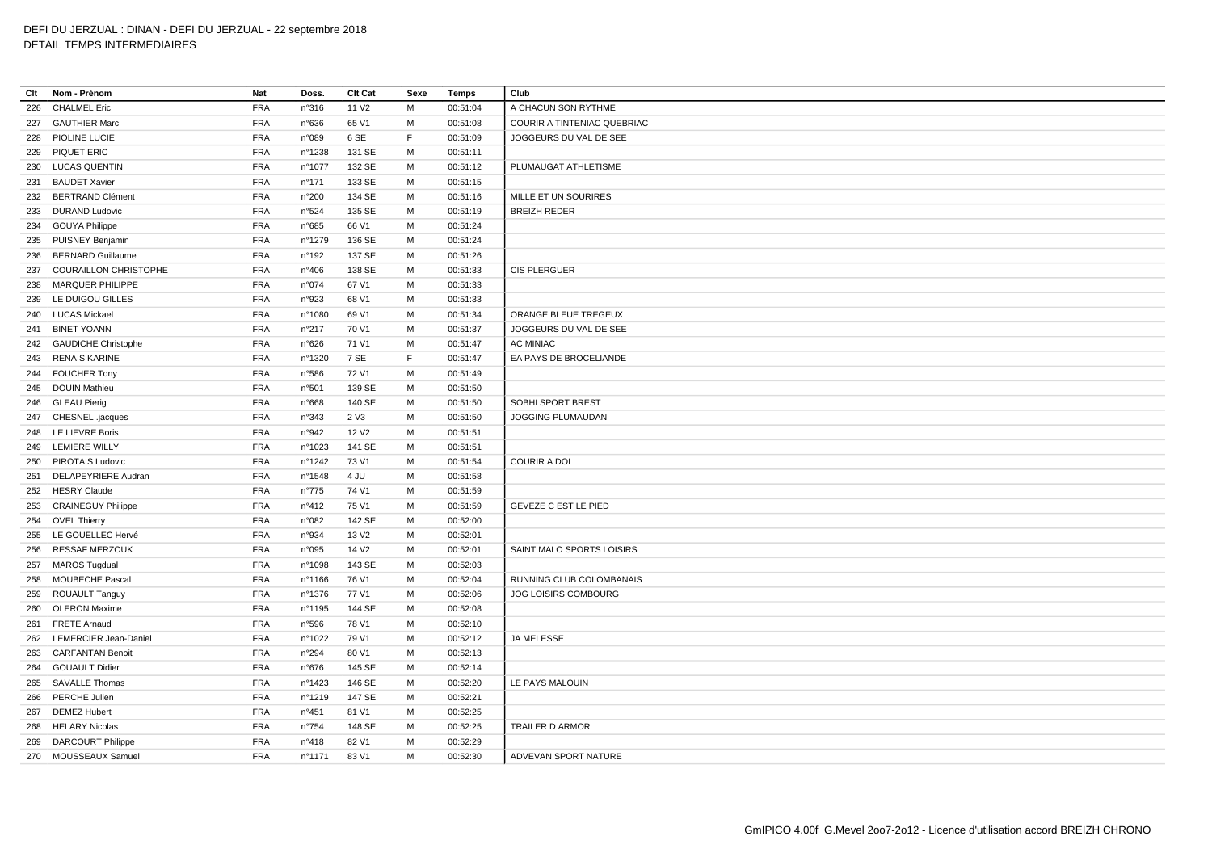DEFI DU JERZUAL : DINAN - DEFI DU JERZUAL - 22 septembre 2018

DETAIL TEMPS INTERMEDIAIRES

| Clt | Nom - Prénom | Nat | Doss. | Clt Cat | Sexe | Temps | Club |
|---|---|---|---|---|---|---|---|
| 226 | CHALMEL Eric | FRA | n°316 | 11 V2 | M | 00:51:04 | A CHACUN SON RYTHME |
| 227 | GAUTHIER Marc | FRA | n°636 | 65 V1 | M | 00:51:08 | COURIR A TINTENIAC QUEBRIAC |
| 228 | PIOLINE LUCIE | FRA | n°089 | 6 SE | F | 00:51:09 | JOGGEURS DU VAL DE SEE |
| 229 | PIQUET ERIC | FRA | n°1238 | 131 SE | M | 00:51:11 | |
| 230 | LUCAS QUENTIN | FRA | n°1077 | 132 SE | M | 00:51:12 | PLUMAUGAT ATHLETISME |
| 231 | BAUDET Xavier | FRA | n°171 | 133 SE | M | 00:51:15 | |
| 232 | BERTRAND Clément | FRA | n°200 | 134 SE | M | 00:51:16 | MILLE ET UN SOURIRES |
| 233 | DURAND Ludovic | FRA | n°524 | 135 SE | M | 00:51:19 | BREIZH REDER |
| 234 | GOUYA Philippe | FRA | n°685 | 66 V1 | M | 00:51:24 | |
| 235 | PUISNEY Benjamin | FRA | n°1279 | 136 SE | M | 00:51:24 | |
| 236 | BERNARD Guillaume | FRA | n°192 | 137 SE | M | 00:51:26 | |
| 237 | COURAILLON CHRISTOPHE | FRA | n°406 | 138 SE | M | 00:51:33 | CIS PLERGUER |
| 238 | MARQUER PHILIPPE | FRA | n°074 | 67 V1 | M | 00:51:33 | |
| 239 | LE DUIGOU GILLES | FRA | n°923 | 68 V1 | M | 00:51:33 | |
| 240 | LUCAS Mickael | FRA | n°1080 | 69 V1 | M | 00:51:34 | ORANGE BLEUE TREGEUX |
| 241 | BINET YOANN | FRA | n°217 | 70 V1 | M | 00:51:37 | JOGGEURS DU VAL DE SEE |
| 242 | GAUDICHE Christophe | FRA | n°626 | 71 V1 | M | 00:51:47 | AC MINIAC |
| 243 | RENAIS KARINE | FRA | n°1320 | 7 SE | F | 00:51:47 | EA PAYS DE BROCELIANDE |
| 244 | FOUCHER Tony | FRA | n°586 | 72 V1 | M | 00:51:49 | |
| 245 | DOUIN Mathieu | FRA | n°501 | 139 SE | M | 00:51:50 | |
| 246 | GLEAU Pierig | FRA | n°668 | 140 SE | M | 00:51:50 | SOBHI SPORT BREST |
| 247 | CHESNEL .jacques | FRA | n°343 | 2 V3 | M | 00:51:50 | JOGGING PLUMAUDAN |
| 248 | LE LIEVRE Boris | FRA | n°942 | 12 V2 | M | 00:51:51 | |
| 249 | LEMIERE WILLY | FRA | n°1023 | 141 SE | M | 00:51:51 | |
| 250 | PIROTAIS Ludovic | FRA | n°1242 | 73 V1 | M | 00:51:54 | COURIR A DOL |
| 251 | DELAPEYRIERE Audran | FRA | n°1548 | 4 JU | M | 00:51:58 | |
| 252 | HESRY Claude | FRA | n°775 | 74 V1 | M | 00:51:59 | |
| 253 | CRAINEGUY Philippe | FRA | n°412 | 75 V1 | M | 00:51:59 | GEVEZE C EST LE PIED |
| 254 | OVEL Thierry | FRA | n°082 | 142 SE | M | 00:52:00 | |
| 255 | LE GOUELLEC Hervé | FRA | n°934 | 13 V2 | M | 00:52:01 | |
| 256 | RESSAF MERZOUK | FRA | n°095 | 14 V2 | M | 00:52:01 | SAINT MALO SPORTS LOISIRS |
| 257 | MAROS Tugdual | FRA | n°1098 | 143 SE | M | 00:52:03 | |
| 258 | MOUBECHE Pascal | FRA | n°1166 | 76 V1 | M | 00:52:04 | RUNNING CLUB COLOMBANAIS |
| 259 | ROUAULT Tanguy | FRA | n°1376 | 77 V1 | M | 00:52:06 | JOG LOISIRS COMBOURG |
| 260 | OLERON Maxime | FRA | n°1195 | 144 SE | M | 00:52:08 | |
| 261 | FRETE Arnaud | FRA | n°596 | 78 V1 | M | 00:52:10 | |
| 262 | LEMERCIER Jean-Daniel | FRA | n°1022 | 79 V1 | M | 00:52:12 | JA MELESSE |
| 263 | CARFANTAN Benoit | FRA | n°294 | 80 V1 | M | 00:52:13 | |
| 264 | GOUAULT Didier | FRA | n°676 | 145 SE | M | 00:52:14 | |
| 265 | SAVALLE Thomas | FRA | n°1423 | 146 SE | M | 00:52:20 | LE PAYS MALOUIN |
| 266 | PERCHE Julien | FRA | n°1219 | 147 SE | M | 00:52:21 | |
| 267 | DEMEZ Hubert | FRA | n°451 | 81 V1 | M | 00:52:25 | |
| 268 | HELARY Nicolas | FRA | n°754 | 148 SE | M | 00:52:25 | TRAILER D ARMOR |
| 269 | DARCOURT Philippe | FRA | n°418 | 82 V1 | M | 00:52:29 | |
| 270 | MOUSSEAUX Samuel | FRA | n°1171 | 83 V1 | M | 00:52:30 | ADVEVAN SPORT NATURE |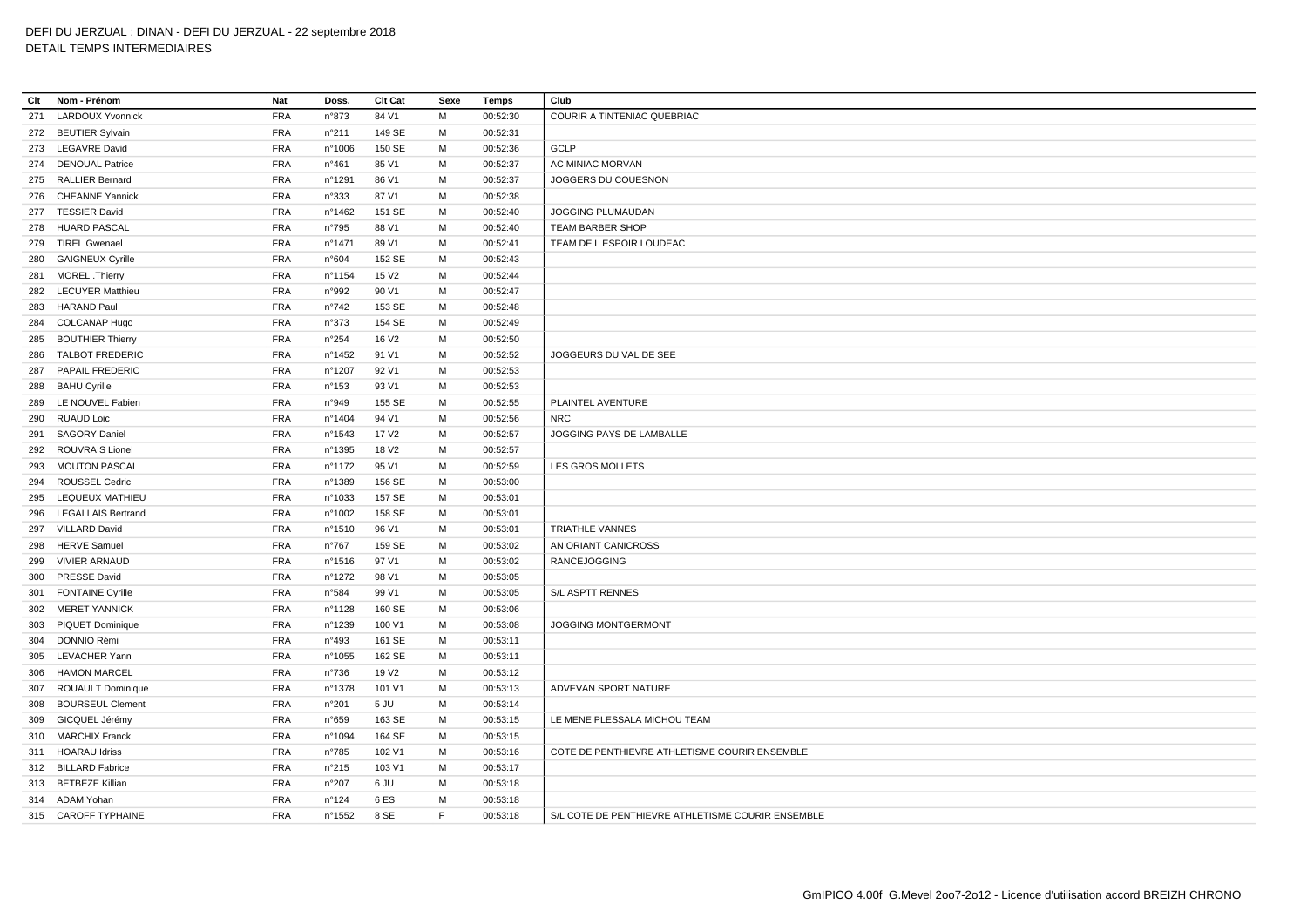DEFI DU JERZUAL : DINAN - DEFI DU JERZUAL - 22 septembre 2018
DETAIL TEMPS INTERMEDIAIRES

| Clt | Nom - Prénom | Nat | Doss. | Clt Cat | Sexe | Temps | Club |
|---|---|---|---|---|---|---|---|
| 271 | LARDOUX Yvonnick | FRA | n°873 | 84 V1 | M | 00:52:30 | COURIR A TINTENIAC QUEBRIAC |
| 272 | BEUTIER Sylvain | FRA | n°211 | 149 SE | M | 00:52:31 | |
| 273 | LEGAVRE David | FRA | n°1006 | 150 SE | M | 00:52:36 | GCLP |
| 274 | DENOUAL Patrice | FRA | n°461 | 85 V1 | M | 00:52:37 | AC MINIAC MORVAN |
| 275 | RALLIER Bernard | FRA | n°1291 | 86 V1 | M | 00:52:37 | JOGGERS DU COUESNON |
| 276 | CHEANNE Yannick | FRA | n°333 | 87 V1 | M | 00:52:38 | |
| 277 | TESSIER David | FRA | n°1462 | 151 SE | M | 00:52:40 | JOGGING PLUMAUDAN |
| 278 | HUARD PASCAL | FRA | n°795 | 88 V1 | M | 00:52:40 | TEAM BARBER SHOP |
| 279 | TIREL Gwenael | FRA | n°1471 | 89 V1 | M | 00:52:41 | TEAM DE L ESPOIR LOUDEAC |
| 280 | GAIGNEUX Cyrille | FRA | n°604 | 152 SE | M | 00:52:43 | |
| 281 | MOREL .Thierry | FRA | n°1154 | 15 V2 | M | 00:52:44 | |
| 282 | LECUYER Matthieu | FRA | n°992 | 90 V1 | M | 00:52:47 | |
| 283 | HARAND Paul | FRA | n°742 | 153 SE | M | 00:52:48 | |
| 284 | COLCANAP Hugo | FRA | n°373 | 154 SE | M | 00:52:49 | |
| 285 | BOUTHIER Thierry | FRA | n°254 | 16 V2 | M | 00:52:50 | |
| 286 | TALBOT FREDERIC | FRA | n°1452 | 91 V1 | M | 00:52:52 | JOGGEURS DU VAL DE SEE |
| 287 | PAPAIL FREDERIC | FRA | n°1207 | 92 V1 | M | 00:52:53 | |
| 288 | BAHU Cyrille | FRA | n°153 | 93 V1 | M | 00:52:53 | |
| 289 | LE NOUVEL Fabien | FRA | n°949 | 155 SE | M | 00:52:55 | PLAINTEL AVENTURE |
| 290 | RUAUD Loic | FRA | n°1404 | 94 V1 | M | 00:52:56 | NRC |
| 291 | SAGORY Daniel | FRA | n°1543 | 17 V2 | M | 00:52:57 | JOGGING PAYS DE LAMBALLE |
| 292 | ROUVRAIS Lionel | FRA | n°1395 | 18 V2 | M | 00:52:57 | |
| 293 | MOUTON PASCAL | FRA | n°1172 | 95 V1 | M | 00:52:59 | LES GROS MOLLETS |
| 294 | ROUSSEL Cedric | FRA | n°1389 | 156 SE | M | 00:53:00 | |
| 295 | LEQUEUX MATHIEU | FRA | n°1033 | 157 SE | M | 00:53:01 | |
| 296 | LEGALLAIS Bertrand | FRA | n°1002 | 158 SE | M | 00:53:01 | |
| 297 | VILLARD David | FRA | n°1510 | 96 V1 | M | 00:53:01 | TRIATHLE VANNES |
| 298 | HERVE Samuel | FRA | n°767 | 159 SE | M | 00:53:02 | AN ORIANT CANICROSS |
| 299 | VIVIER ARNAUD | FRA | n°1516 | 97 V1 | M | 00:53:02 | RANCEJOGGING |
| 300 | PRESSE David | FRA | n°1272 | 98 V1 | M | 00:53:05 | |
| 301 | FONTAINE Cyrille | FRA | n°584 | 99 V1 | M | 00:53:05 | S/L ASPTT RENNES |
| 302 | MERET YANNICK | FRA | n°1128 | 160 SE | M | 00:53:06 | |
| 303 | PIQUET Dominique | FRA | n°1239 | 100 V1 | M | 00:53:08 | JOGGING MONTGERMONT |
| 304 | DONNIO Rémi | FRA | n°493 | 161 SE | M | 00:53:11 | |
| 305 | LEVACHER Yann | FRA | n°1055 | 162 SE | M | 00:53:11 | |
| 306 | HAMON MARCEL | FRA | n°736 | 19 V2 | M | 00:53:12 | |
| 307 | ROUAULT Dominique | FRA | n°1378 | 101 V1 | M | 00:53:13 | ADVEVAN SPORT NATURE |
| 308 | BOURSEUL Clement | FRA | n°201 | 5 JU | M | 00:53:14 | |
| 309 | GICQUEL Jérémy | FRA | n°659 | 163 SE | M | 00:53:15 | LE MENE PLESSALA MICHOU TEAM |
| 310 | MARCHIX Franck | FRA | n°1094 | 164 SE | M | 00:53:15 | |
| 311 | HOARAU Idriss | FRA | n°785 | 102 V1 | M | 00:53:16 | COTE DE PENTHIEVRE ATHLETISME COURIR ENSEMBLE |
| 312 | BILLARD Fabrice | FRA | n°215 | 103 V1 | M | 00:53:17 | |
| 313 | BETBEZE Killian | FRA | n°207 | 6 JU | M | 00:53:18 | |
| 314 | ADAM Yohan | FRA | n°124 | 6 ES | M | 00:53:18 | |
| 315 | CAROFF TYPHAINE | FRA | n°1552 | 8 SE | F | 00:53:18 | S/L COTE DE PENTHIEVRE ATHLETISME COURIR ENSEMBLE |

GmIPICO 4.00f G.Mevel 2oo7-2o12 - Licence d'utilisation accord BREIZH CHRONO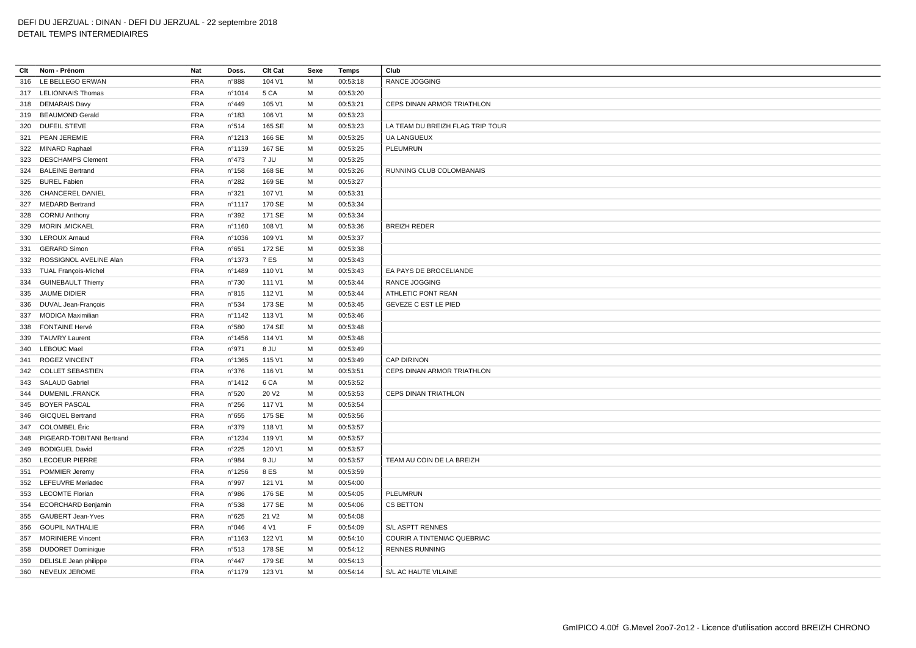DEFI DU JERZUAL : DINAN - DEFI DU JERZUAL - 22 septembre 2018
DETAIL TEMPS INTERMEDIAIRES

| Clt | Nom - Prénom | Nat | Doss. | Clt Cat | Sexe | Temps | Club |
|---|---|---|---|---|---|---|---|
| 316 | LE BELLEGO ERWAN | FRA | n°888 | 104 V1 | M | 00:53:18 | RANCE JOGGING |
| 317 | LELIONNAIS Thomas | FRA | n°1014 | 5 CA | M | 00:53:20 | |
| 318 | DEMARAIS Davy | FRA | n°449 | 105 V1 | M | 00:53:21 | CEPS DINAN ARMOR TRIATHLON |
| 319 | BEAUMOND Gerald | FRA | n°183 | 106 V1 | M | 00:53:23 | |
| 320 | DUFEIL STEVE | FRA | n°514 | 165 SE | M | 00:53:23 | LA TEAM DU BREIZH FLAG TRIP TOUR |
| 321 | PEAN JEREMIE | FRA | n°1213 | 166 SE | M | 00:53:25 | UA LANGUEUX |
| 322 | MINARD Raphael | FRA | n°1139 | 167 SE | M | 00:53:25 | PLEUMRUN |
| 323 | DESCHAMPS Clement | FRA | n°473 | 7 JU | M | 00:53:25 | |
| 324 | BALEINE Bertrand | FRA | n°158 | 168 SE | M | 00:53:26 | RUNNING CLUB COLOMBANAIS |
| 325 | BUREL Fabien | FRA | n°282 | 169 SE | M | 00:53:27 | |
| 326 | CHANCEREL DANIEL | FRA | n°321 | 107 V1 | M | 00:53:31 | |
| 327 | MEDARD Bertrand | FRA | n°1117 | 170 SE | M | 00:53:34 | |
| 328 | CORNU Anthony | FRA | n°392 | 171 SE | M | 00:53:34 | |
| 329 | MORIN .MICKAEL | FRA | n°1160 | 108 V1 | M | 00:53:36 | BREIZH REDER |
| 330 | LEROUX Arnaud | FRA | n°1036 | 109 V1 | M | 00:53:37 | |
| 331 | GERARD Simon | FRA | n°651 | 172 SE | M | 00:53:38 | |
| 332 | ROSSIGNOL AVELINE Alan | FRA | n°1373 | 7 ES | M | 00:53:43 | |
| 333 | TUAL François-Michel | FRA | n°1489 | 110 V1 | M | 00:53:43 | EA PAYS DE BROCELIANDE |
| 334 | GUINEBAULT Thierry | FRA | n°730 | 111 V1 | M | 00:53:44 | RANCE JOGGING |
| 335 | JAUME DIDIER | FRA | n°815 | 112 V1 | M | 00:53:44 | ATHLETIC PONT REAN |
| 336 | DUVAL Jean-François | FRA | n°534 | 173 SE | M | 00:53:45 | GEVEZE C EST LE PIED |
| 337 | MODICA Maximilian | FRA | n°1142 | 113 V1 | M | 00:53:46 | |
| 338 | FONTAINE Hervé | FRA | n°580 | 174 SE | M | 00:53:48 | |
| 339 | TAUVRY Laurent | FRA | n°1456 | 114 V1 | M | 00:53:48 | |
| 340 | LEBOUC Mael | FRA | n°971 | 8 JU | M | 00:53:49 | |
| 341 | ROGEZ VINCENT | FRA | n°1365 | 115 V1 | M | 00:53:49 | CAP DIRINON |
| 342 | COLLET SEBASTIEN | FRA | n°376 | 116 V1 | M | 00:53:51 | CEPS DINAN ARMOR TRIATHLON |
| 343 | SALAUD Gabriel | FRA | n°1412 | 6 CA | M | 00:53:52 | |
| 344 | DUMENIL .FRANCK | FRA | n°520 | 20 V2 | M | 00:53:53 | CEPS DINAN TRIATHLON |
| 345 | BOYER PASCAL | FRA | n°256 | 117 V1 | M | 00:53:54 | |
| 346 | GICQUEL Bertrand | FRA | n°655 | 175 SE | M | 00:53:56 | |
| 347 | COLOMBEL Éric | FRA | n°379 | 118 V1 | M | 00:53:57 | |
| 348 | PIGEARD-TOBITANI Bertrand | FRA | n°1234 | 119 V1 | M | 00:53:57 | |
| 349 | BODIGUEL David | FRA | n°225 | 120 V1 | M | 00:53:57 | |
| 350 | LECOEUR PIERRE | FRA | n°984 | 9 JU | M | 00:53:57 | TEAM AU COIN DE LA BREIZH |
| 351 | POMMIER Jeremy | FRA | n°1256 | 8 ES | M | 00:53:59 | |
| 352 | LEFEUVRE Meriadec | FRA | n°997 | 121 V1 | M | 00:54:00 | |
| 353 | LECOMTE Florian | FRA | n°986 | 176 SE | M | 00:54:05 | PLEUMRUN |
| 354 | ECORCHARD Benjamin | FRA | n°538 | 177 SE | M | 00:54:06 | CS BETTON |
| 355 | GAUBERT Jean-Yves | FRA | n°625 | 21 V2 | M | 00:54:08 | |
| 356 | GOUPIL NATHALIE | FRA | n°046 | 4 V1 | F | 00:54:09 | S/L ASPTT RENNES |
| 357 | MORINIERE Vincent | FRA | n°1163 | 122 V1 | M | 00:54:10 | COURIR A TINTENIAC QUEBRIAC |
| 358 | DUDORET Dominique | FRA | n°513 | 178 SE | M | 00:54:12 | RENNES RUNNING |
| 359 | DELISLE Jean philippe | FRA | n°447 | 179 SE | M | 00:54:13 | |
| 360 | NEVEUX JEROME | FRA | n°1179 | 123 V1 | M | 00:54:14 | S/L AC HAUTE VILAINE |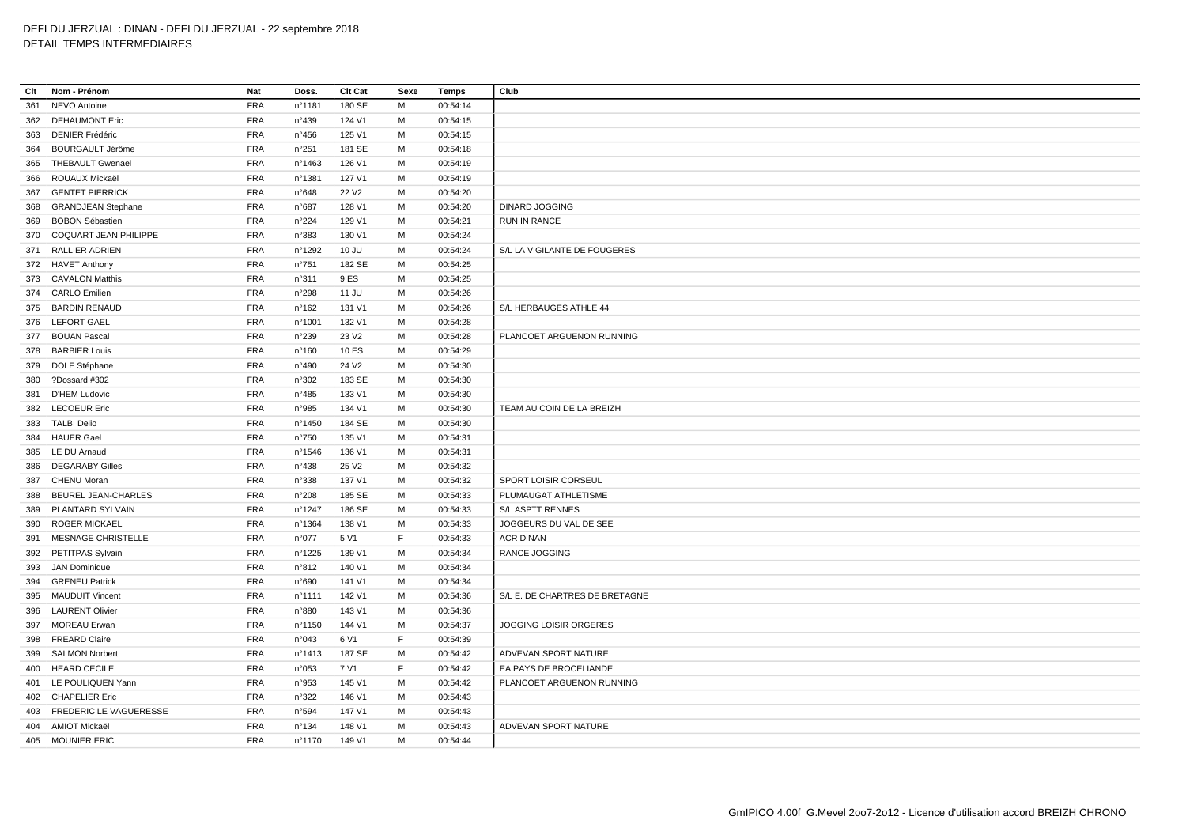DEFI DU JERZUAL : DINAN - DEFI DU JERZUAL - 22 septembre 2018
DETAIL TEMPS INTERMEDIAIRES

| Clt | Nom - Prénom | Nat | Doss. | Clt Cat | Sexe | Temps | Club |
|---|---|---|---|---|---|---|---|
| 361 | NEVO Antoine | FRA | n°1181 | 180 SE | M | 00:54:14 | |
| 362 | DEHAUMONT Eric | FRA | n°439 | 124 V1 | M | 00:54:15 | |
| 363 | DENIER Frédéric | FRA | n°456 | 125 V1 | M | 00:54:15 | |
| 364 | BOURGAULT Jérôme | FRA | n°251 | 181 SE | M | 00:54:18 | |
| 365 | THEBAULT Gwenael | FRA | n°1463 | 126 V1 | M | 00:54:19 | |
| 366 | ROUAUX Mickaël | FRA | n°1381 | 127 V1 | M | 00:54:19 | |
| 367 | GENTET PIERRICK | FRA | n°648 | 22 V2 | M | 00:54:20 | |
| 368 | GRANDJEAN Stephane | FRA | n°687 | 128 V1 | M | 00:54:20 | DINARD JOGGING |
| 369 | BOBON Sébastien | FRA | n°224 | 129 V1 | M | 00:54:21 | RUN IN RANCE |
| 370 | COQUART JEAN PHILIPPE | FRA | n°383 | 130 V1 | M | 00:54:24 | |
| 371 | RALLIER ADRIEN | FRA | n°1292 | 10 JU | M | 00:54:24 | S/L LA VIGILANTE DE FOUGERES |
| 372 | HAVET Anthony | FRA | n°751 | 182 SE | M | 00:54:25 | |
| 373 | CAVALON Matthis | FRA | n°311 | 9 ES | M | 00:54:25 | |
| 374 | CARLO Emilien | FRA | n°298 | 11 JU | M | 00:54:26 | |
| 375 | BARDIN RENAUD | FRA | n°162 | 131 V1 | M | 00:54:26 | S/L HERBAUGES ATHLE 44 |
| 376 | LEFORT GAEL | FRA | n°1001 | 132 V1 | M | 00:54:28 | |
| 377 | BOUAN Pascal | FRA | n°239 | 23 V2 | M | 00:54:28 | PLANCOET ARGUENON RUNNING |
| 378 | BARBIER Louis | FRA | n°160 | 10 ES | M | 00:54:29 | |
| 379 | DOLE Stéphane | FRA | n°490 | 24 V2 | M | 00:54:30 | |
| 380 | ?Dossard #302 | FRA | n°302 | 183 SE | M | 00:54:30 | |
| 381 | D'HEM Ludovic | FRA | n°485 | 133 V1 | M | 00:54:30 | |
| 382 | LECOEUR Eric | FRA | n°985 | 134 V1 | M | 00:54:30 | TEAM AU COIN DE LA BREIZH |
| 383 | TALBI Delio | FRA | n°1450 | 184 SE | M | 00:54:30 | |
| 384 | HAUER Gael | FRA | n°750 | 135 V1 | M | 00:54:31 | |
| 385 | LE DU Arnaud | FRA | n°1546 | 136 V1 | M | 00:54:31 | |
| 386 | DEGARABY Gilles | FRA | n°438 | 25 V2 | M | 00:54:32 | |
| 387 | CHENU Moran | FRA | n°338 | 137 V1 | M | 00:54:32 | SPORT LOISIR CORSEUL |
| 388 | BEUREL JEAN-CHARLES | FRA | n°208 | 185 SE | M | 00:54:33 | PLUMAUGAT ATHLETISME |
| 389 | PLANTARD SYLVAIN | FRA | n°1247 | 186 SE | M | 00:54:33 | S/L ASPTT RENNES |
| 390 | ROGER MICKAEL | FRA | n°1364 | 138 V1 | M | 00:54:33 | JOGGEURS DU VAL DE SEE |
| 391 | MESNAGE CHRISTELLE | FRA | n°077 | 5 V1 | F | 00:54:33 | ACR DINAN |
| 392 | PETITPAS Sylvain | FRA | n°1225 | 139 V1 | M | 00:54:34 | RANCE JOGGING |
| 393 | JAN Dominique | FRA | n°812 | 140 V1 | M | 00:54:34 | |
| 394 | GRENEU Patrick | FRA | n°690 | 141 V1 | M | 00:54:34 | |
| 395 | MAUDUIT Vincent | FRA | n°1111 | 142 V1 | M | 00:54:36 | S/L E. DE CHARTRES DE BRETAGNE |
| 396 | LAURENT Olivier | FRA | n°880 | 143 V1 | M | 00:54:36 | |
| 397 | MOREAU Erwan | FRA | n°1150 | 144 V1 | M | 00:54:37 | JOGGING LOISIR ORGERES |
| 398 | FREARD Claire | FRA | n°043 | 6 V1 | F | 00:54:39 | |
| 399 | SALMON Norbert | FRA | n°1413 | 187 SE | M | 00:54:42 | ADVEVAN SPORT NATURE |
| 400 | HEARD CECILE | FRA | n°053 | 7 V1 | F | 00:54:42 | EA PAYS DE BROCELIANDE |
| 401 | LE POULIQUEN Yann | FRA | n°953 | 145 V1 | M | 00:54:42 | PLANCOET ARGUENON RUNNING |
| 402 | CHAPELIER Eric | FRA | n°322 | 146 V1 | M | 00:54:43 | |
| 403 | FREDERIC LE VAGUERESSE | FRA | n°594 | 147 V1 | M | 00:54:43 | |
| 404 | AMIOT Mickaël | FRA | n°134 | 148 V1 | M | 00:54:43 | ADVEVAN SPORT NATURE |
| 405 | MOUNIER ERIC | FRA | n°1170 | 149 V1 | M | 00:54:44 | |

GmIPICO 4.00f G.Mevel 2oo7-2o12 - Licence d'utilisation accord BREIZH CHRONO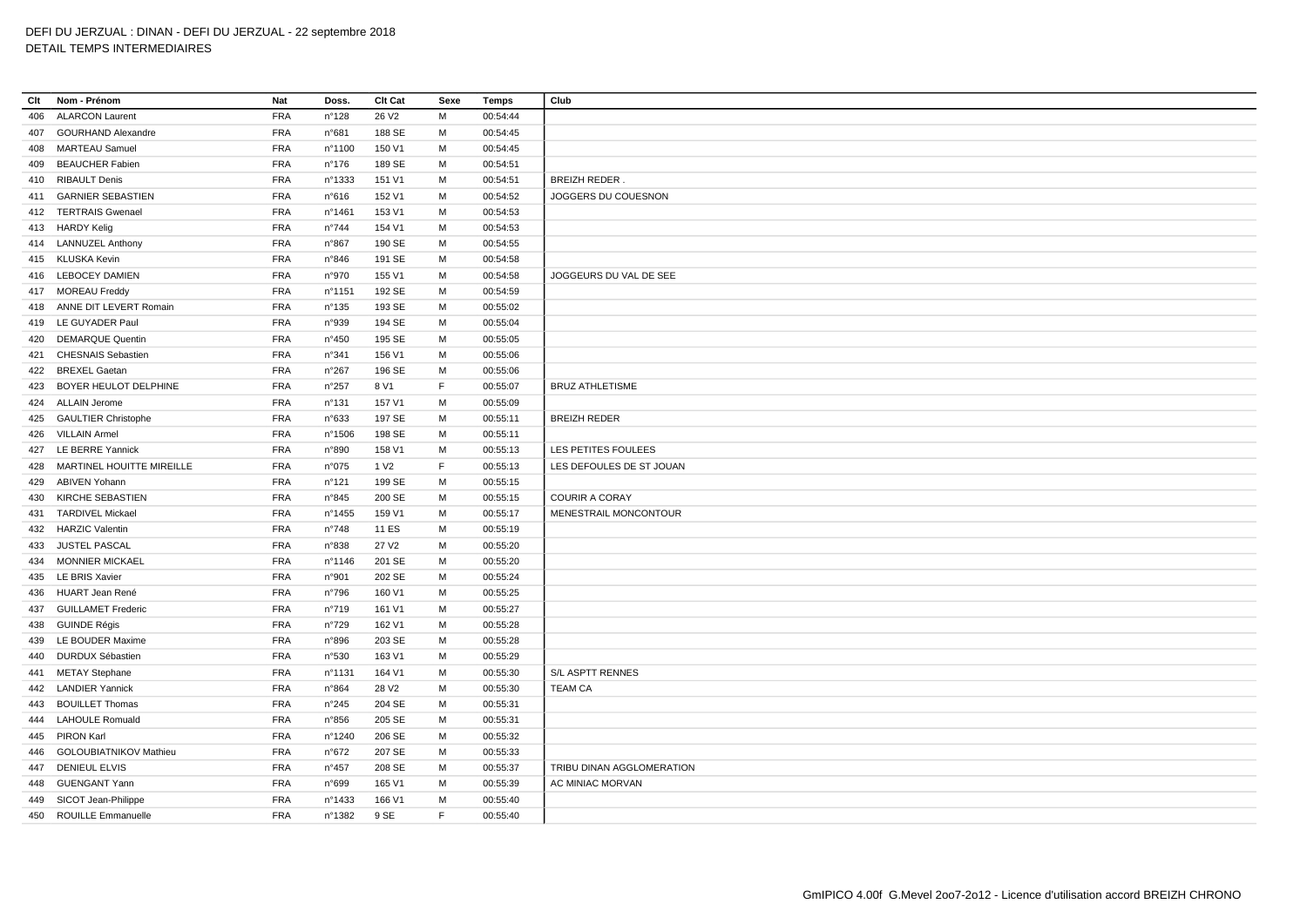DEFI DU JERZUAL : DINAN - DEFI DU JERZUAL - 22 septembre 2018
DETAIL TEMPS INTERMEDIAIRES

| Clt | Nom - Prénom | Nat | Doss. | Clt Cat | Sexe | Temps | Club |
|---|---|---|---|---|---|---|---|
| 406 | ALARCON Laurent | FRA | n°128 | 26 V2 | M | 00:54:44 | |
| 407 | GOURHAND Alexandre | FRA | n°681 | 188 SE | M | 00:54:45 | |
| 408 | MARTEAU Samuel | FRA | n°1100 | 150 V1 | M | 00:54:45 | |
| 409 | BEAUCHER Fabien | FRA | n°176 | 189 SE | M | 00:54:51 | |
| 410 | RIBAULT Denis | FRA | n°1333 | 151 V1 | M | 00:54:51 | BREIZH REDER . |
| 411 | GARNIER SEBASTIEN | FRA | n°616 | 152 V1 | M | 00:54:52 | JOGGERS DU COUESNON |
| 412 | TERTRAIS Gwenael | FRA | n°1461 | 153 V1 | M | 00:54:53 | |
| 413 | HARDY Kelig | FRA | n°744 | 154 V1 | M | 00:54:53 | |
| 414 | LANNUZEL Anthony | FRA | n°867 | 190 SE | M | 00:54:55 | |
| 415 | KLUSKA Kevin | FRA | n°846 | 191 SE | M | 00:54:58 | |
| 416 | LEBOCEY DAMIEN | FRA | n°970 | 155 V1 | M | 00:54:58 | JOGGEURS DU VAL DE SEE |
| 417 | MOREAU Freddy | FRA | n°1151 | 192 SE | M | 00:54:59 | |
| 418 | ANNE DIT LEVERT Romain | FRA | n°135 | 193 SE | M | 00:55:02 | |
| 419 | LE GUYADER Paul | FRA | n°939 | 194 SE | M | 00:55:04 | |
| 420 | DEMARQUE Quentin | FRA | n°450 | 195 SE | M | 00:55:05 | |
| 421 | CHESNAIS Sebastien | FRA | n°341 | 156 V1 | M | 00:55:06 | |
| 422 | BREXEL Gaetan | FRA | n°267 | 196 SE | M | 00:55:06 | |
| 423 | BOYER HEULOT DELPHINE | FRA | n°257 | 8 V1 | F | 00:55:07 | BRUZ ATHLETISME |
| 424 | ALLAIN Jerome | FRA | n°131 | 157 V1 | M | 00:55:09 | |
| 425 | GAULTIER Christophe | FRA | n°633 | 197 SE | M | 00:55:11 | BREIZH REDER |
| 426 | VILLAIN Armel | FRA | n°1506 | 198 SE | M | 00:55:11 | |
| 427 | LE BERRE Yannick | FRA | n°890 | 158 V1 | M | 00:55:13 | LES PETITES FOULEES |
| 428 | MARTINEL HOUITTE MIREILLE | FRA | n°075 | 1 V2 | F | 00:55:13 | LES DEFOULES DE ST JOUAN |
| 429 | ABIVEN Yohann | FRA | n°121 | 199 SE | M | 00:55:15 | |
| 430 | KIRCHE SEBASTIEN | FRA | n°845 | 200 SE | M | 00:55:15 | COURIR A CORAY |
| 431 | TARDIVEL Mickael | FRA | n°1455 | 159 V1 | M | 00:55:17 | MENESTRAIL MONCONTOUR |
| 432 | HARZIC Valentin | FRA | n°748 | 11 ES | M | 00:55:19 | |
| 433 | JUSTEL PASCAL | FRA | n°838 | 27 V2 | M | 00:55:20 | |
| 434 | MONNIER MICKAEL | FRA | n°1146 | 201 SE | M | 00:55:20 | |
| 435 | LE BRIS Xavier | FRA | n°901 | 202 SE | M | 00:55:24 | |
| 436 | HUART Jean René | FRA | n°796 | 160 V1 | M | 00:55:25 | |
| 437 | GUILLAMET Frederic | FRA | n°719 | 161 V1 | M | 00:55:27 | |
| 438 | GUINDE Régis | FRA | n°729 | 162 V1 | M | 00:55:28 | |
| 439 | LE BOUDER Maxime | FRA | n°896 | 203 SE | M | 00:55:28 | |
| 440 | DURDUX Sébastien | FRA | n°530 | 163 V1 | M | 00:55:29 | |
| 441 | METAY Stephane | FRA | n°1131 | 164 V1 | M | 00:55:30 | S/L ASPTT RENNES |
| 442 | LANDIER Yannick | FRA | n°864 | 28 V2 | M | 00:55:30 | TEAM CA |
| 443 | BOUILLET Thomas | FRA | n°245 | 204 SE | M | 00:55:31 | |
| 444 | LAHOULE Romuald | FRA | n°856 | 205 SE | M | 00:55:31 | |
| 445 | PIRON Karl | FRA | n°1240 | 206 SE | M | 00:55:32 | |
| 446 | GOLOUBIATNIKOV Mathieu | FRA | n°672 | 207 SE | M | 00:55:33 | |
| 447 | DENIEUL ELVIS | FRA | n°457 | 208 SE | M | 00:55:37 | TRIBU DINAN AGGLOMERATION |
| 448 | GUENGANT Yann | FRA | n°699 | 165 V1 | M | 00:55:39 | AC MINIAC MORVAN |
| 449 | SICOT Jean-Philippe | FRA | n°1433 | 166 V1 | M | 00:55:40 | |
| 450 | ROUILLE Emmanuelle | FRA | n°1382 | 9 SE | F | 00:55:40 | |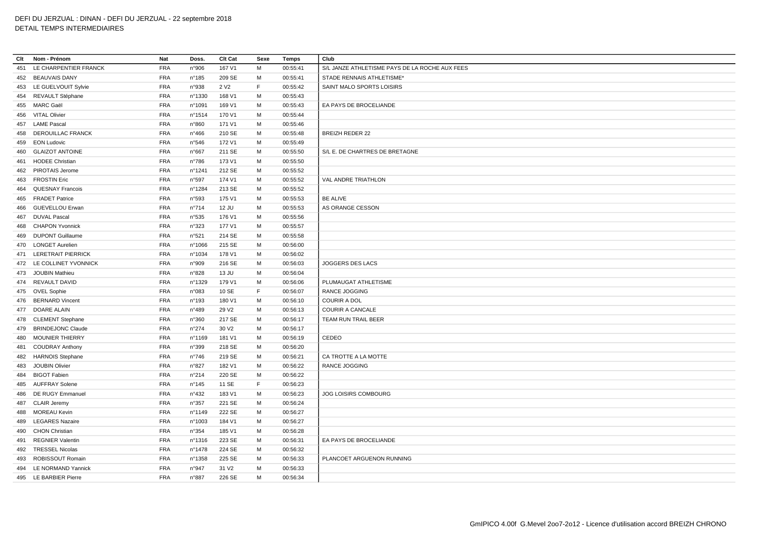DEFI DU JERZUAL : DINAN - DEFI DU JERZUAL - 22 septembre 2018
DETAIL TEMPS INTERMEDIAIRES

| Clt | Nom - Prénom | Nat | Doss. | Clt Cat | Sexe | Temps | Club |
|---|---|---|---|---|---|---|---|
| 451 | LE CHARPENTIER FRANCK | FRA | n°906 | 167 V1 | M | 00:55:41 | S/L JANZE ATHLETISME PAYS DE LA ROCHE AUX FEES |
| 452 | BEAUVAIS DANY | FRA | n°185 | 209 SE | M | 00:55:41 | STADE RENNAIS ATHLETISME* |
| 453 | LE GUELVOUIT Sylvie | FRA | n°938 | 2 V2 | F | 00:55:42 | SAINT MALO SPORTS LOISIRS |
| 454 | REVAULT Stéphane | FRA | n°1330 | 168 V1 | M | 00:55:43 | |
| 455 | MARC Gaël | FRA | n°1091 | 169 V1 | M | 00:55:43 | EA PAYS DE BROCELIANDE |
| 456 | VITAL Olivier | FRA | n°1514 | 170 V1 | M | 00:55:44 | |
| 457 | LAME Pascal | FRA | n°860 | 171 V1 | M | 00:55:46 | |
| 458 | DEROUILLAC FRANCK | FRA | n°466 | 210 SE | M | 00:55:48 | BREIZH REDER 22 |
| 459 | EON Ludovic | FRA | n°546 | 172 V1 | M | 00:55:49 | |
| 460 | GLAIZOT ANTOINE | FRA | n°667 | 211 SE | M | 00:55:50 | S/L E. DE CHARTRES DE BRETAGNE |
| 461 | HODEE Christian | FRA | n°786 | 173 V1 | M | 00:55:50 | |
| 462 | PIROTAIS Jerome | FRA | n°1241 | 212 SE | M | 00:55:52 | |
| 463 | FROSTIN Eric | FRA | n°597 | 174 V1 | M | 00:55:52 | VAL ANDRE TRIATHLON |
| 464 | QUESNAY Francois | FRA | n°1284 | 213 SE | M | 00:55:52 | |
| 465 | FRADET Patrice | FRA | n°593 | 175 V1 | M | 00:55:53 | BE ALIVE |
| 466 | GUEVELLOU Erwan | FRA | n°714 | 12 JU | M | 00:55:53 | AS ORANGE CESSON |
| 467 | DUVAL Pascal | FRA | n°535 | 176 V1 | M | 00:55:56 | |
| 468 | CHAPON Yvonnick | FRA | n°323 | 177 V1 | M | 00:55:57 | |
| 469 | DUPONT Guillaume | FRA | n°521 | 214 SE | M | 00:55:58 | |
| 470 | LONGET Aurelien | FRA | n°1066 | 215 SE | M | 00:56:00 | |
| 471 | LERETRAIT PIERRICK | FRA | n°1034 | 178 V1 | M | 00:56:02 | |
| 472 | LE COLLINET YVONNICK | FRA | n°909 | 216 SE | M | 00:56:03 | JOGGERS DES LACS |
| 473 | JOUBIN Mathieu | FRA | n°828 | 13 JU | M | 00:56:04 | |
| 474 | REVAULT DAVID | FRA | n°1329 | 179 V1 | M | 00:56:06 | PLUMAUGAT ATHLETISME |
| 475 | OVEL Sophie | FRA | n°083 | 10 SE | F | 00:56:07 | RANCE JOGGING |
| 476 | BERNARD Vincent | FRA | n°193 | 180 V1 | M | 00:56:10 | COURIR A DOL |
| 477 | DOARE ALAIN | FRA | n°489 | 29 V2 | M | 00:56:13 | COURIR A CANCALE |
| 478 | CLEMENT Stephane | FRA | n°360 | 217 SE | M | 00:56:17 | TEAM RUN TRAIL BEER |
| 479 | BRINDEJONC Claude | FRA | n°274 | 30 V2 | M | 00:56:17 | |
| 480 | MOUNIER THIERRY | FRA | n°1169 | 181 V1 | M | 00:56:19 | CEDEO |
| 481 | COUDRAY Anthony | FRA | n°399 | 218 SE | M | 00:56:20 | |
| 482 | HARNOIS Stephane | FRA | n°746 | 219 SE | M | 00:56:21 | CA TROTTE A LA MOTTE |
| 483 | JOUBIN Olivier | FRA | n°827 | 182 V1 | M | 00:56:22 | RANCE JOGGING |
| 484 | BIGOT Fabien | FRA | n°214 | 220 SE | M | 00:56:22 | |
| 485 | AUFFRAY Solene | FRA | n°145 | 11 SE | F | 00:56:23 | |
| 486 | DE RUGY Emmanuel | FRA | n°432 | 183 V1 | M | 00:56:23 | JOG LOISIRS COMBOURG |
| 487 | CLAIR Jeremy | FRA | n°357 | 221 SE | M | 00:56:24 | |
| 488 | MOREAU Kevin | FRA | n°1149 | 222 SE | M | 00:56:27 | |
| 489 | LEGARES Nazaire | FRA | n°1003 | 184 V1 | M | 00:56:27 | |
| 490 | CHON Christian | FRA | n°354 | 185 V1 | M | 00:56:28 | |
| 491 | REGNIER Valentin | FRA | n°1316 | 223 SE | M | 00:56:31 | EA PAYS DE BROCELIANDE |
| 492 | TRESSEL Nicolas | FRA | n°1478 | 224 SE | M | 00:56:32 | |
| 493 | ROBISSOUT Romain | FRA | n°1358 | 225 SE | M | 00:56:33 | PLANCOET ARGUENON RUNNING |
| 494 | LE NORMAND Yannick | FRA | n°947 | 31 V2 | M | 00:56:33 | |
| 495 | LE BARBIER Pierre | FRA | n°887 | 226 SE | M | 00:56:34 | |

GmIPICO 4.00f G.Mevel 2oo7-2o12 - Licence d'utilisation accord BREIZH CHRONO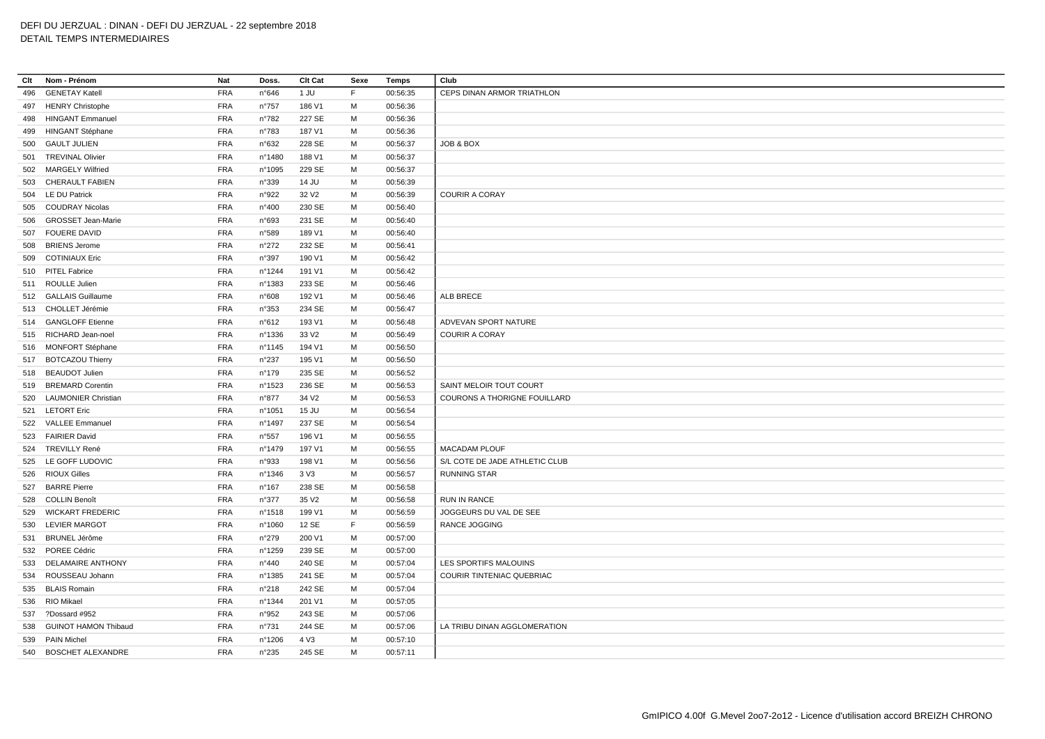DEFI DU JERZUAL : DINAN - DEFI DU JERZUAL - 22 septembre 2018

DETAIL TEMPS INTERMEDIAIRES

| Clt | Nom - Prénom | Nat | Doss. | Clt Cat | Sexe | Temps | Club |
|---|---|---|---|---|---|---|---|
| 496 | GENETAY Katell | FRA | n°646 | 1 JU | F | 00:56:35 | CEPS DINAN ARMOR TRIATHLON |
| 497 | HENRY Christophe | FRA | n°757 | 186 V1 | M | 00:56:36 | |
| 498 | HINGANT Emmanuel | FRA | n°782 | 227 SE | M | 00:56:36 | |
| 499 | HINGANT Stéphane | FRA | n°783 | 187 V1 | M | 00:56:36 | |
| 500 | GAULT JULIEN | FRA | n°632 | 228 SE | M | 00:56:37 | JOB & BOX |
| 501 | TREVINAL Olivier | FRA | n°1480 | 188 V1 | M | 00:56:37 | |
| 502 | MARGELY Wilfried | FRA | n°1095 | 229 SE | M | 00:56:37 | |
| 503 | CHERAULT FABIEN | FRA | n°339 | 14 JU | M | 00:56:39 | |
| 504 | LE DU Patrick | FRA | n°922 | 32 V2 | M | 00:56:39 | COURIR A CORAY |
| 505 | COUDRAY Nicolas | FRA | n°400 | 230 SE | M | 00:56:40 | |
| 506 | GROSSET Jean-Marie | FRA | n°693 | 231 SE | M | 00:56:40 | |
| 507 | FOUERE DAVID | FRA | n°589 | 189 V1 | M | 00:56:40 | |
| 508 | BRIENS Jerome | FRA | n°272 | 232 SE | M | 00:56:41 | |
| 509 | COTINIAUX Eric | FRA | n°397 | 190 V1 | M | 00:56:42 | |
| 510 | PITEL Fabrice | FRA | n°1244 | 191 V1 | M | 00:56:42 | |
| 511 | ROULLE Julien | FRA | n°1383 | 233 SE | M | 00:56:46 | |
| 512 | GALLAIS Guillaume | FRA | n°608 | 192 V1 | M | 00:56:46 | ALB BRECE |
| 513 | CHOLLET Jérémie | FRA | n°353 | 234 SE | M | 00:56:47 | |
| 514 | GANGLOFF Etienne | FRA | n°612 | 193 V1 | M | 00:56:48 | ADVEVAN SPORT NATURE |
| 515 | RICHARD Jean-noel | FRA | n°1336 | 33 V2 | M | 00:56:49 | COURIR A CORAY |
| 516 | MONFORT Stéphane | FRA | n°1145 | 194 V1 | M | 00:56:50 | |
| 517 | BOTCAZOU Thierry | FRA | n°237 | 195 V1 | M | 00:56:50 | |
| 518 | BEAUDOT Julien | FRA | n°179 | 235 SE | M | 00:56:52 | |
| 519 | BREMARD Corentin | FRA | n°1523 | 236 SE | M | 00:56:53 | SAINT MELOIR TOUT COURT |
| 520 | LAUMONIER Christian | FRA | n°877 | 34 V2 | M | 00:56:53 | COURONS A THORIGNE FOUILLARD |
| 521 | LETORT Eric | FRA | n°1051 | 15 JU | M | 00:56:54 | |
| 522 | VALLEE Emmanuel | FRA | n°1497 | 237 SE | M | 00:56:54 | |
| 523 | FAIRIER David | FRA | n°557 | 196 V1 | M | 00:56:55 | |
| 524 | TREVILLY René | FRA | n°1479 | 197 V1 | M | 00:56:55 | MACADAM PLOUF |
| 525 | LE GOFF LUDOVIC | FRA | n°933 | 198 V1 | M | 00:56:56 | S/L COTE DE JADE ATHLETIC CLUB |
| 526 | RIOUX Gilles | FRA | n°1346 | 3 V3 | M | 00:56:57 | RUNNING STAR |
| 527 | BARRE Pierre | FRA | n°167 | 238 SE | M | 00:56:58 | |
| 528 | COLLIN Benoît | FRA | n°377 | 35 V2 | M | 00:56:58 | RUN IN RANCE |
| 529 | WICKART FREDERIC | FRA | n°1518 | 199 V1 | M | 00:56:59 | JOGGEURS DU VAL DE SEE |
| 530 | LEVIER MARGOT | FRA | n°1060 | 12 SE | F | 00:56:59 | RANCE JOGGING |
| 531 | BRUNEL Jérôme | FRA | n°279 | 200 V1 | M | 00:57:00 | |
| 532 | POREE Cédric | FRA | n°1259 | 239 SE | M | 00:57:00 | |
| 533 | DELAMAIRE ANTHONY | FRA | n°440 | 240 SE | M | 00:57:04 | LES SPORTIFS MALOUINS |
| 534 | ROUSSEAU Johann | FRA | n°1385 | 241 SE | M | 00:57:04 | COURIR TINTENIAC QUEBRIAC |
| 535 | BLAIS Romain | FRA | n°218 | 242 SE | M | 00:57:04 | |
| 536 | RIO Mikael | FRA | n°1344 | 201 V1 | M | 00:57:05 | |
| 537 | ?Dossard #952 | FRA | n°952 | 243 SE | M | 00:57:06 | |
| 538 | GUINOT HAMON Thibaud | FRA | n°731 | 244 SE | M | 00:57:06 | LA TRIBU DINAN AGGLOMERATION |
| 539 | PAIN Michel | FRA | n°1206 | 4 V3 | M | 00:57:10 | |
| 540 | BOSCHET ALEXANDRE | FRA | n°235 | 245 SE | M | 00:57:11 | |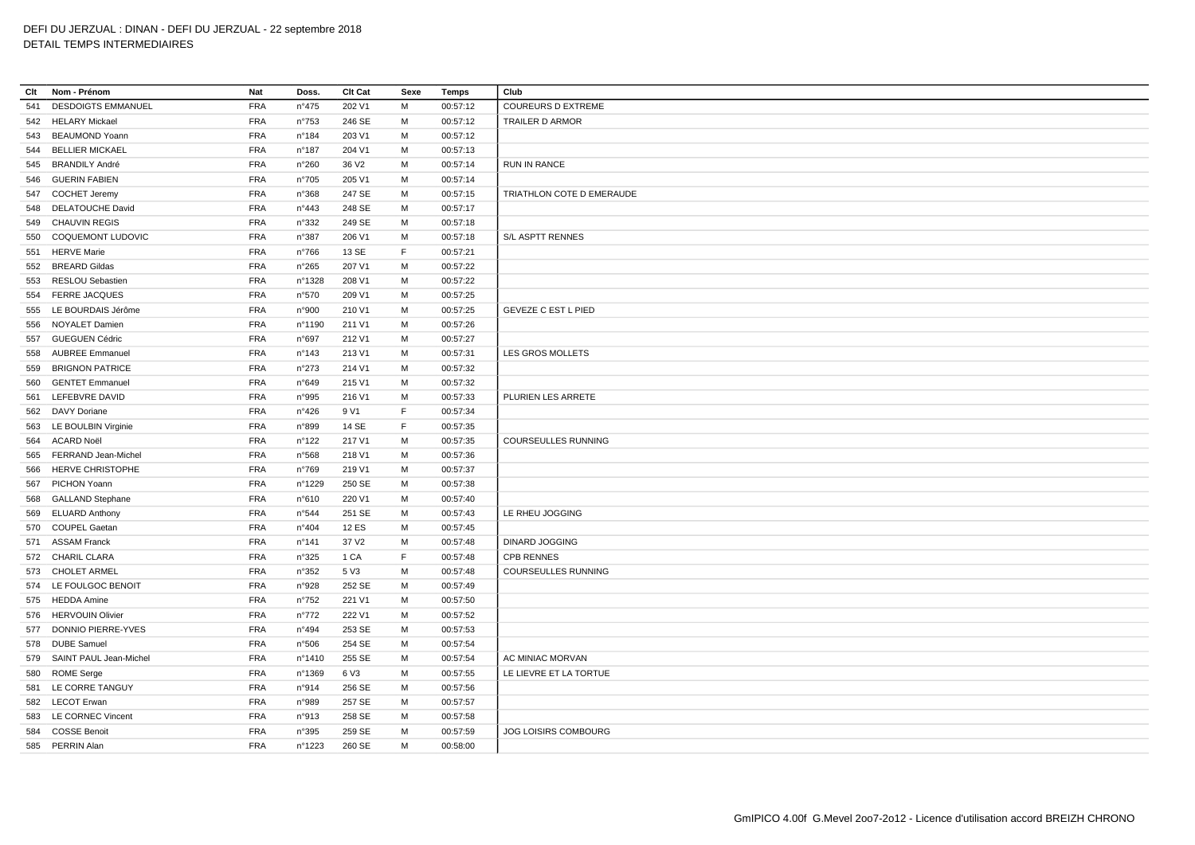DEFI DU JERZUAL : DINAN - DEFI DU JERZUAL - 22 septembre 2018
DETAIL TEMPS INTERMEDIAIRES

| Clt | Nom - Prénom | Nat | Doss. | Clt Cat | Sexe | Temps | Club |
|---|---|---|---|---|---|---|---|
| 541 | DESDOIGTS EMMANUEL | FRA | n°475 | 202 V1 | M | 00:57:12 | COUREURS D EXTREME |
| 542 | HELARY Mickael | FRA | n°753 | 246 SE | M | 00:57:12 | TRAILER D ARMOR |
| 543 | BEAUMOND Yoann | FRA | n°184 | 203 V1 | M | 00:57:12 | |
| 544 | BELLIER MICKAEL | FRA | n°187 | 204 V1 | M | 00:57:13 | |
| 545 | BRANDILY André | FRA | n°260 | 36 V2 | M | 00:57:14 | RUN IN RANCE |
| 546 | GUERIN FABIEN | FRA | n°705 | 205 V1 | M | 00:57:14 | |
| 547 | COCHET Jeremy | FRA | n°368 | 247 SE | M | 00:57:15 | TRIATHLON COTE D EMERAUDE |
| 548 | DELATOUCHE David | FRA | n°443 | 248 SE | M | 00:57:17 | |
| 549 | CHAUVIN REGIS | FRA | n°332 | 249 SE | M | 00:57:18 | |
| 550 | COQUEMONT LUDOVIC | FRA | n°387 | 206 V1 | M | 00:57:18 | S/L ASPTT RENNES |
| 551 | HERVE Marie | FRA | n°766 | 13 SE | F | 00:57:21 | |
| 552 | BREARD Gildas | FRA | n°265 | 207 V1 | M | 00:57:22 | |
| 553 | RESLOU Sebastien | FRA | n°1328 | 208 V1 | M | 00:57:22 | |
| 554 | FERRE JACQUES | FRA | n°570 | 209 V1 | M | 00:57:25 | |
| 555 | LE BOURDAIS Jérôme | FRA | n°900 | 210 V1 | M | 00:57:25 | GEVEZE C EST L PIED |
| 556 | NOYALET Damien | FRA | n°1190 | 211 V1 | M | 00:57:26 | |
| 557 | GUEGUEN Cédric | FRA | n°697 | 212 V1 | M | 00:57:27 | |
| 558 | AUBREE Emmanuel | FRA | n°143 | 213 V1 | M | 00:57:31 | LES GROS MOLLETS |
| 559 | BRIGNON PATRICE | FRA | n°273 | 214 V1 | M | 00:57:32 | |
| 560 | GENTET Emmanuel | FRA | n°649 | 215 V1 | M | 00:57:32 | |
| 561 | LEFEBVRE DAVID | FRA | n°995 | 216 V1 | M | 00:57:33 | PLURIEN LES ARRETE |
| 562 | DAVY Doriane | FRA | n°426 | 9 V1 | F | 00:57:34 | |
| 563 | LE BOULBIN Virginie | FRA | n°899 | 14 SE | F | 00:57:35 | |
| 564 | ACARD Noël | FRA | n°122 | 217 V1 | M | 00:57:35 | COURSEULLES RUNNING |
| 565 | FERRAND Jean-Michel | FRA | n°568 | 218 V1 | M | 00:57:36 | |
| 566 | HERVE CHRISTOPHE | FRA | n°769 | 219 V1 | M | 00:57:37 | |
| 567 | PICHON Yoann | FRA | n°1229 | 250 SE | M | 00:57:38 | |
| 568 | GALLAND Stephane | FRA | n°610 | 220 V1 | M | 00:57:40 | |
| 569 | ELUARD Anthony | FRA | n°544 | 251 SE | M | 00:57:43 | LE RHEU JOGGING |
| 570 | COUPEL Gaetan | FRA | n°404 | 12 ES | M | 00:57:45 | |
| 571 | ASSAM Franck | FRA | n°141 | 37 V2 | M | 00:57:48 | DINARD JOGGING |
| 572 | CHARIL CLARA | FRA | n°325 | 1 CA | F | 00:57:48 | CPB RENNES |
| 573 | CHOLET ARMEL | FRA | n°352 | 5 V3 | M | 00:57:48 | COURSEULLES RUNNING |
| 574 | LE FOULGOC BENOIT | FRA | n°928 | 252 SE | M | 00:57:49 | |
| 575 | HEDDA Amine | FRA | n°752 | 221 V1 | M | 00:57:50 | |
| 576 | HERVOUIN Olivier | FRA | n°772 | 222 V1 | M | 00:57:52 | |
| 577 | DONNIO PIERRE-YVES | FRA | n°494 | 253 SE | M | 00:57:53 | |
| 578 | DUBE Samuel | FRA | n°506 | 254 SE | M | 00:57:54 | |
| 579 | SAINT PAUL Jean-Michel | FRA | n°1410 | 255 SE | M | 00:57:54 | AC MINIAC MORVAN |
| 580 | ROME Serge | FRA | n°1369 | 6 V3 | M | 00:57:55 | LE LIEVRE ET LA TORTUE |
| 581 | LE CORRE TANGUY | FRA | n°914 | 256 SE | M | 00:57:56 | |
| 582 | LECOT Erwan | FRA | n°989 | 257 SE | M | 00:57:57 | |
| 583 | LE CORNEC Vincent | FRA | n°913 | 258 SE | M | 00:57:58 | |
| 584 | COSSE Benoit | FRA | n°395 | 259 SE | M | 00:57:59 | JOG LOISIRS COMBOURG |
| 585 | PERRIN Alan | FRA | n°1223 | 260 SE | M | 00:58:00 | |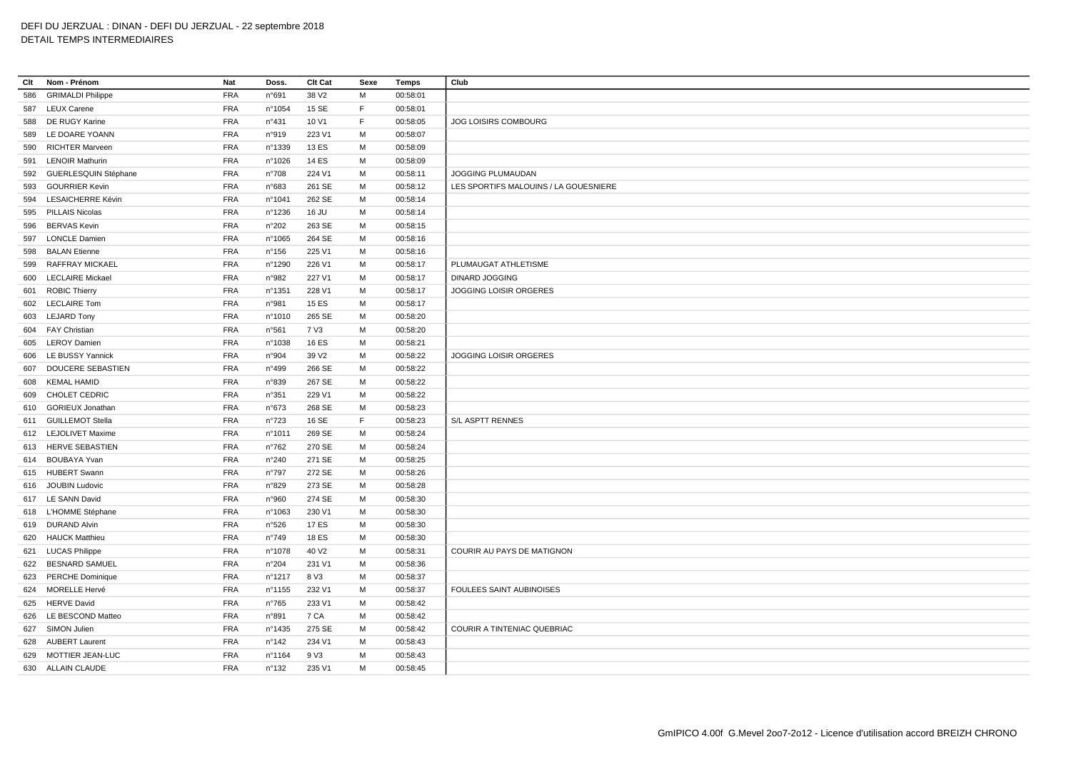DEFI DU JERZUAL : DINAN - DEFI DU JERZUAL - 22 septembre 2018
DETAIL TEMPS INTERMEDIAIRES

| Clt | Nom - Prénom | Nat | Doss. | Clt Cat | Sexe | Temps | Club |
|---|---|---|---|---|---|---|---|
| 586 | GRIMALDI Philippe | FRA | n°691 | 38 V2 | M | 00:58:01 | |
| 587 | LEUX Carene | FRA | n°1054 | 15 SE | F | 00:58:01 | |
| 588 | DE RUGY Karine | FRA | n°431 | 10 V1 | F | 00:58:05 | JOG LOISIRS COMBOURG |
| 589 | LE DOARE YOANN | FRA | n°919 | 223 V1 | M | 00:58:07 | |
| 590 | RICHTER Marveen | FRA | n°1339 | 13 ES | M | 00:58:09 | |
| 591 | LENOIR Mathurin | FRA | n°1026 | 14 ES | M | 00:58:09 | |
| 592 | GUERLESQUIN Stéphane | FRA | n°708 | 224 V1 | M | 00:58:11 | JOGGING PLUMAUDAN |
| 593 | GOURRIER Kevin | FRA | n°683 | 261 SE | M | 00:58:12 | LES SPORTIFS MALOUINS / LA GOUESNIERE |
| 594 | LESAICHERRE Kévin | FRA | n°1041 | 262 SE | M | 00:58:14 | |
| 595 | PILLAIS Nicolas | FRA | n°1236 | 16 JU | M | 00:58:14 | |
| 596 | BERVAS Kevin | FRA | n°202 | 263 SE | M | 00:58:15 | |
| 597 | LONCLE Damien | FRA | n°1065 | 264 SE | M | 00:58:16 | |
| 598 | BALAN Etienne | FRA | n°156 | 225 V1 | M | 00:58:16 | |
| 599 | RAFFRAY MICKAEL | FRA | n°1290 | 226 V1 | M | 00:58:17 | PLUMAUGAT ATHLETISME |
| 600 | LECLAIRE Mickael | FRA | n°982 | 227 V1 | M | 00:58:17 | DINARD JOGGING |
| 601 | ROBIC Thierry | FRA | n°1351 | 228 V1 | M | 00:58:17 | JOGGING LOISIR ORGERES |
| 602 | LECLAIRE Tom | FRA | n°981 | 15 ES | M | 00:58:17 | |
| 603 | LEJARD Tony | FRA | n°1010 | 265 SE | M | 00:58:20 | |
| 604 | FAY Christian | FRA | n°561 | 7 V3 | M | 00:58:20 | |
| 605 | LEROY Damien | FRA | n°1038 | 16 ES | M | 00:58:21 | |
| 606 | LE BUSSY Yannick | FRA | n°904 | 39 V2 | M | 00:58:22 | JOGGING LOISIR ORGERES |
| 607 | DOUCERE SEBASTIEN | FRA | n°499 | 266 SE | M | 00:58:22 | |
| 608 | KEMAL HAMID | FRA | n°839 | 267 SE | M | 00:58:22 | |
| 609 | CHOLET CEDRIC | FRA | n°351 | 229 V1 | M | 00:58:22 | |
| 610 | GORIEUX Jonathan | FRA | n°673 | 268 SE | M | 00:58:23 | |
| 611 | GUILLEMOT Stella | FRA | n°723 | 16 SE | F | 00:58:23 | S/L ASPTT RENNES |
| 612 | LEJOLIVET Maxime | FRA | n°1011 | 269 SE | M | 00:58:24 | |
| 613 | HERVE SEBASTIEN | FRA | n°762 | 270 SE | M | 00:58:24 | |
| 614 | BOUBAYA Yvan | FRA | n°240 | 271 SE | M | 00:58:25 | |
| 615 | HUBERT Swann | FRA | n°797 | 272 SE | M | 00:58:26 | |
| 616 | JOUBIN Ludovic | FRA | n°829 | 273 SE | M | 00:58:28 | |
| 617 | LE SANN David | FRA | n°960 | 274 SE | M | 00:58:30 | |
| 618 | L'HOMME Stéphane | FRA | n°1063 | 230 V1 | M | 00:58:30 | |
| 619 | DURAND Alvin | FRA | n°526 | 17 ES | M | 00:58:30 | |
| 620 | HAUCK Matthieu | FRA | n°749 | 18 ES | M | 00:58:30 | |
| 621 | LUCAS Philippe | FRA | n°1078 | 40 V2 | M | 00:58:31 | COURIR AU PAYS DE MATIGNON |
| 622 | BESNARD SAMUEL | FRA | n°204 | 231 V1 | M | 00:58:36 | |
| 623 | PERCHE Dominique | FRA | n°1217 | 8 V3 | M | 00:58:37 | |
| 624 | MORELLE Hervé | FRA | n°1155 | 232 V1 | M | 00:58:37 | FOULEES SAINT AUBINOISES |
| 625 | HERVE David | FRA | n°765 | 233 V1 | M | 00:58:42 | |
| 626 | LE BESCOND Matteo | FRA | n°891 | 7 CA | M | 00:58:42 | |
| 627 | SIMON Julien | FRA | n°1435 | 275 SE | M | 00:58:42 | COURIR A TINTENIAC QUEBRIAC |
| 628 | AUBERT Laurent | FRA | n°142 | 234 V1 | M | 00:58:43 | |
| 629 | MOTTIER JEAN-LUC | FRA | n°1164 | 9 V3 | M | 00:58:43 | |
| 630 | ALLAIN CLAUDE | FRA | n°132 | 235 V1 | M | 00:58:45 | |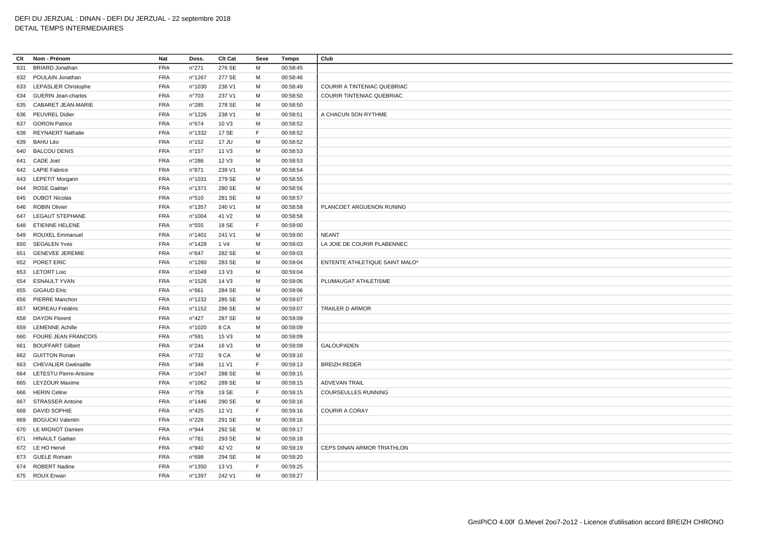# DEFI DU JERZUAL : DINAN - DEFI DU JERZUAL - 22 septembre 2018

DETAIL TEMPS INTERMEDIAIRES

| Clt | Nom - Prénom | Nat | Doss. | Clt Cat | Sexe | Temps | Club |
|---|---|---|---|---|---|---|---|
| 631 | BRIARD Jonathan | FRA | n°271 | 276 SE | M | 00:58:45 | |
| 632 | POULAIN Jonathan | FRA | n°1267 | 277 SE | M | 00:58:46 | |
| 633 | LEPASLIER Christophe | FRA | n°1030 | 236 V1 | M | 00:58:49 | COURIR A TINTENIAC QUEBRIAC |
| 634 | GUERIN Jean-charles | FRA | n°703 | 237 V1 | M | 00:58:50 | COURIR TINTENIAC QUEBRIAC |
| 635 | CABARET JEAN-MARIE | FRA | n°285 | 278 SE | M | 00:58:50 | |
| 636 | PEUVREL Didier | FRA | n°1226 | 238 V1 | M | 00:58:51 | A CHACUN SON RYTHME |
| 637 | GORON Patrice | FRA | n°674 | 10 V3 | M | 00:58:52 | |
| 638 | REYNAERT Nathalie | FRA | n°1332 | 17 SE | F | 00:58:52 | |
| 639 | BAHU Léo | FRA | n°152 | 17 JU | M | 00:58:52 | |
| 640 | BALCOU DENIS | FRA | n°157 | 11 V3 | M | 00:58:53 | |
| 641 | CADE Joel | FRA | n°286 | 12 V3 | M | 00:58:53 | |
| 642 | LAPIE Fabrice | FRA | n°871 | 239 V1 | M | 00:58:54 | |
| 643 | LEPETIT Morgann | FRA | n°1031 | 279 SE | M | 00:58:55 | |
| 644 | ROSE Gaëtan | FRA | n°1371 | 280 SE | M | 00:58:56 | |
| 645 | DUBOT Nicolas | FRA | n°510 | 281 SE | M | 00:58:57 | |
| 646 | ROBIN Olivier | FRA | n°1357 | 240 V1 | M | 00:58:58 | PLANCOET ARGUENON RUNING |
| 647 | LEGAUT STEPHANE | FRA | n°1004 | 41 V2 | M | 00:58:58 | |
| 648 | ETIENNE HELENE | FRA | n°555 | 18 SE | F | 00:59:00 | |
| 649 | ROUXEL Emmanuel | FRA | n°1401 | 241 V1 | M | 00:59:00 | NEANT |
| 650 | SEGALEN Yves | FRA | n°1428 | 1 V4 | M | 00:59:03 | LA JOIE DE COURIR PLABENNEC |
| 651 | GENEVEE JEREMIE | FRA | n°647 | 282 SE | M | 00:59:03 | |
| 652 | PORET ERIC | FRA | n°1260 | 283 SE | M | 00:59:04 | ENTENTE ATHLETIQUE SAINT MALO* |
| 653 | LETORT Loic | FRA | n°1049 | 13 V3 | M | 00:59:04 | |
| 654 | ESNAULT YVAN | FRA | n°1526 | 14 V3 | M | 00:59:06 | PLUMAUGAT ATHLETISME |
| 655 | GIGAUD Elric | FRA | n°661 | 284 SE | M | 00:59:06 | |
| 656 | PIERRE Manchon | FRA | n°1232 | 285 SE | M | 00:59:07 | |
| 657 | MOREAU Frédéric | FRA | n°1152 | 286 SE | M | 00:59:07 | TRAILER D ARMOR |
| 658 | DAYON Florent | FRA | n°427 | 287 SE | M | 00:59:09 | |
| 659 | LEMENNE Achille | FRA | n°1020 | 8 CA | M | 00:59:09 | |
| 660 | FOURE JEAN FRANCOIS | FRA | n°591 | 15 V3 | M | 00:59:09 | |
| 661 | BOUFFART Gilbert | FRA | n°244 | 16 V3 | M | 00:59:09 | GALOUPADEN |
| 662 | GUITTON Ronan | FRA | n°732 | 9 CA | M | 00:59:10 | |
| 663 | CHEVALIER Gwénaëlle | FRA | n°346 | 11 V1 | F | 00:59:13 | BREIZH REDER |
| 664 | LETESTU Pierre-Antoine | FRA | n°1047 | 288 SE | M | 00:59:15 | |
| 665 | LEYZOUR Maxime | FRA | n°1062 | 289 SE | M | 00:59:15 | ADVEVAN TRAIL |
| 666 | HERIN Celine | FRA | n°759 | 19 SE | F | 00:59:15 | COURSEULLES RUNNING |
| 667 | STRASSER Antoine | FRA | n°1446 | 290 SE | M | 00:59:16 | |
| 668 | DAVID SOPHIE | FRA | n°425 | 12 V1 | F | 00:59:16 | COURIR A CORAY |
| 669 | BOGUCKI Valentin | FRA | n°226 | 291 SE | M | 00:59:16 | |
| 670 | LE MIGNOT Damien | FRA | n°944 | 292 SE | M | 00:59:17 | |
| 671 | HINAULT Gaëtan | FRA | n°781 | 293 SE | M | 00:59:18 | |
| 672 | LE HO Hervé | FRA | n°940 | 42 V2 | M | 00:59:19 | CEPS DINAN ARMOR TRIATHLON |
| 673 | GUELE Romain | FRA | n°698 | 294 SE | M | 00:59:20 | |
| 674 | ROBERT Nadine | FRA | n°1350 | 13 V1 | F | 00:59:25 | |
| 675 | ROUX Erwan | FRA | n°1397 | 242 V1 | M | 00:59:27 | |

GmIPICO 4.00f G.Mevel 2oo7-2o12 - Licence d'utilisation accord BREIZH CHRONO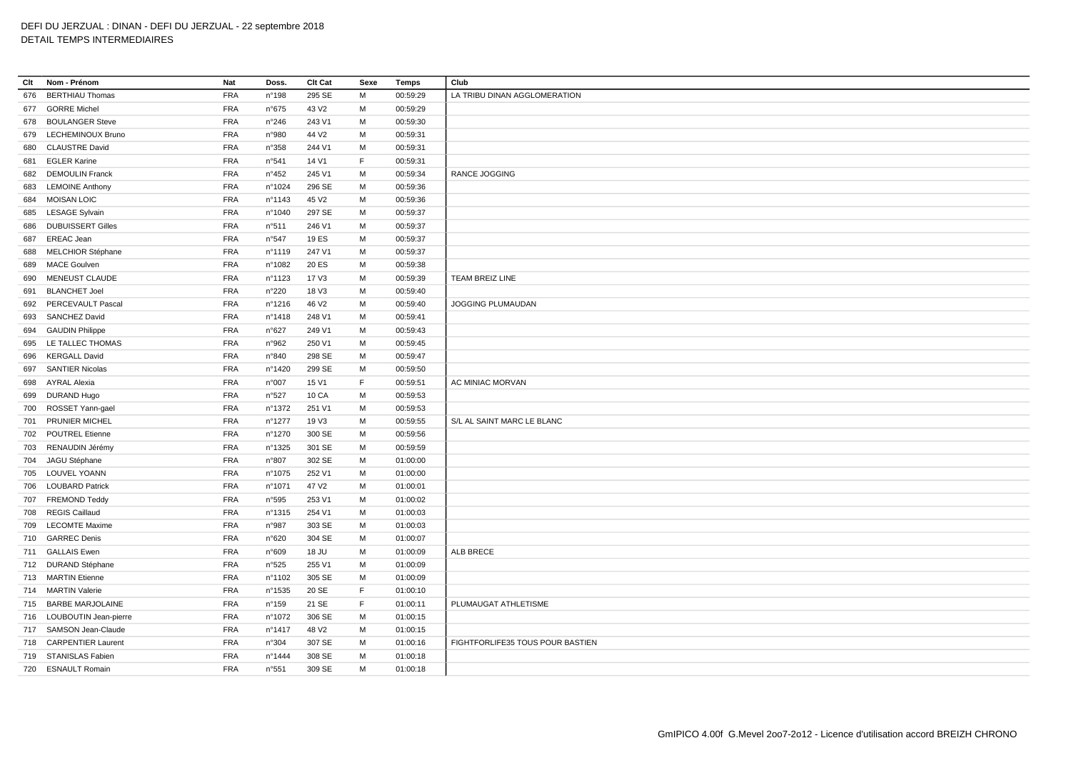DEFI DU JERZUAL : DINAN - DEFI DU JERZUAL - 22 septembre 2018
DETAIL TEMPS INTERMEDIAIRES

| Clt | Nom - Prénom | Nat | Doss. | Clt Cat | Sexe | Temps | Club |
|---|---|---|---|---|---|---|---|
| 676 | BERTHIAU Thomas | FRA | n°198 | 295 SE | M | 00:59:29 | LA TRIBU DINAN AGGLOMERATION |
| 677 | GORRE Michel | FRA | n°675 | 43 V2 | M | 00:59:29 | |
| 678 | BOULANGER Steve | FRA | n°246 | 243 V1 | M | 00:59:30 | |
| 679 | LECHEMINOUX Bruno | FRA | n°980 | 44 V2 | M | 00:59:31 | |
| 680 | CLAUSTRE David | FRA | n°358 | 244 V1 | M | 00:59:31 | |
| 681 | EGLER Karine | FRA | n°541 | 14 V1 | F | 00:59:31 | |
| 682 | DEMOULIN Franck | FRA | n°452 | 245 V1 | M | 00:59:34 | RANCE JOGGING |
| 683 | LEMOINE Anthony | FRA | n°1024 | 296 SE | M | 00:59:36 | |
| 684 | MOISAN LOIC | FRA | n°1143 | 45 V2 | M | 00:59:36 | |
| 685 | LESAGE Sylvain | FRA | n°1040 | 297 SE | M | 00:59:37 | |
| 686 | DUBUISSERT Gilles | FRA | n°511 | 246 V1 | M | 00:59:37 | |
| 687 | EREAC Jean | FRA | n°547 | 19 ES | M | 00:59:37 | |
| 688 | MELCHIOR Stéphane | FRA | n°1119 | 247 V1 | M | 00:59:37 | |
| 689 | MACE Goulven | FRA | n°1082 | 20 ES | M | 00:59:38 | |
| 690 | MENEUST CLAUDE | FRA | n°1123 | 17 V3 | M | 00:59:39 | TEAM BREIZ LINE |
| 691 | BLANCHET Joel | FRA | n°220 | 18 V3 | M | 00:59:40 | |
| 692 | PERCEVAULT Pascal | FRA | n°1216 | 46 V2 | M | 00:59:40 | JOGGING PLUMAUDAN |
| 693 | SANCHEZ David | FRA | n°1418 | 248 V1 | M | 00:59:41 | |
| 694 | GAUDIN Philippe | FRA | n°627 | 249 V1 | M | 00:59:43 | |
| 695 | LE TALLEC THOMAS | FRA | n°962 | 250 V1 | M | 00:59:45 | |
| 696 | KERGALL David | FRA | n°840 | 298 SE | M | 00:59:47 | |
| 697 | SANTIER Nicolas | FRA | n°1420 | 299 SE | M | 00:59:50 | |
| 698 | AYRAL Alexia | FRA | n°007 | 15 V1 | F | 00:59:51 | AC MINIAC MORVAN |
| 699 | DURAND Hugo | FRA | n°527 | 10 CA | M | 00:59:53 | |
| 700 | ROSSET Yann-gael | FRA | n°1372 | 251 V1 | M | 00:59:53 | |
| 701 | PRUNIER MICHEL | FRA | n°1277 | 19 V3 | M | 00:59:55 | S/L AL SAINT MARC LE BLANC |
| 702 | POUTREL Etienne | FRA | n°1270 | 300 SE | M | 00:59:56 | |
| 703 | RENAUDIN Jérémy | FRA | n°1325 | 301 SE | M | 00:59:59 | |
| 704 | JAGU Stéphane | FRA | n°807 | 302 SE | M | 01:00:00 | |
| 705 | LOUVEL YOANN | FRA | n°1075 | 252 V1 | M | 01:00:00 | |
| 706 | LOUBARD Patrick | FRA | n°1071 | 47 V2 | M | 01:00:01 | |
| 707 | FREMOND Teddy | FRA | n°595 | 253 V1 | M | 01:00:02 | |
| 708 | REGIS Caillaud | FRA | n°1315 | 254 V1 | M | 01:00:03 | |
| 709 | LECOMTE Maxime | FRA | n°987 | 303 SE | M | 01:00:03 | |
| 710 | GARREC Denis | FRA | n°620 | 304 SE | M | 01:00:07 | |
| 711 | GALLAIS Ewen | FRA | n°609 | 18 JU | M | 01:00:09 | ALB BRECE |
| 712 | DURAND Stéphane | FRA | n°525 | 255 V1 | M | 01:00:09 | |
| 713 | MARTIN Etienne | FRA | n°1102 | 305 SE | M | 01:00:09 | |
| 714 | MARTIN Valerie | FRA | n°1535 | 20 SE | F | 01:00:10 | |
| 715 | BARBE MARJOLAINE | FRA | n°159 | 21 SE | F | 01:00:11 | PLUMAUGAT ATHLETISME |
| 716 | LOUBOUTIN Jean-pierre | FRA | n°1072 | 306 SE | M | 01:00:15 | |
| 717 | SAMSON Jean-Claude | FRA | n°1417 | 48 V2 | M | 01:00:15 | |
| 718 | CARPENTIER Laurent | FRA | n°304 | 307 SE | M | 01:00:16 | FIGHTFORLIFE35 TOUS POUR BASTIEN |
| 719 | STANISLAS Fabien | FRA | n°1444 | 308 SE | M | 01:00:18 | |
| 720 | ESNAULT Romain | FRA | n°551 | 309 SE | M | 01:00:18 | |

GmIPICO 4.00f G.Mevel 2oo7-2o12 - Licence d'utilisation accord BREIZH CHRONO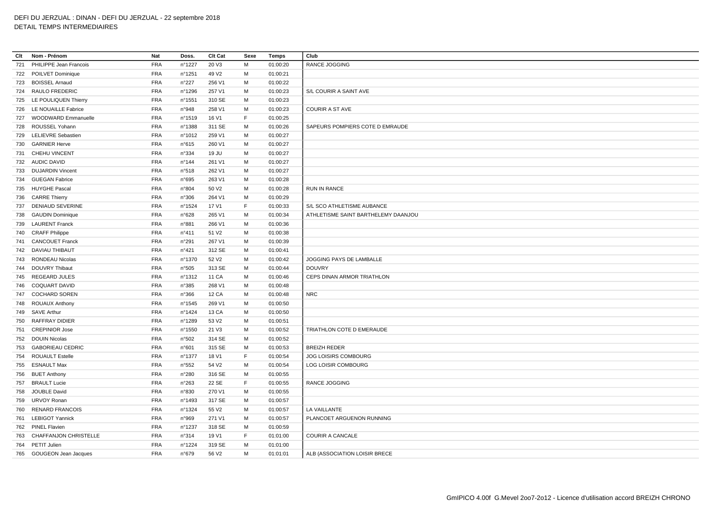DEFI DU JERZUAL : DINAN - DEFI DU JERZUAL - 22 septembre 2018
DETAIL TEMPS INTERMEDIAIRES

| Clt | Nom - Prénom | Nat | Doss. | Clt Cat | Sexe | Temps | Club |
|---|---|---|---|---|---|---|---|
| 721 | PHILIPPE Jean Francois | FRA | n°1227 | 20 V3 | M | 01:00:20 | RANCE JOGGING |
| 722 | POILVET Dominique | FRA | n°1251 | 49 V2 | M | 01:00:21 | |
| 723 | BOISSEL Arnaud | FRA | n°227 | 256 V1 | M | 01:00:22 | |
| 724 | RAULO FREDERIC | FRA | n°1296 | 257 V1 | M | 01:00:23 | S/L COURIR A SAINT AVE |
| 725 | LE POULIQUEN Thierry | FRA | n°1551 | 310 SE | M | 01:00:23 | |
| 726 | LE NOUAILLE Fabrice | FRA | n°948 | 258 V1 | M | 01:00:23 | COURIR A ST AVE |
| 727 | WOODWARD Emmanuelle | FRA | n°1519 | 16 V1 | F | 01:00:25 | |
| 728 | ROUSSEL Yohann | FRA | n°1388 | 311 SE | M | 01:00:26 | SAPEURS POMPIERS COTE D EMRAUDE |
| 729 | LELIEVRE Sebastien | FRA | n°1012 | 259 V1 | M | 01:00:27 | |
| 730 | GARNIER Herve | FRA | n°615 | 260 V1 | M | 01:00:27 | |
| 731 | CHEHU VINCENT | FRA | n°334 | 19 JU | M | 01:00:27 | |
| 732 | AUDIC DAVID | FRA | n°144 | 261 V1 | M | 01:00:27 | |
| 733 | DUJARDIN Vincent | FRA | n°518 | 262 V1 | M | 01:00:27 | |
| 734 | GUEGAN Fabrice | FRA | n°695 | 263 V1 | M | 01:00:28 | |
| 735 | HUYGHE Pascal | FRA | n°804 | 50 V2 | M | 01:00:28 | RUN IN RANCE |
| 736 | CARRE Thierry | FRA | n°306 | 264 V1 | M | 01:00:29 | |
| 737 | DENIAUD SEVERINE | FRA | n°1524 | 17 V1 | F | 01:00:33 | S/L SCO ATHLETISME AUBANCE |
| 738 | GAUDIN Dominique | FRA | n°628 | 265 V1 | M | 01:00:34 | ATHLETISME SAINT BARTHELEMY DAANJOU |
| 739 | LAURENT Franck | FRA | n°881 | 266 V1 | M | 01:00:36 | |
| 740 | CRAFF Philippe | FRA | n°411 | 51 V2 | M | 01:00:38 | |
| 741 | CANCOUET Franck | FRA | n°291 | 267 V1 | M | 01:00:39 | |
| 742 | DAVIAU THIBAUT | FRA | n°421 | 312 SE | M | 01:00:41 | |
| 743 | RONDEAU Nicolas | FRA | n°1370 | 52 V2 | M | 01:00:42 | JOGGING PAYS DE LAMBALLE |
| 744 | DOUVRY Thibaut | FRA | n°505 | 313 SE | M | 01:00:44 | DOUVRY |
| 745 | REGEARD JULES | FRA | n°1312 | 11 CA | M | 01:00:46 | CEPS DINAN ARMOR TRIATHLON |
| 746 | COQUART DAVID | FRA | n°385 | 268 V1 | M | 01:00:48 | |
| 747 | COCHARD SOREN | FRA | n°366 | 12 CA | M | 01:00:48 | NRC |
| 748 | ROUAUX Anthony | FRA | n°1545 | 269 V1 | M | 01:00:50 | |
| 749 | SAVE Arthur | FRA | n°1424 | 13 CA | M | 01:00:50 | |
| 750 | RAFFRAY DIDIER | FRA | n°1289 | 53 V2 | M | 01:00:51 | |
| 751 | CREPINIOR Jose | FRA | n°1550 | 21 V3 | M | 01:00:52 | TRIATHLON COTE D EMERAUDE |
| 752 | DOUIN Nicolas | FRA | n°502 | 314 SE | M | 01:00:52 | |
| 753 | GABORIEAU CEDRIC | FRA | n°601 | 315 SE | M | 01:00:53 | BREIZH REDER |
| 754 | ROUAULT Estelle | FRA | n°1377 | 18 V1 | F | 01:00:54 | JOG LOISIRS COMBOURG |
| 755 | ESNAULT Max | FRA | n°552 | 54 V2 | M | 01:00:54 | LOG LOISIR COMBOURG |
| 756 | BUET Anthony | FRA | n°280 | 316 SE | M | 01:00:55 | |
| 757 | BRAULT Lucie | FRA | n°263 | 22 SE | F | 01:00:55 | RANCE JOGGING |
| 758 | JOUBLE David | FRA | n°830 | 270 V1 | M | 01:00:55 | |
| 759 | URVOY Ronan | FRA | n°1493 | 317 SE | M | 01:00:57 | |
| 760 | RENARD FRANCOIS | FRA | n°1324 | 55 V2 | M | 01:00:57 | LA VAILLANTE |
| 761 | LEBIGOT Yannick | FRA | n°969 | 271 V1 | M | 01:00:57 | PLANCOET ARGUENON RUNNING |
| 762 | PINEL Flavien | FRA | n°1237 | 318 SE | M | 01:00:59 | |
| 763 | CHAFFANJON CHRISTELLE | FRA | n°314 | 19 V1 | F | 01:01:00 | COURIR A CANCALE |
| 764 | PETIT Julien | FRA | n°1224 | 319 SE | M | 01:01:00 | |
| 765 | GOUGEON Jean Jacques | FRA | n°679 | 56 V2 | M | 01:01:01 | ALB (ASSOCIATION LOISIR BRECE |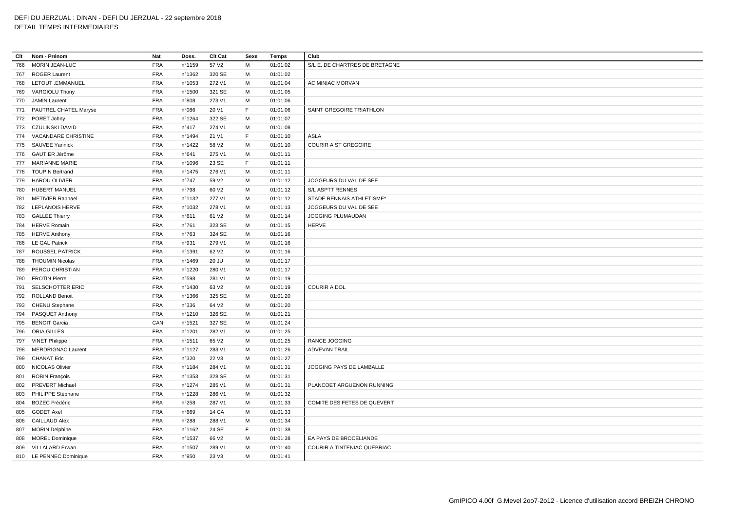DEFI DU JERZUAL : DINAN - DEFI DU JERZUAL - 22 septembre 2018
DETAIL TEMPS INTERMEDIAIRES

| Clt | Nom - Prénom | Nat | Doss. | Clt Cat | Sexe | Temps | Club |
|---|---|---|---|---|---|---|---|
| 766 | MORIN JEAN-LUC | FRA | n°1159 | 57 V2 | M | 01:01:02 | S/L E. DE CHARTRES DE BRETAGNE |
| 767 | ROGER Laurent | FRA | n°1362 | 320 SE | M | 01:01:02 | |
| 768 | LETOUT .EMMANUEL | FRA | n°1053 | 272 V1 | M | 01:01:04 | AC MINIAC MORVAN |
| 769 | VARGIOLU Thony | FRA | n°1500 | 321 SE | M | 01:01:05 | |
| 770 | JAMIN Laurent | FRA | n°808 | 273 V1 | M | 01:01:06 | |
| 771 | PAUTREL CHATEL Maryse | FRA | n°086 | 20 V1 | F | 01:01:06 | SAINT GREGOIRE TRIATHLON |
| 772 | PORET Johny | FRA | n°1264 | 322 SE | M | 01:01:07 | |
| 773 | CZULINSKI DAVID | FRA | n°417 | 274 V1 | M | 01:01:08 | |
| 774 | VACANDARE CHRISTINE | FRA | n°1494 | 21 V1 | F | 01:01:10 | ASLA |
| 775 | SAUVEE Yannick | FRA | n°1422 | 58 V2 | M | 01:01:10 | COURIR A ST GREGOIRE |
| 776 | GAUTIER Jérôme | FRA | n°641 | 275 V1 | M | 01:01:11 | |
| 777 | MARIANNE MARIE | FRA | n°1096 | 23 SE | F | 01:01:11 | |
| 778 | TOUPIN Bertrand | FRA | n°1475 | 276 V1 | M | 01:01:11 | |
| 779 | HAROU OLIVIER | FRA | n°747 | 59 V2 | M | 01:01:12 | JOGGEURS DU VAL DE SEE |
| 780 | HUBERT MANUEL | FRA | n°798 | 60 V2 | M | 01:01:12 | S/L ASPTT RENNES |
| 781 | METIVIER Raphael | FRA | n°1132 | 277 V1 | M | 01:01:12 | STADE RENNAIS ATHLETISME* |
| 782 | LEPLANOIS HERVE | FRA | n°1032 | 278 V1 | M | 01:01:13 | JOGGEURS DU VAL DE SEE |
| 783 | GALLEE Thierry | FRA | n°611 | 61 V2 | M | 01:01:14 | JOGGING PLUMAUDAN |
| 784 | HERVE Romain | FRA | n°761 | 323 SE | M | 01:01:15 | HERVE |
| 785 | HERVE Anthony | FRA | n°763 | 324 SE | M | 01:01:16 | |
| 786 | LE GAL Patrick | FRA | n°931 | 279 V1 | M | 01:01:16 | |
| 787 | ROUSSEL PATRICK | FRA | n°1391 | 62 V2 | M | 01:01:16 | |
| 788 | THOUMIN Nicolas | FRA | n°1469 | 20 JU | M | 01:01:17 | |
| 789 | PEROU CHRISTIAN | FRA | n°1220 | 280 V1 | M | 01:01:17 | |
| 790 | FROTIN Pierre | FRA | n°598 | 281 V1 | M | 01:01:19 | |
| 791 | SELSCHOTTER ERIC | FRA | n°1430 | 63 V2 | M | 01:01:19 | COURIR A DOL |
| 792 | ROLLAND Benoit | FRA | n°1366 | 325 SE | M | 01:01:20 | |
| 793 | CHENU Stephane | FRA | n°336 | 64 V2 | M | 01:01:20 | |
| 794 | PASQUET Anthony | FRA | n°1210 | 326 SE | M | 01:01:21 | |
| 795 | BENOIT Garcia | CAN | n°1521 | 327 SE | M | 01:01:24 | |
| 796 | ORIA GILLES | FRA | n°1201 | 282 V1 | M | 01:01:25 | |
| 797 | VINET Philippe | FRA | n°1511 | 65 V2 | M | 01:01:25 | RANCE JOGGING |
| 798 | MERDRIGNAC Laurent | FRA | n°1127 | 283 V1 | M | 01:01:26 | ADVEVAN TRAIL |
| 799 | CHANAT Eric | FRA | n°320 | 22 V3 | M | 01:01:27 | |
| 800 | NICOLAS Olivier | FRA | n°1184 | 284 V1 | M | 01:01:31 | JOGGING PAYS DE LAMBALLE |
| 801 | ROBIN François | FRA | n°1353 | 328 SE | M | 01:01:31 | |
| 802 | PREVERT Michael | FRA | n°1274 | 285 V1 | M | 01:01:31 | PLANCOET ARGUENON RUNNING |
| 803 | PHILIPPE Stéphane | FRA | n°1228 | 286 V1 | M | 01:01:32 | |
| 804 | BOZEC Frédéric | FRA | n°258 | 287 V1 | M | 01:01:33 | COMITE DES FETES DE QUEVERT |
| 805 | GODET Axel | FRA | n°669 | 14 CA | M | 01:01:33 | |
| 806 | CAILLAUD Alex | FRA | n°288 | 288 V1 | M | 01:01:34 | |
| 807 | MORIN Delphine | FRA | n°1162 | 24 SE | F | 01:01:38 | |
| 808 | MOREL Dominique | FRA | n°1537 | 66 V2 | M | 01:01:38 | EA PAYS DE BROCELIANDE |
| 809 | VILLALARD Erwan | FRA | n°1507 | 289 V1 | M | 01:01:40 | COURIR A TINTENIAC QUEBRIAC |
| 810 | LE PENNEC Dominique | FRA | n°950 | 23 V3 | M | 01:01:41 | |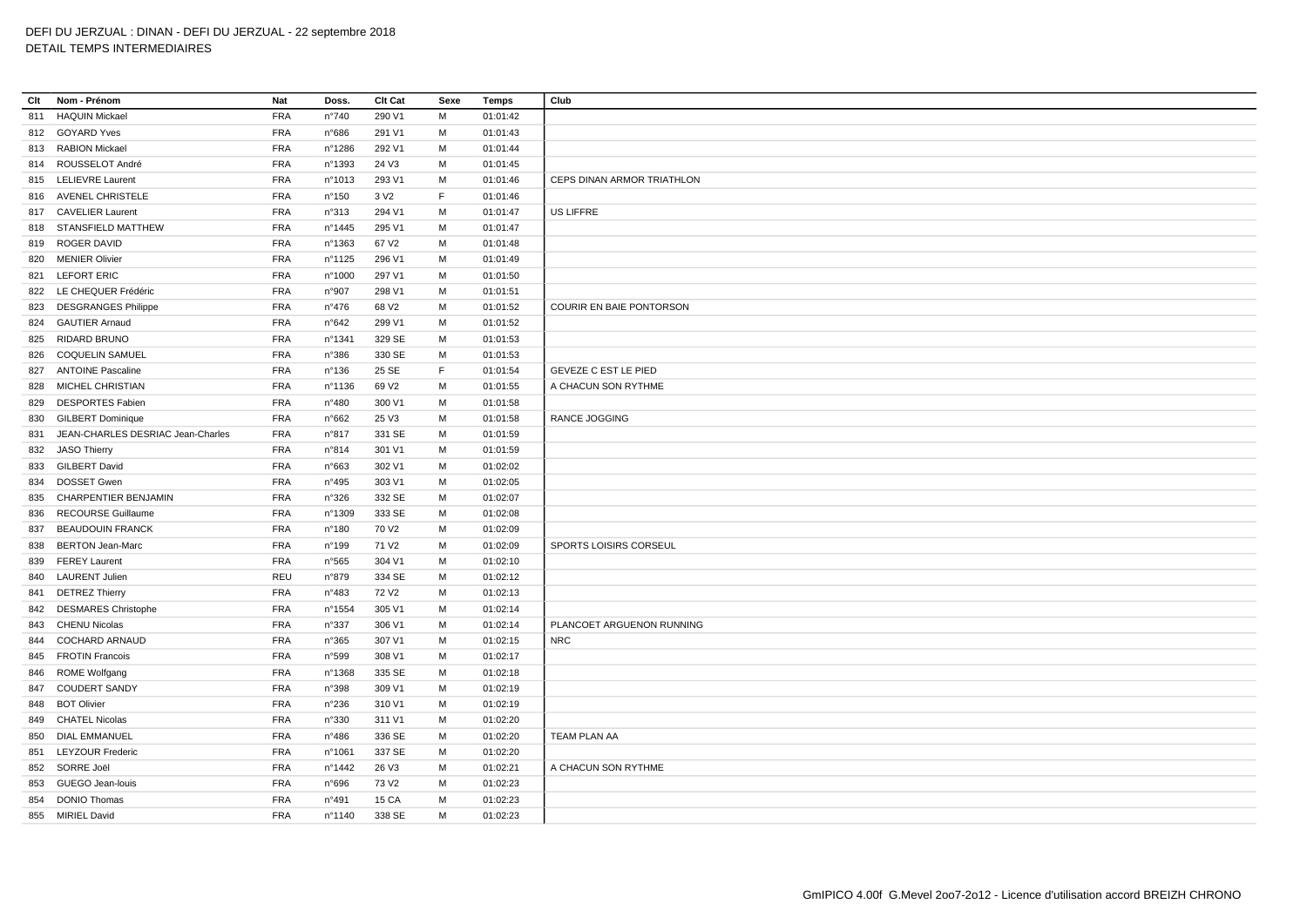DEFI DU JERZUAL : DINAN - DEFI DU JERZUAL - 22 septembre 2018
DETAIL TEMPS INTERMEDIAIRES

| Clt | Nom - Prénom | Nat | Doss. | Clt Cat | Sexe | Temps | Club |
|---|---|---|---|---|---|---|---|
| 811 | HAQUIN Mickael | FRA | n°740 | 290 V1 | M | 01:01:42 | |
| 812 | GOYARD Yves | FRA | n°686 | 291 V1 | M | 01:01:43 | |
| 813 | RABION Mickael | FRA | n°1286 | 292 V1 | M | 01:01:44 | |
| 814 | ROUSSELOT André | FRA | n°1393 | 24 V3 | M | 01:01:45 | |
| 815 | LELIEVRE Laurent | FRA | n°1013 | 293 V1 | M | 01:01:46 | CEPS DINAN ARMOR TRIATHLON |
| 816 | AVENEL CHRISTELE | FRA | n°150 | 3 V2 | F | 01:01:46 | |
| 817 | CAVELIER Laurent | FRA | n°313 | 294 V1 | M | 01:01:47 | US LIFFRE |
| 818 | STANSFIELD MATTHEW | FRA | n°1445 | 295 V1 | M | 01:01:47 | |
| 819 | ROGER DAVID | FRA | n°1363 | 67 V2 | M | 01:01:48 | |
| 820 | MENIER Olivier | FRA | n°1125 | 296 V1 | M | 01:01:49 | |
| 821 | LEFORT ERIC | FRA | n°1000 | 297 V1 | M | 01:01:50 | |
| 822 | LE CHEQUER Frédéric | FRA | n°907 | 298 V1 | M | 01:01:51 | |
| 823 | DESGRANGES Philippe | FRA | n°476 | 68 V2 | M | 01:01:52 | COURIR EN BAIE PONTORSON |
| 824 | GAUTIER Arnaud | FRA | n°642 | 299 V1 | M | 01:01:52 | |
| 825 | RIDARD BRUNO | FRA | n°1341 | 329 SE | M | 01:01:53 | |
| 826 | COQUELIN SAMUEL | FRA | n°386 | 330 SE | M | 01:01:53 | |
| 827 | ANTOINE Pascaline | FRA | n°136 | 25 SE | F | 01:01:54 | GEVEZE C EST LE PIED |
| 828 | MICHEL CHRISTIAN | FRA | n°1136 | 69 V2 | M | 01:01:55 | A CHACUN SON RYTHME |
| 829 | DESPORTES Fabien | FRA | n°480 | 300 V1 | M | 01:01:58 | |
| 830 | GILBERT Dominique | FRA | n°662 | 25 V3 | M | 01:01:58 | RANCE JOGGING |
| 831 | JEAN-CHARLES DESRIAC Jean-Charles | FRA | n°817 | 331 SE | M | 01:01:59 | |
| 832 | JASO Thierry | FRA | n°814 | 301 V1 | M | 01:01:59 | |
| 833 | GILBERT David | FRA | n°663 | 302 V1 | M | 01:02:02 | |
| 834 | DOSSET Gwen | FRA | n°495 | 303 V1 | M | 01:02:05 | |
| 835 | CHARPENTIER BENJAMIN | FRA | n°326 | 332 SE | M | 01:02:07 | |
| 836 | RECOURSE Guillaume | FRA | n°1309 | 333 SE | M | 01:02:08 | |
| 837 | BEAUDOUIN FRANCK | FRA | n°180 | 70 V2 | M | 01:02:09 | |
| 838 | BERTON Jean-Marc | FRA | n°199 | 71 V2 | M | 01:02:09 | SPORTS LOISIRS CORSEUL |
| 839 | FEREY Laurent | FRA | n°565 | 304 V1 | M | 01:02:10 | |
| 840 | LAURENT Julien | REU | n°879 | 334 SE | M | 01:02:12 | |
| 841 | DETREZ Thierry | FRA | n°483 | 72 V2 | M | 01:02:13 | |
| 842 | DESMARES Christophe | FRA | n°1554 | 305 V1 | M | 01:02:14 | |
| 843 | CHENU Nicolas | FRA | n°337 | 306 V1 | M | 01:02:14 | PLANCOET ARGUENON RUNNING |
| 844 | COCHARD ARNAUD | FRA | n°365 | 307 V1 | M | 01:02:15 | NRC |
| 845 | FROTIN Francois | FRA | n°599 | 308 V1 | M | 01:02:17 | |
| 846 | ROME Wolfgang | FRA | n°1368 | 335 SE | M | 01:02:18 | |
| 847 | COUDERT SANDY | FRA | n°398 | 309 V1 | M | 01:02:19 | |
| 848 | BOT Olivier | FRA | n°236 | 310 V1 | M | 01:02:19 | |
| 849 | CHATEL Nicolas | FRA | n°330 | 311 V1 | M | 01:02:20 | |
| 850 | DIAL EMMANUEL | FRA | n°486 | 336 SE | M | 01:02:20 | TEAM PLAN AA |
| 851 | LEYZOUR Frederic | FRA | n°1061 | 337 SE | M | 01:02:20 | |
| 852 | SORRE Joël | FRA | n°1442 | 26 V3 | M | 01:02:21 | A CHACUN SON RYTHME |
| 853 | GUEGO Jean-louis | FRA | n°696 | 73 V2 | M | 01:02:23 | |
| 854 | DONIO Thomas | FRA | n°491 | 15 CA | M | 01:02:23 | |
| 855 | MIRIEL David | FRA | n°1140 | 338 SE | M | 01:02:23 | |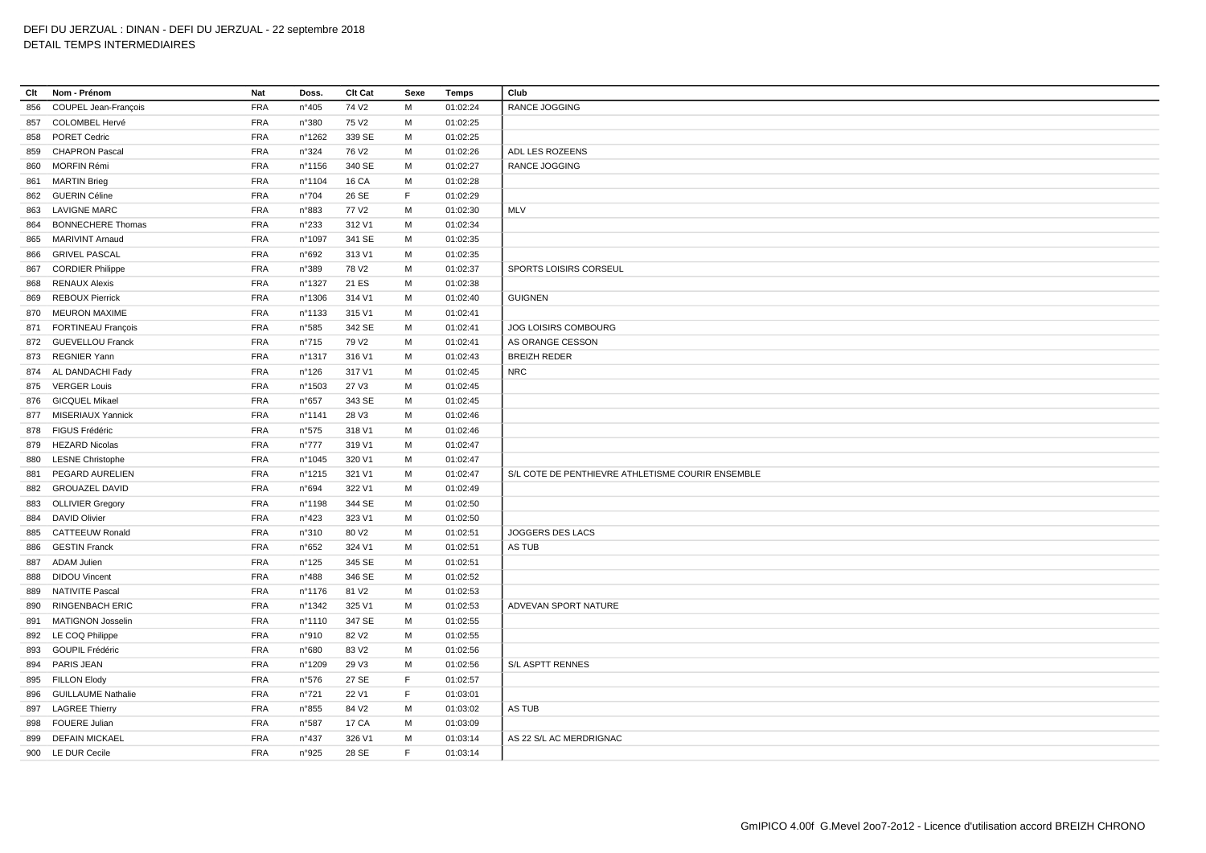DEFI DU JERZUAL : DINAN - DEFI DU JERZUAL - 22 septembre 2018
DETAIL TEMPS INTERMEDIAIRES

| Clt | Nom - Prénom | Nat | Doss. | Clt Cat | Sexe | Temps | Club |
|---|---|---|---|---|---|---|---|
| 856 | COUPEL Jean-François | FRA | n°405 | 74 V2 | M | 01:02:24 | RANCE JOGGING |
| 857 | COLOMBEL Hervé | FRA | n°380 | 75 V2 | M | 01:02:25 | |
| 858 | PORET Cedric | FRA | n°1262 | 339 SE | M | 01:02:25 | |
| 859 | CHAPRON Pascal | FRA | n°324 | 76 V2 | M | 01:02:26 | ADL LES ROZEENS |
| 860 | MORFIN Rémi | FRA | n°1156 | 340 SE | M | 01:02:27 | RANCE JOGGING |
| 861 | MARTIN Brieg | FRA | n°1104 | 16 CA | M | 01:02:28 | |
| 862 | GUERIN Céline | FRA | n°704 | 26 SE | F | 01:02:29 | |
| 863 | LAVIGNE MARC | FRA | n°883 | 77 V2 | M | 01:02:30 | MLV |
| 864 | BONNECHERE Thomas | FRA | n°233 | 312 V1 | M | 01:02:34 | |
| 865 | MARIVINT Arnaud | FRA | n°1097 | 341 SE | M | 01:02:35 | |
| 866 | GRIVEL PASCAL | FRA | n°692 | 313 V1 | M | 01:02:35 | |
| 867 | CORDIER Philippe | FRA | n°389 | 78 V2 | M | 01:02:37 | SPORTS LOISIRS CORSEUL |
| 868 | RENAUX Alexis | FRA | n°1327 | 21 ES | M | 01:02:38 | |
| 869 | REBOUX Pierrick | FRA | n°1306 | 314 V1 | M | 01:02:40 | GUIGNEN |
| 870 | MEURON MAXIME | FRA | n°1133 | 315 V1 | M | 01:02:41 | |
| 871 | FORTINEAU François | FRA | n°585 | 342 SE | M | 01:02:41 | JOG LOISIRS COMBOURG |
| 872 | GUEVELLOU Franck | FRA | n°715 | 79 V2 | M | 01:02:41 | AS ORANGE CESSON |
| 873 | REGNIER Yann | FRA | n°1317 | 316 V1 | M | 01:02:43 | BREIZH REDER |
| 874 | AL DANDACHI Fady | FRA | n°126 | 317 V1 | M | 01:02:45 | NRC |
| 875 | VERGER Louis | FRA | n°1503 | 27 V3 | M | 01:02:45 | |
| 876 | GICQUEL Mikael | FRA | n°657 | 343 SE | M | 01:02:45 | |
| 877 | MISERIAUX Yannick | FRA | n°1141 | 28 V3 | M | 01:02:46 | |
| 878 | FIGUS Frédéric | FRA | n°575 | 318 V1 | M | 01:02:46 | |
| 879 | HEZARD Nicolas | FRA | n°777 | 319 V1 | M | 01:02:47 | |
| 880 | LESNE Christophe | FRA | n°1045 | 320 V1 | M | 01:02:47 | |
| 881 | PEGARD AURELIEN | FRA | n°1215 | 321 V1 | M | 01:02:47 | S/L COTE DE PENTHIEVRE ATHLETISME COURIR ENSEMBLE |
| 882 | GROUAZEL DAVID | FRA | n°694 | 322 V1 | M | 01:02:49 | |
| 883 | OLLIVIER Gregory | FRA | n°1198 | 344 SE | M | 01:02:50 | |
| 884 | DAVID Olivier | FRA | n°423 | 323 V1 | M | 01:02:50 | |
| 885 | CATTEEUW Ronald | FRA | n°310 | 80 V2 | M | 01:02:51 | JOGGERS DES LACS |
| 886 | GESTIN Franck | FRA | n°652 | 324 V1 | M | 01:02:51 | AS TUB |
| 887 | ADAM Julien | FRA | n°125 | 345 SE | M | 01:02:51 | |
| 888 | DIDOU Vincent | FRA | n°488 | 346 SE | M | 01:02:52 | |
| 889 | NATIVITE Pascal | FRA | n°1176 | 81 V2 | M | 01:02:53 | |
| 890 | RINGENBACH ERIC | FRA | n°1342 | 325 V1 | M | 01:02:53 | ADVEVAN SPORT NATURE |
| 891 | MATIGNON Josselin | FRA | n°1110 | 347 SE | M | 01:02:55 | |
| 892 | LE COQ Philippe | FRA | n°910 | 82 V2 | M | 01:02:55 | |
| 893 | GOUPIL Frédéric | FRA | n°680 | 83 V2 | M | 01:02:56 | |
| 894 | PARIS JEAN | FRA | n°1209 | 29 V3 | M | 01:02:56 | S/L ASPTT RENNES |
| 895 | FILLON Elody | FRA | n°576 | 27 SE | F | 01:02:57 | |
| 896 | GUILLAUME Nathalie | FRA | n°721 | 22 V1 | F | 01:03:01 | |
| 897 | LAGREE Thierry | FRA | n°855 | 84 V2 | M | 01:03:02 | AS TUB |
| 898 | FOUERE Julian | FRA | n°587 | 17 CA | M | 01:03:09 | |
| 899 | DEFAIN MICKAEL | FRA | n°437 | 326 V1 | M | 01:03:14 | AS 22 S/L AC MERDRIGNAC |
| 900 | LE DUR Cecile | FRA | n°925 | 28 SE | F | 01:03:14 | |

GmIPICO 4.00f G.Mevel 2oo7-2o12 - Licence d'utilisation accord BREIZH CHRONO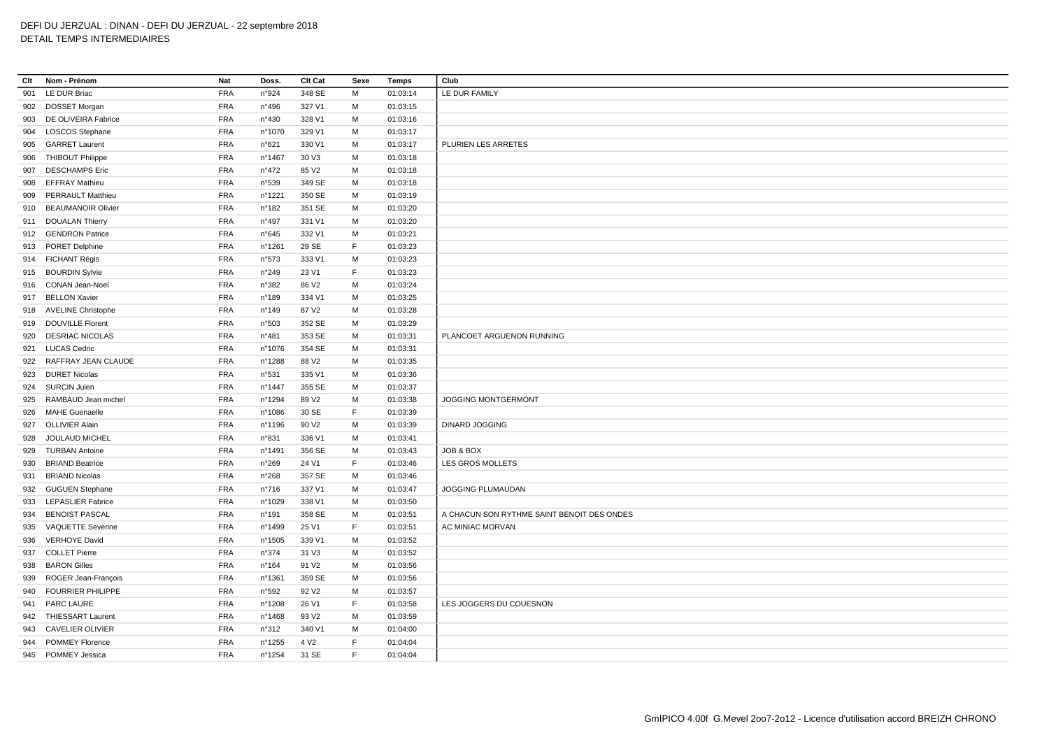DEFI DU JERZUAL : DINAN - DEFI DU JERZUAL - 22 septembre 2018
DETAIL TEMPS INTERMEDIAIRES

| Clt | Nom - Prénom | Nat | Doss. | Clt Cat | Sexe | Temps | Club |
|---|---|---|---|---|---|---|---|
| 901 | LE DUR Briac | FRA | n°924 | 348 SE | M | 01:03:14 | LE DUR FAMILY |
| 902 | DOSSET Morgan | FRA | n°496 | 327 V1 | M | 01:03:15 | |
| 903 | DE OLIVEIRA Fabrice | FRA | n°430 | 328 V1 | M | 01:03:16 | |
| 904 | LOSCOS Stephane | FRA | n°1070 | 329 V1 | M | 01:03:17 | |
| 905 | GARRET Laurent | FRA | n°621 | 330 V1 | M | 01:03:17 | PLURIEN LES ARRETES |
| 906 | THIBOUT Philippe | FRA | n°1467 | 30 V3 | M | 01:03:18 | |
| 907 | DESCHAMPS Eric | FRA | n°472 | 85 V2 | M | 01:03:18 | |
| 908 | EFFRAY Mathieu | FRA | n°539 | 349 SE | M | 01:03:18 | |
| 909 | PERRAULT Matthieu | FRA | n°1221 | 350 SE | M | 01:03:19 | |
| 910 | BEAUMANOIR Olivier | FRA | n°182 | 351 SE | M | 01:03:20 | |
| 911 | DOUALAN Thierry | FRA | n°497 | 331 V1 | M | 01:03:20 | |
| 912 | GENDRON Patrice | FRA | n°645 | 332 V1 | M | 01:03:21 | |
| 913 | PORET Delphine | FRA | n°1261 | 29 SE | F | 01:03:23 | |
| 914 | FICHANT Régis | FRA | n°573 | 333 V1 | M | 01:03:23 | |
| 915 | BOURDIN Sylvie | FRA | n°249 | 23 V1 | F | 01:03:23 | |
| 916 | CONAN Jean-Noel | FRA | n°382 | 86 V2 | M | 01:03:24 | |
| 917 | BELLON Xavier | FRA | n°189 | 334 V1 | M | 01:03:25 | |
| 918 | AVELINE Christophe | FRA | n°149 | 87 V2 | M | 01:03:28 | |
| 919 | DOUVILLE Florent | FRA | n°503 | 352 SE | M | 01:03:29 | |
| 920 | DESRIAC NICOLAS | FRA | n°481 | 353 SE | M | 01:03:31 | PLANCOET ARGUENON RUNNING |
| 921 | LUCAS Cedric | FRA | n°1076 | 354 SE | M | 01:03:31 | |
| 922 | RAFFRAY JEAN CLAUDE | FRA | n°1288 | 88 V2 | M | 01:03:35 | |
| 923 | DURET Nicolas | FRA | n°531 | 335 V1 | M | 01:03:36 | |
| 924 | SURCIN Juien | FRA | n°1447 | 355 SE | M | 01:03:37 | |
| 925 | RAMBAUD Jean michel | FRA | n°1294 | 89 V2 | M | 01:03:38 | JOGGING MONTGERMONT |
| 926 | MAHE Guenaelle | FRA | n°1086 | 30 SE | F | 01:03:39 | |
| 927 | OLLIVIER Alain | FRA | n°1196 | 90 V2 | M | 01:03:39 | DINARD JOGGING |
| 928 | JOULAUD MICHEL | FRA | n°831 | 336 V1 | M | 01:03:41 | |
| 929 | TURBAN Antoine | FRA | n°1491 | 356 SE | M | 01:03:43 | JOB & BOX |
| 930 | BRIAND Beatrice | FRA | n°269 | 24 V1 | F | 01:03:46 | LES GROS MOLLETS |
| 931 | BRIAND Nicolas | FRA | n°268 | 357 SE | M | 01:03:46 | |
| 932 | GUGUEN Stephane | FRA | n°716 | 337 V1 | M | 01:03:47 | JOGGING PLUMAUDAN |
| 933 | LEPASLIER Fabrice | FRA | n°1029 | 338 V1 | M | 01:03:50 | |
| 934 | BENOIST PASCAL | FRA | n°191 | 358 SE | M | 01:03:51 | A CHACUN SON RYTHME SAINT BENOIT DES ONDES |
| 935 | VAQUETTE Severine | FRA | n°1499 | 25 V1 | F | 01:03:51 | AC MINIAC MORVAN |
| 936 | VERHOYE David | FRA | n°1505 | 339 V1 | M | 01:03:52 | |
| 937 | COLLET Pierre | FRA | n°374 | 31 V3 | M | 01:03:52 | |
| 938 | BARON Gilles | FRA | n°164 | 91 V2 | M | 01:03:56 | |
| 939 | ROGER Jean-François | FRA | n°1361 | 359 SE | M | 01:03:56 | |
| 940 | FOURRIER PHILIPPE | FRA | n°592 | 92 V2 | M | 01:03:57 | |
| 941 | PARC LAURE | FRA | n°1208 | 26 V1 | F | 01:03:58 | LES JOGGERS DU COUESNON |
| 942 | THIESSART Laurent | FRA | n°1468 | 93 V2 | M | 01:03:59 | |
| 943 | CAVELIER OLIVIER | FRA | n°312 | 340 V1 | M | 01:04:00 | |
| 944 | POMMEY Florence | FRA | n°1255 | 4 V2 | F | 01:04:04 | |
| 945 | POMMEY Jessica | FRA | n°1254 | 31 SE | F | 01:04:04 | |

GmIPICO 4.00f G.Mevel 2oo7-2o12 - Licence d'utilisation accord BREIZH CHRONO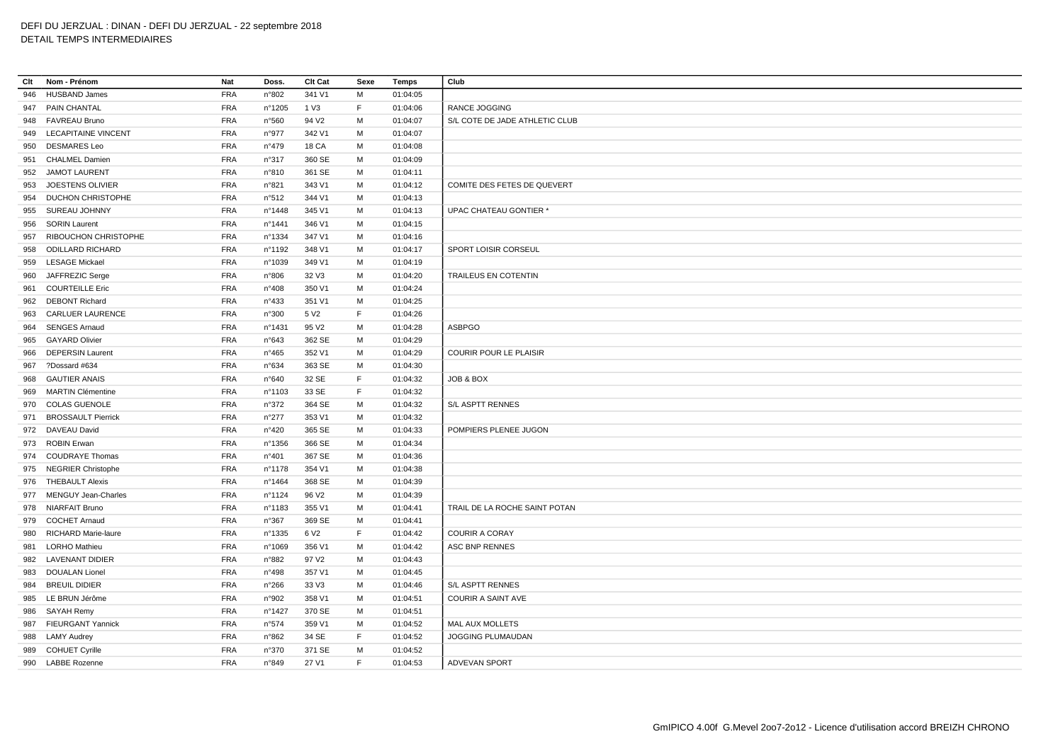DEFI DU JERZUAL : DINAN - DEFI DU JERZUAL - 22 septembre 2018
DETAIL TEMPS INTERMEDIAIRES

| Clt | Nom - Prénom | Nat | Doss. | Clt Cat | Sexe | Temps | Club |
|---|---|---|---|---|---|---|---|
| 946 | HUSBAND James | FRA | n°802 | 341 V1 | M | 01:04:05 | |
| 947 | PAIN CHANTAL | FRA | n°1205 | 1 V3 | F | 01:04:06 | RANCE JOGGING |
| 948 | FAVREAU Bruno | FRA | n°560 | 94 V2 | M | 01:04:07 | S/L COTE DE JADE ATHLETIC CLUB |
| 949 | LECAPITAINE VINCENT | FRA | n°977 | 342 V1 | M | 01:04:07 | |
| 950 | DESMARES Leo | FRA | n°479 | 18 CA | M | 01:04:08 | |
| 951 | CHALMEL Damien | FRA | n°317 | 360 SE | M | 01:04:09 | |
| 952 | JAMOT LAURENT | FRA | n°810 | 361 SE | M | 01:04:11 | |
| 953 | JOESTENS OLIVIER | FRA | n°821 | 343 V1 | M | 01:04:12 | COMITE DES FETES DE QUEVERT |
| 954 | DUCHON CHRISTOPHE | FRA | n°512 | 344 V1 | M | 01:04:13 | |
| 955 | SUREAU JOHNNY | FRA | n°1448 | 345 V1 | M | 01:04:13 | UPAC CHATEAU GONTIER * |
| 956 | SORIN Laurent | FRA | n°1441 | 346 V1 | M | 01:04:15 | |
| 957 | RIBOUCHON CHRISTOPHE | FRA | n°1334 | 347 V1 | M | 01:04:16 | |
| 958 | ODILLARD RICHARD | FRA | n°1192 | 348 V1 | M | 01:04:17 | SPORT LOISIR CORSEUL |
| 959 | LESAGE Mickael | FRA | n°1039 | 349 V1 | M | 01:04:19 | |
| 960 | JAFFREZIC Serge | FRA | n°806 | 32 V3 | M | 01:04:20 | TRAILEUS EN COTENTIN |
| 961 | COURTEILLE Eric | FRA | n°408 | 350 V1 | M | 01:04:24 | |
| 962 | DEBONT Richard | FRA | n°433 | 351 V1 | M | 01:04:25 | |
| 963 | CARLUER LAURENCE | FRA | n°300 | 5 V2 | F | 01:04:26 | |
| 964 | SENGES Arnaud | FRA | n°1431 | 95 V2 | M | 01:04:28 | ASBPGO |
| 965 | GAYARD Olivier | FRA | n°643 | 362 SE | M | 01:04:29 | |
| 966 | DEPERSIN Laurent | FRA | n°465 | 352 V1 | M | 01:04:29 | COURIR POUR LE PLAISIR |
| 967 | ?Dossard #634 | FRA | n°634 | 363 SE | M | 01:04:30 | |
| 968 | GAUTIER ANAIS | FRA | n°640 | 32 SE | F | 01:04:32 | JOB & BOX |
| 969 | MARTIN Clémentine | FRA | n°1103 | 33 SE | F | 01:04:32 | |
| 970 | COLAS GUENOLE | FRA | n°372 | 364 SE | M | 01:04:32 | S/L ASPTT RENNES |
| 971 | BROSSAULT Pierrick | FRA | n°277 | 353 V1 | M | 01:04:32 | |
| 972 | DAVEAU David | FRA | n°420 | 365 SE | M | 01:04:33 | POMPIERS PLENEE JUGON |
| 973 | ROBIN Erwan | FRA | n°1356 | 366 SE | M | 01:04:34 | |
| 974 | COUDRAYE Thomas | FRA | n°401 | 367 SE | M | 01:04:36 | |
| 975 | NEGRIER Christophe | FRA | n°1178 | 354 V1 | M | 01:04:38 | |
| 976 | THEBAULT Alexis | FRA | n°1464 | 368 SE | M | 01:04:39 | |
| 977 | MENGUY Jean-Charles | FRA | n°1124 | 96 V2 | M | 01:04:39 | |
| 978 | NIARFAIT Bruno | FRA | n°1183 | 355 V1 | M | 01:04:41 | TRAIL DE LA ROCHE SAINT POTAN |
| 979 | COCHET Arnaud | FRA | n°367 | 369 SE | M | 01:04:41 | |
| 980 | RICHARD Marie-laure | FRA | n°1335 | 6 V2 | F | 01:04:42 | COURIR A CORAY |
| 981 | LORHO Mathieu | FRA | n°1069 | 356 V1 | M | 01:04:42 | ASC BNP RENNES |
| 982 | LAVENANT DIDIER | FRA | n°882 | 97 V2 | M | 01:04:43 | |
| 983 | DOUALAN Lionel | FRA | n°498 | 357 V1 | M | 01:04:45 | |
| 984 | BREUIL DIDIER | FRA | n°266 | 33 V3 | M | 01:04:46 | S/L ASPTT RENNES |
| 985 | LE BRUN Jérôme | FRA | n°902 | 358 V1 | M | 01:04:51 | COURIR A SAINT AVE |
| 986 | SAYAH Remy | FRA | n°1427 | 370 SE | M | 01:04:51 | |
| 987 | FIEURGANT Yannick | FRA | n°574 | 359 V1 | M | 01:04:52 | MAL AUX MOLLETS |
| 988 | LAMY Audrey | FRA | n°862 | 34 SE | F | 01:04:52 | JOGGING PLUMAUDAN |
| 989 | COHUET Cyrille | FRA | n°370 | 371 SE | M | 01:04:52 | |
| 990 | LABBE Rozenne | FRA | n°849 | 27 V1 | F | 01:04:53 | ADVEVAN SPORT |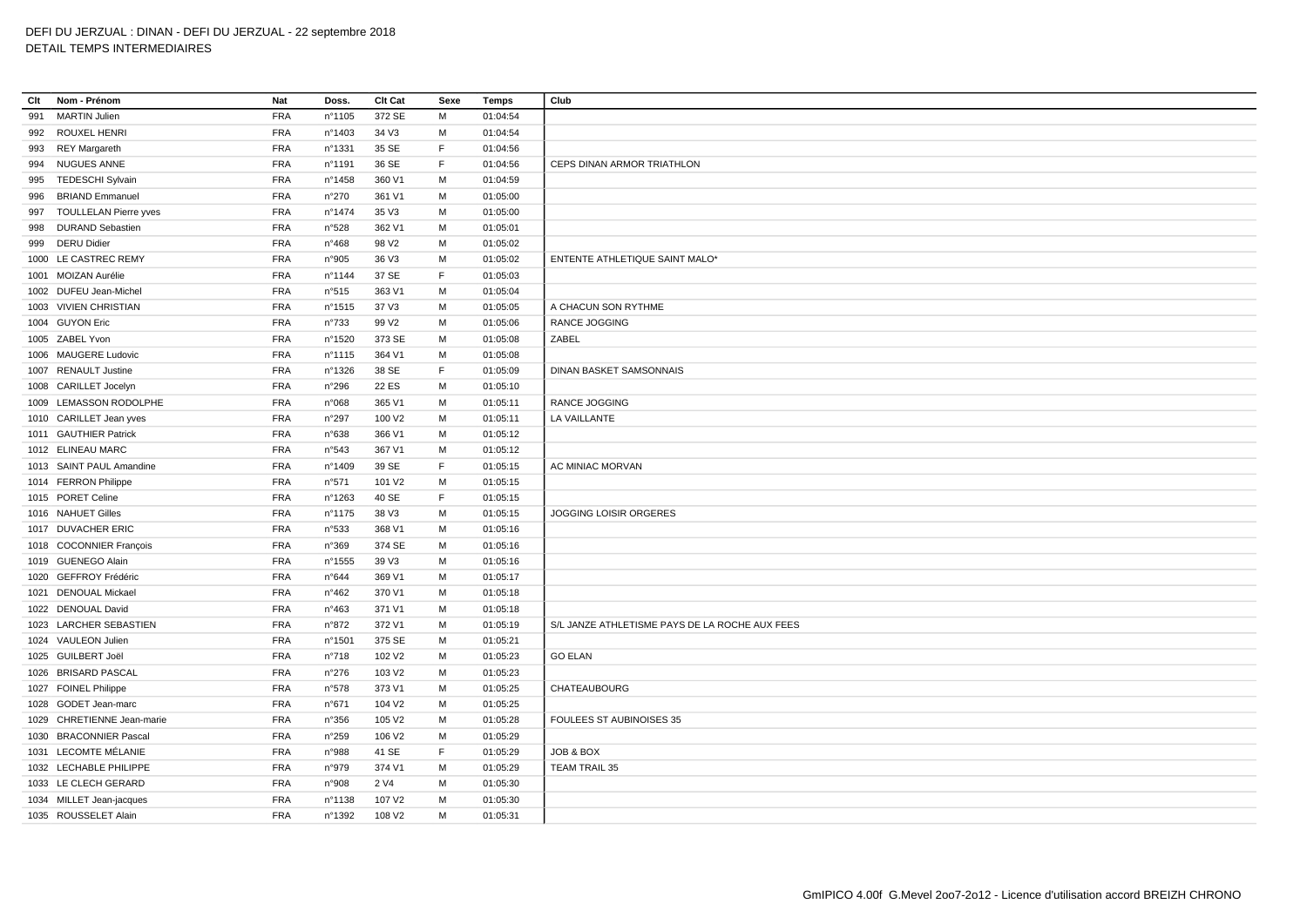DEFI DU JERZUAL : DINAN - DEFI DU JERZUAL - 22 septembre 2018
DETAIL TEMPS INTERMEDIAIRES

| Clt | Nom - Prénom | Nat | Doss. | Clt Cat | Sexe | Temps | Club |
|---|---|---|---|---|---|---|---|
| 991 | MARTIN Julien | FRA | n°1105 | 372 SE | M | 01:04:54 | |
| 992 | ROUXEL HENRI | FRA | n°1403 | 34 V3 | M | 01:04:54 | |
| 993 | REY Margareth | FRA | n°1331 | 35 SE | F | 01:04:56 | |
| 994 | NUGUES ANNE | FRA | n°1191 | 36 SE | F | 01:04:56 | CEPS DINAN ARMOR TRIATHLON |
| 995 | TEDESCHI Sylvain | FRA | n°1458 | 360 V1 | M | 01:04:59 | |
| 996 | BRIAND Emmanuel | FRA | n°270 | 361 V1 | M | 01:05:00 | |
| 997 | TOULLELAN Pierre yves | FRA | n°1474 | 35 V3 | M | 01:05:00 | |
| 998 | DURAND Sebastien | FRA | n°528 | 362 V1 | M | 01:05:01 | |
| 999 | DERU Didier | FRA | n°468 | 98 V2 | M | 01:05:02 | |
| 1000 | LE CASTREC REMY | FRA | n°905 | 36 V3 | M | 01:05:02 | ENTENTE ATHLETIQUE SAINT MALO* |
| 1001 | MOIZAN Aurélie | FRA | n°1144 | 37 SE | F | 01:05:03 | |
| 1002 | DUFEU Jean-Michel | FRA | n°515 | 363 V1 | M | 01:05:04 | |
| 1003 | VIVIEN CHRISTIAN | FRA | n°1515 | 37 V3 | M | 01:05:05 | A CHACUN SON RYTHME |
| 1004 | GUYON Eric | FRA | n°733 | 99 V2 | M | 01:05:06 | RANCE JOGGING |
| 1005 | ZABEL Yvon | FRA | n°1520 | 373 SE | M | 01:05:08 | ZABEL |
| 1006 | MAUGERE Ludovic | FRA | n°1115 | 364 V1 | M | 01:05:08 | |
| 1007 | RENAULT Justine | FRA | n°1326 | 38 SE | F | 01:05:09 | DINAN BASKET SAMSONNAIS |
| 1008 | CARILLET Jocelyn | FRA | n°296 | 22 ES | M | 01:05:10 | |
| 1009 | LEMASSON RODOLPHE | FRA | n°068 | 365 V1 | M | 01:05:11 | RANCE JOGGING |
| 1010 | CARILLET Jean yves | FRA | n°297 | 100 V2 | M | 01:05:11 | LA VAILLANTE |
| 1011 | GAUTHIER Patrick | FRA | n°638 | 366 V1 | M | 01:05:12 | |
| 1012 | ELINEAU MARC | FRA | n°543 | 367 V1 | M | 01:05:12 | |
| 1013 | SAINT PAUL Amandine | FRA | n°1409 | 39 SE | F | 01:05:15 | AC MINIAC MORVAN |
| 1014 | FERRON Philippe | FRA | n°571 | 101 V2 | M | 01:05:15 | |
| 1015 | PORET Celine | FRA | n°1263 | 40 SE | F | 01:05:15 | |
| 1016 | NAHUET Gilles | FRA | n°1175 | 38 V3 | M | 01:05:15 | JOGGING LOISIR ORGERES |
| 1017 | DUVACHER ERIC | FRA | n°533 | 368 V1 | M | 01:05:16 | |
| 1018 | COCONNIER François | FRA | n°369 | 374 SE | M | 01:05:16 | |
| 1019 | GUENEGO Alain | FRA | n°1555 | 39 V3 | M | 01:05:16 | |
| 1020 | GEFFROY Frédéric | FRA | n°644 | 369 V1 | M | 01:05:17 | |
| 1021 | DENOUAL Mickael | FRA | n°462 | 370 V1 | M | 01:05:18 | |
| 1022 | DENOUAL David | FRA | n°463 | 371 V1 | M | 01:05:18 | |
| 1023 | LARCHER SEBASTIEN | FRA | n°872 | 372 V1 | M | 01:05:19 | S/L JANZE ATHLETISME PAYS DE LA ROCHE AUX FEES |
| 1024 | VAULEON Julien | FRA | n°1501 | 375 SE | M | 01:05:21 | |
| 1025 | GUILBERT Joël | FRA | n°718 | 102 V2 | M | 01:05:23 | GO ELAN |
| 1026 | BRISARD PASCAL | FRA | n°276 | 103 V2 | M | 01:05:23 | |
| 1027 | FOINEL Philippe | FRA | n°578 | 373 V1 | M | 01:05:25 | CHATEAUBOURG |
| 1028 | GODET Jean-marc | FRA | n°671 | 104 V2 | M | 01:05:25 | |
| 1029 | CHRETIENNE Jean-marie | FRA | n°356 | 105 V2 | M | 01:05:28 | FOULEES ST AUBINOISES 35 |
| 1030 | BRACONNIER Pascal | FRA | n°259 | 106 V2 | M | 01:05:29 | |
| 1031 | LECOMTE MÉLANIE | FRA | n°988 | 41 SE | F | 01:05:29 | JOB & BOX |
| 1032 | LECHABLE PHILIPPE | FRA | n°979 | 374 V1 | M | 01:05:29 | TEAM TRAIL 35 |
| 1033 | LE CLECH GERARD | FRA | n°908 | 2 V4 | M | 01:05:30 | |
| 1034 | MILLET Jean-jacques | FRA | n°1138 | 107 V2 | M | 01:05:30 | |
| 1035 | ROUSSELET Alain | FRA | n°1392 | 108 V2 | M | 01:05:31 | |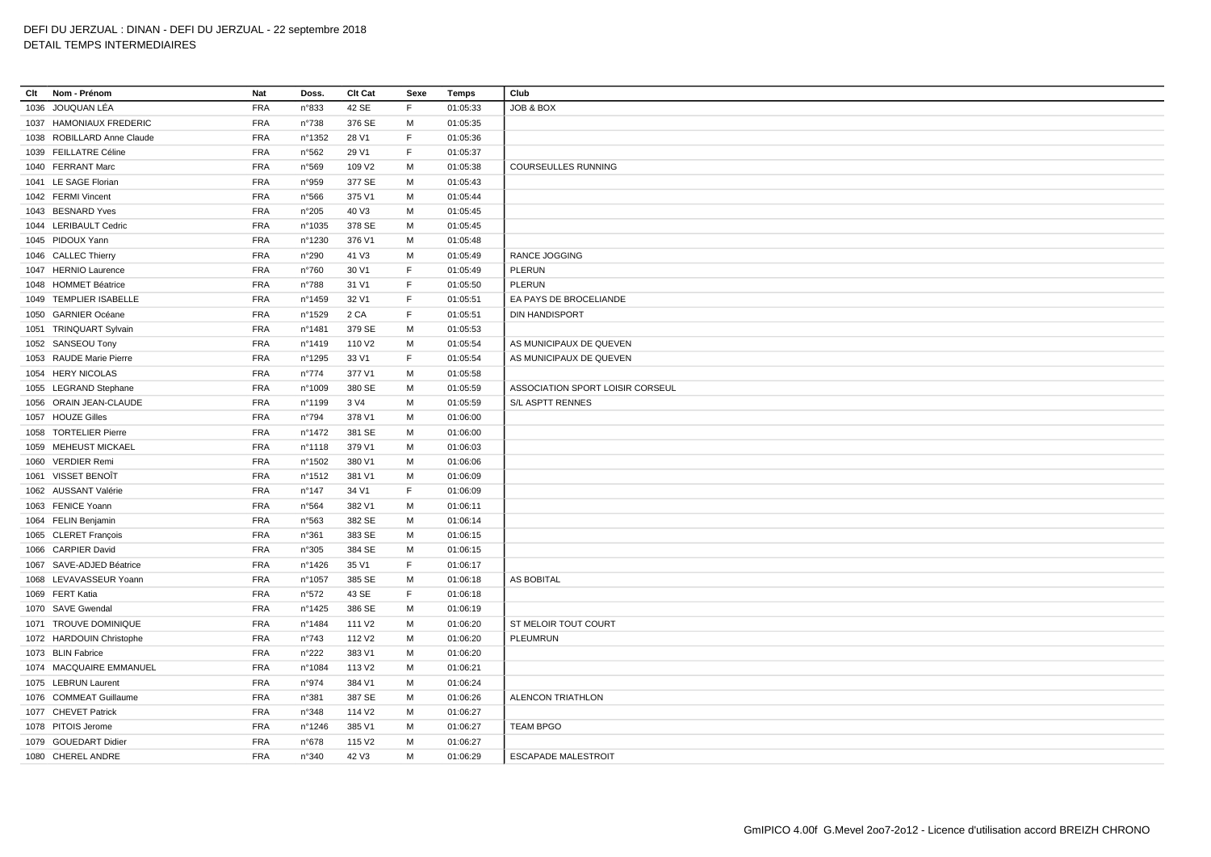DEFI DU JERZUAL : DINAN - DEFI DU JERZUAL - 22 septembre 2018
DETAIL TEMPS INTERMEDIAIRES

| Clt | Nom - Prénom | Nat | Doss. | Clt Cat | Sexe | Temps | Club |
|---|---|---|---|---|---|---|---|
| 1036 | JOUQUAN LÉA | FRA | n°833 | 42 SE | F | 01:05:33 | JOB & BOX |
| 1037 | HAMONIAUX FREDERIC | FRA | n°738 | 376 SE | M | 01:05:35 | |
| 1038 | ROBILLARD Anne Claude | FRA | n°1352 | 28 V1 | F | 01:05:36 | |
| 1039 | FEILLATRE Céline | FRA | n°562 | 29 V1 | F | 01:05:37 | |
| 1040 | FERRANT Marc | FRA | n°569 | 109 V2 | M | 01:05:38 | COURSEULLES RUNNING |
| 1041 | LE SAGE Florian | FRA | n°959 | 377 SE | M | 01:05:43 | |
| 1042 | FERMI Vincent | FRA | n°566 | 375 V1 | M | 01:05:44 | |
| 1043 | BESNARD Yves | FRA | n°205 | 40 V3 | M | 01:05:45 | |
| 1044 | LERIBAULT Cedric | FRA | n°1035 | 378 SE | M | 01:05:45 | |
| 1045 | PIDOUX Yann | FRA | n°1230 | 376 V1 | M | 01:05:48 | |
| 1046 | CALLEC Thierry | FRA | n°290 | 41 V3 | M | 01:05:49 | RANCE JOGGING |
| 1047 | HERNIO Laurence | FRA | n°760 | 30 V1 | F | 01:05:49 | PLERUN |
| 1048 | HOMMET Béatrice | FRA | n°788 | 31 V1 | F | 01:05:50 | PLERUN |
| 1049 | TEMPLIER ISABELLE | FRA | n°1459 | 32 V1 | F | 01:05:51 | EA PAYS DE BROCELIANDE |
| 1050 | GARNIER Océane | FRA | n°1529 | 2 CA | F | 01:05:51 | DIN HANDISPORT |
| 1051 | TRINQUART Sylvain | FRA | n°1481 | 379 SE | M | 01:05:53 | |
| 1052 | SANSEOU Tony | FRA | n°1419 | 110 V2 | M | 01:05:54 | AS MUNICIPAUX DE QUEVEN |
| 1053 | RAUDE Marie Pierre | FRA | n°1295 | 33 V1 | F | 01:05:54 | AS MUNICIPAUX DE QUEVEN |
| 1054 | HERY NICOLAS | FRA | n°774 | 377 V1 | M | 01:05:58 | |
| 1055 | LEGRAND Stephane | FRA | n°1009 | 380 SE | M | 01:05:59 | ASSOCIATION SPORT LOISIR CORSEUL |
| 1056 | ORAIN JEAN-CLAUDE | FRA | n°1199 | 3 V4 | M | 01:05:59 | S/L ASPTT RENNES |
| 1057 | HOUZE Gilles | FRA | n°794 | 378 V1 | M | 01:06:00 | |
| 1058 | TORTELIER Pierre | FRA | n°1472 | 381 SE | M | 01:06:00 | |
| 1059 | MEHEUST MICKAEL | FRA | n°1118 | 379 V1 | M | 01:06:03 | |
| 1060 | VERDIER Remi | FRA | n°1502 | 380 V1 | M | 01:06:06 | |
| 1061 | VISSET BENOÎT | FRA | n°1512 | 381 V1 | M | 01:06:09 | |
| 1062 | AUSSANT Valérie | FRA | n°147 | 34 V1 | F | 01:06:09 | |
| 1063 | FENICE Yoann | FRA | n°564 | 382 V1 | M | 01:06:11 | |
| 1064 | FELIN Benjamin | FRA | n°563 | 382 SE | M | 01:06:14 | |
| 1065 | CLERET François | FRA | n°361 | 383 SE | M | 01:06:15 | |
| 1066 | CARPIER David | FRA | n°305 | 384 SE | M | 01:06:15 | |
| 1067 | SAVE-ADJED Béatrice | FRA | n°1426 | 35 V1 | F | 01:06:17 | |
| 1068 | LEVAVASSEUR Yoann | FRA | n°1057 | 385 SE | M | 01:06:18 | AS BOBITAL |
| 1069 | FERT Katia | FRA | n°572 | 43 SE | F | 01:06:18 | |
| 1070 | SAVE Gwendal | FRA | n°1425 | 386 SE | M | 01:06:19 | |
| 1071 | TROUVE DOMINIQUE | FRA | n°1484 | 111 V2 | M | 01:06:20 | ST MELOIR TOUT COURT |
| 1072 | HARDOUIN Christophe | FRA | n°743 | 112 V2 | M | 01:06:20 | PLEUMRUN |
| 1073 | BLIN Fabrice | FRA | n°222 | 383 V1 | M | 01:06:20 | |
| 1074 | MACQUAIRE EMMANUEL | FRA | n°1084 | 113 V2 | M | 01:06:21 | |
| 1075 | LEBRUN Laurent | FRA | n°974 | 384 V1 | M | 01:06:24 | |
| 1076 | COMMEAT Guillaume | FRA | n°381 | 387 SE | M | 01:06:26 | ALENCON TRIATHLON |
| 1077 | CHEVET Patrick | FRA | n°348 | 114 V2 | M | 01:06:27 | |
| 1078 | PITOIS Jerome | FRA | n°1246 | 385 V1 | M | 01:06:27 | TEAM BPGO |
| 1079 | GOUEDART Didier | FRA | n°678 | 115 V2 | M | 01:06:27 | |
| 1080 | CHEREL ANDRE | FRA | n°340 | 42 V3 | M | 01:06:29 | ESCAPADE MALESTROIT |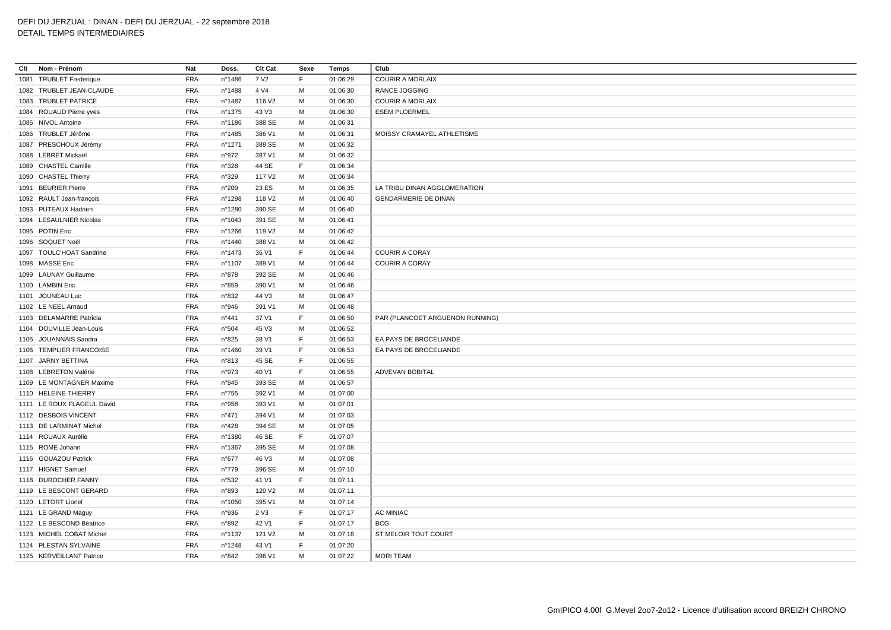DEFI DU JERZUAL : DINAN - DEFI DU JERZUAL - 22 septembre 2018
DETAIL TEMPS INTERMEDIAIRES

| Clt | Nom - Prénom | Nat | Doss. | Clt Cat | Sexe | Temps | Club |
|---|---|---|---|---|---|---|---|
| 1081 | TRUBLET Frederique | FRA | n°1486 | 7 V2 | F | 01:06:29 | COURIR A MORLAIX |
| 1082 | TRUBLET JEAN-CLAUDE | FRA | n°1488 | 4 V4 | M | 01:06:30 | RANCE JOGGING |
| 1083 | TRUBLET PATRICE | FRA | n°1487 | 116 V2 | M | 01:06:30 | COURIR A MORLAIX |
| 1084 | ROUAUD Pierre yves | FRA | n°1375 | 43 V3 | M | 01:06:30 | ESEM PLOERMEL |
| 1085 | NIVOL Antoine | FRA | n°1186 | 388 SE | M | 01:06:31 | |
| 1086 | TRUBLET Jérôme | FRA | n°1485 | 386 V1 | M | 01:06:31 | MOISSY CRAMAYEL ATHLETISME |
| 1087 | PRESCHOUX Jérémy | FRA | n°1271 | 389 SE | M | 01:06:32 | |
| 1088 | LEBRET Mickaël | FRA | n°972 | 387 V1 | M | 01:06:32 | |
| 1089 | CHASTEL Camille | FRA | n°328 | 44 SE | F | 01:06:34 | |
| 1090 | CHASTEL Thierry | FRA | n°329 | 117 V2 | M | 01:06:34 | |
| 1091 | BEURIER Pierre | FRA | n°209 | 23 ES | M | 01:06:35 | LA TRIBU DINAN AGGLOMERATION |
| 1092 | RAULT Jean-françois | FRA | n°1298 | 118 V2 | M | 01:06:40 | GENDARMERIE DE DINAN |
| 1093 | PUTEAUX Hadrien | FRA | n°1280 | 390 SE | M | 01:06:40 | |
| 1094 | LESAULNIER Nicolas | FRA | n°1043 | 391 SE | M | 01:06:41 | |
| 1095 | POTIN Eric | FRA | n°1266 | 119 V2 | M | 01:06:42 | |
| 1096 | SOQUET Noël | FRA | n°1440 | 388 V1 | M | 01:06:42 | |
| 1097 | TOULC'HOAT Sandrine | FRA | n°1473 | 36 V1 | F | 01:06:44 | COURIR A CORAY |
| 1098 | MASSE Eric | FRA | n°1107 | 389 V1 | M | 01:06:44 | COURIR A CORAY |
| 1099 | LAUNAY Guillaume | FRA | n°878 | 392 SE | M | 01:06:46 | |
| 1100 | LAMBIN Eric | FRA | n°859 | 390 V1 | M | 01:06:46 | |
| 1101 | JOUNEAU Luc | FRA | n°832 | 44 V3 | M | 01:06:47 | |
| 1102 | LE NEEL Arnaud | FRA | n°946 | 391 V1 | M | 01:06:48 | |
| 1103 | DELAMARRE Patricia | FRA | n°441 | 37 V1 | F | 01:06:50 | PAR (PLANCOET ARGUENON RUNNING) |
| 1104 | DOUVILLE Jean-Louis | FRA | n°504 | 45 V3 | M | 01:06:52 | |
| 1105 | JOUANNAIS Sandra | FRA | n°825 | 38 V1 | F | 01:06:53 | EA PAYS DE BROCELIANDE |
| 1106 | TEMPLIER FRANCOISE | FRA | n°1460 | 39 V1 | F | 01:06:53 | EA PAYS DE BROCELIANDE |
| 1107 | JARNY BETTINA | FRA | n°813 | 45 SE | F | 01:06:55 | |
| 1108 | LEBRETON Valérie | FRA | n°973 | 40 V1 | F | 01:06:55 | ADVEVAN BOBITAL |
| 1109 | LE MONTAGNER Maxime | FRA | n°945 | 393 SE | M | 01:06:57 | |
| 1110 | HELEINE THIERRY | FRA | n°755 | 392 V1 | M | 01:07:00 | |
| 1111 | LE ROUX FLAGEUL David | FRA | n°958 | 393 V1 | M | 01:07:01 | |
| 1112 | DESBOIS VINCENT | FRA | n°471 | 394 V1 | M | 01:07:03 | |
| 1113 | DE LARMINAT Michel | FRA | n°428 | 394 SE | M | 01:07:05 | |
| 1114 | ROUAUX Aurélie | FRA | n°1380 | 46 SE | F | 01:07:07 | |
| 1115 | ROME Johann | FRA | n°1367 | 395 SE | M | 01:07:08 | |
| 1116 | GOUAZOU Patrick | FRA | n°677 | 46 V3 | M | 01:07:08 | |
| 1117 | HIGNET Samuel | FRA | n°779 | 396 SE | M | 01:07:10 | |
| 1118 | DUROCHER FANNY | FRA | n°532 | 41 V1 | F | 01:07:11 | |
| 1119 | LE BESCONT GERARD | FRA | n°893 | 120 V2 | M | 01:07:11 | |
| 1120 | LETORT Lionel | FRA | n°1050 | 395 V1 | M | 01:07:14 | |
| 1121 | LE GRAND Maguy | FRA | n°936 | 2 V3 | F | 01:07:17 | AC MINIAC |
| 1122 | LE BESCOND Béatrice | FRA | n°892 | 42 V1 | F | 01:07:17 | BCG |
| 1123 | MICHEL COBAT Michel | FRA | n°1137 | 121 V2 | M | 01:07:18 | ST MELOIR TOUT COURT |
| 1124 | PLESTAN SYLVAINE | FRA | n°1248 | 43 V1 | F | 01:07:20 | |
| 1125 | KERVEILLANT Patrice | FRA | n°842 | 396 V1 | M | 01:07:22 | MORI TEAM |

GmIPICO 4.00f G.Mevel 2oo7-2o12 - Licence d'utilisation accord BREIZH CHRONO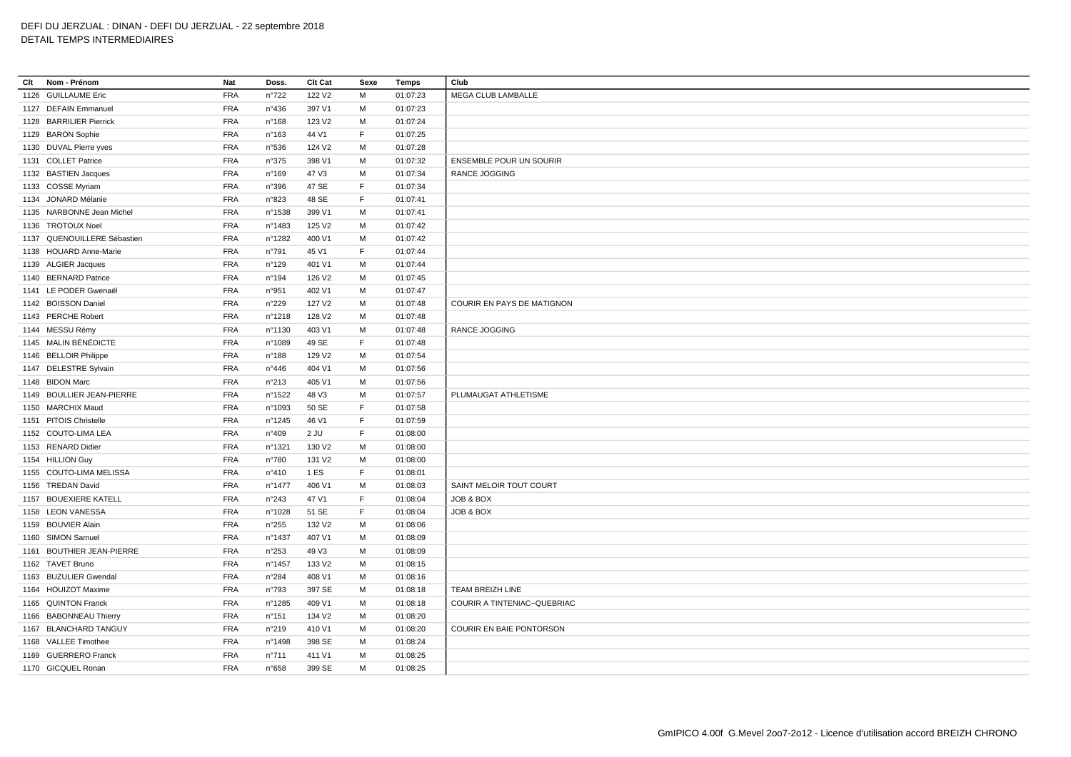DEFI DU JERZUAL : DINAN - DEFI DU JERZUAL - 22 septembre 2018
DETAIL TEMPS INTERMEDIAIRES

| Clt | Nom - Prénom | Nat | Doss. | Clt Cat | Sexe | Temps | Club |
|---|---|---|---|---|---|---|---|
| 1126 | GUILLAUME Eric | FRA | n°722 | 122 V2 | M | 01:07:23 | MEGA CLUB LAMBALLE |
| 1127 | DEFAIN Emmanuel | FRA | n°436 | 397 V1 | M | 01:07:23 | |
| 1128 | BARRILIER Pierrick | FRA | n°168 | 123 V2 | M | 01:07:24 | |
| 1129 | BARON Sophie | FRA | n°163 | 44 V1 | F | 01:07:25 | |
| 1130 | DUVAL Pierre yves | FRA | n°536 | 124 V2 | M | 01:07:28 | |
| 1131 | COLLET Patrice | FRA | n°375 | 398 V1 | M | 01:07:32 | ENSEMBLE POUR UN SOURIR |
| 1132 | BASTIEN Jacques | FRA | n°169 | 47 V3 | M | 01:07:34 | RANCE JOGGING |
| 1133 | COSSE Myriam | FRA | n°396 | 47 SE | F | 01:07:34 | |
| 1134 | JONARD Mélanie | FRA | n°823 | 48 SE | F | 01:07:41 | |
| 1135 | NARBONNE Jean Michel | FRA | n°1538 | 399 V1 | M | 01:07:41 | |
| 1136 | TROTOUX Noel | FRA | n°1483 | 125 V2 | M | 01:07:42 | |
| 1137 | QUENOUILLERE Sébastien | FRA | n°1282 | 400 V1 | M | 01:07:42 | |
| 1138 | HOUARD Anne-Marie | FRA | n°791 | 45 V1 | F | 01:07:44 | |
| 1139 | ALGIER Jacques | FRA | n°129 | 401 V1 | M | 01:07:44 | |
| 1140 | BERNARD Patrice | FRA | n°194 | 126 V2 | M | 01:07:45 | |
| 1141 | LE PODER Gwenaël | FRA | n°951 | 402 V1 | M | 01:07:47 | |
| 1142 | BOISSON Daniel | FRA | n°229 | 127 V2 | M | 01:07:48 | COURIR EN PAYS DE MATIGNON |
| 1143 | PERCHE Robert | FRA | n°1218 | 128 V2 | M | 01:07:48 | |
| 1144 | MESSU Rémy | FRA | n°1130 | 403 V1 | M | 01:07:48 | RANCE JOGGING |
| 1145 | MALIN BÉNÉDICTE | FRA | n°1089 | 49 SE | F | 01:07:48 | |
| 1146 | BELLOIR Philippe | FRA | n°188 | 129 V2 | M | 01:07:54 | |
| 1147 | DELESTRE Sylvain | FRA | n°446 | 404 V1 | M | 01:07:56 | |
| 1148 | BIDON Marc | FRA | n°213 | 405 V1 | M | 01:07:56 | |
| 1149 | BOULLIER JEAN-PIERRE | FRA | n°1522 | 48 V3 | M | 01:07:57 | PLUMAUGAT ATHLETISME |
| 1150 | MARCHIX Maud | FRA | n°1093 | 50 SE | F | 01:07:58 | |
| 1151 | PITOIS Christelle | FRA | n°1245 | 46 V1 | F | 01:07:59 | |
| 1152 | COUTO-LIMA LEA | FRA | n°409 | 2 JU | F | 01:08:00 | |
| 1153 | RENARD Didier | FRA | n°1321 | 130 V2 | M | 01:08:00 | |
| 1154 | HILLION Guy | FRA | n°780 | 131 V2 | M | 01:08:00 | |
| 1155 | COUTO-LIMA MELISSA | FRA | n°410 | 1 ES | F | 01:08:01 | |
| 1156 | TREDAN David | FRA | n°1477 | 406 V1 | M | 01:08:03 | SAINT MELOIR TOUT COURT |
| 1157 | BOUEXIERE KATELL | FRA | n°243 | 47 V1 | F | 01:08:04 | JOB & BOX |
| 1158 | LEON VANESSA | FRA | n°1028 | 51 SE | F | 01:08:04 | JOB & BOX |
| 1159 | BOUVIER Alain | FRA | n°255 | 132 V2 | M | 01:08:06 | |
| 1160 | SIMON Samuel | FRA | n°1437 | 407 V1 | M | 01:08:09 | |
| 1161 | BOUTHIER JEAN-PIERRE | FRA | n°253 | 49 V3 | M | 01:08:09 | |
| 1162 | TAVET Bruno | FRA | n°1457 | 133 V2 | M | 01:08:15 | |
| 1163 | BUZULIER Gwendal | FRA | n°284 | 408 V1 | M | 01:08:16 | |
| 1164 | HOUIZOT Maxime | FRA | n°793 | 397 SE | M | 01:08:18 | TEAM BREIZH LINE |
| 1165 | QUINTON Franck | FRA | n°1285 | 409 V1 | M | 01:08:18 | COURIR A TINTENIAC−QUEBRIAC |
| 1166 | BABONNEAU Thierry | FRA | n°151 | 134 V2 | M | 01:08:20 | |
| 1167 | BLANCHARD TANGUY | FRA | n°219 | 410 V1 | M | 01:08:20 | COURIR EN BAIE PONTORSON |
| 1168 | VALLEE Timothee | FRA | n°1498 | 398 SE | M | 01:08:24 | |
| 1169 | GUERRERO Franck | FRA | n°711 | 411 V1 | M | 01:08:25 | |
| 1170 | GICQUEL Ronan | FRA | n°658 | 399 SE | M | 01:08:25 | |

GmIPICO 4.00f G.Mevel 2oo7-2o12 - Licence d'utilisation accord BREIZH CHRONO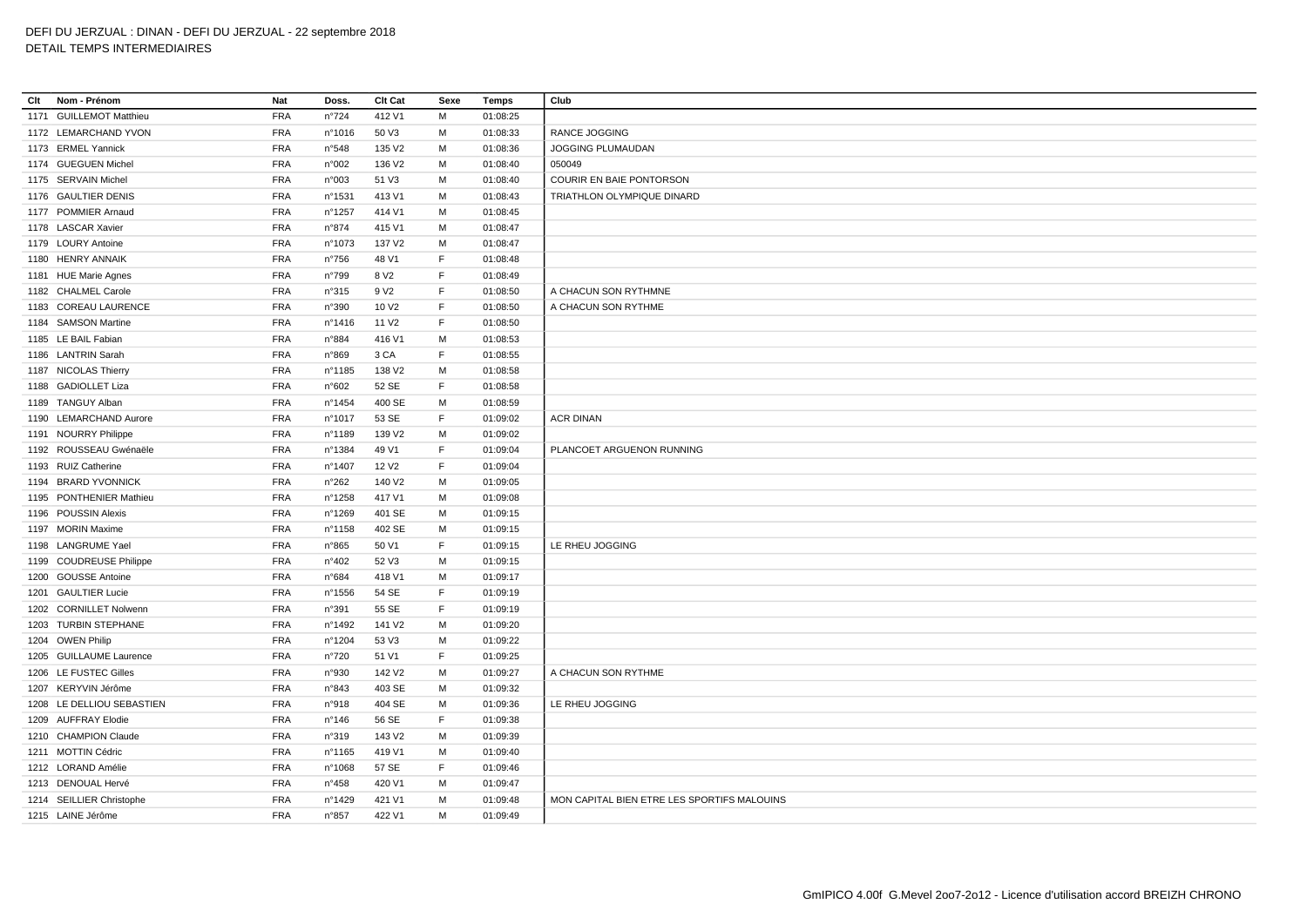DEFI DU JERZUAL : DINAN - DEFI DU JERZUAL - 22 septembre 2018
DETAIL TEMPS INTERMEDIAIRES

| Clt | Nom - Prénom | Nat | Doss. | Clt Cat | Sexe | Temps | Club |
|---|---|---|---|---|---|---|---|
| 1171 | GUILLEMOT Matthieu | FRA | n°724 | 412 V1 | M | 01:08:25 | |
| 1172 | LEMARCHAND YVON | FRA | n°1016 | 50 V3 | M | 01:08:33 | RANCE JOGGING |
| 1173 | ERMEL Yannick | FRA | n°548 | 135 V2 | M | 01:08:36 | JOGGING PLUMAUDAN |
| 1174 | GUEGUEN Michel | FRA | n°002 | 136 V2 | M | 01:08:40 | 050049 |
| 1175 | SERVAIN Michel | FRA | n°003 | 51 V3 | M | 01:08:40 | COURIR EN BAIE PONTORSON |
| 1176 | GAULTIER DENIS | FRA | n°1531 | 413 V1 | M | 01:08:43 | TRIATHLON OLYMPIQUE DINARD |
| 1177 | POMMIER Arnaud | FRA | n°1257 | 414 V1 | M | 01:08:45 | |
| 1178 | LASCAR Xavier | FRA | n°874 | 415 V1 | M | 01:08:47 | |
| 1179 | LOURY Antoine | FRA | n°1073 | 137 V2 | M | 01:08:47 | |
| 1180 | HENRY ANNAIK | FRA | n°756 | 48 V1 | F | 01:08:48 | |
| 1181 | HUE Marie Agnes | FRA | n°799 | 8 V2 | F | 01:08:49 | |
| 1182 | CHALMEL Carole | FRA | n°315 | 9 V2 | F | 01:08:50 | A CHACUN SON RYTHMNE |
| 1183 | COREAU LAURENCE | FRA | n°390 | 10 V2 | F | 01:08:50 | A CHACUN SON RYTHME |
| 1184 | SAMSON Martine | FRA | n°1416 | 11 V2 | F | 01:08:50 | |
| 1185 | LE BAIL Fabian | FRA | n°884 | 416 V1 | M | 01:08:53 | |
| 1186 | LANTRIN Sarah | FRA | n°869 | 3 CA | F | 01:08:55 | |
| 1187 | NICOLAS Thierry | FRA | n°1185 | 138 V2 | M | 01:08:58 | |
| 1188 | GADIOLLET Liza | FRA | n°602 | 52 SE | F | 01:08:58 | |
| 1189 | TANGUY Alban | FRA | n°1454 | 400 SE | M | 01:08:59 | |
| 1190 | LEMARCHAND Aurore | FRA | n°1017 | 53 SE | F | 01:09:02 | ACR DINAN |
| 1191 | NOURRY Philippe | FRA | n°1189 | 139 V2 | M | 01:09:02 | |
| 1192 | ROUSSEAU Gwénaële | FRA | n°1384 | 49 V1 | F | 01:09:04 | PLANCOET ARGUENON RUNNING |
| 1193 | RUIZ Catherine | FRA | n°1407 | 12 V2 | F | 01:09:04 | |
| 1194 | BRARD YVONNICK | FRA | n°262 | 140 V2 | M | 01:09:05 | |
| 1195 | PONTHENIER Mathieu | FRA | n°1258 | 417 V1 | M | 01:09:08 | |
| 1196 | POUSSIN Alexis | FRA | n°1269 | 401 SE | M | 01:09:15 | |
| 1197 | MORIN Maxime | FRA | n°1158 | 402 SE | M | 01:09:15 | |
| 1198 | LANGRUME Yael | FRA | n°865 | 50 V1 | F | 01:09:15 | LE RHEU JOGGING |
| 1199 | COUDREUSE Philippe | FRA | n°402 | 52 V3 | M | 01:09:15 | |
| 1200 | GOUSSE Antoine | FRA | n°684 | 418 V1 | M | 01:09:17 | |
| 1201 | GAULTIER Lucie | FRA | n°1556 | 54 SE | F | 01:09:19 | |
| 1202 | CORNILLET Nolwenn | FRA | n°391 | 55 SE | F | 01:09:19 | |
| 1203 | TURBIN STEPHANE | FRA | n°1492 | 141 V2 | M | 01:09:20 | |
| 1204 | OWEN Philip | FRA | n°1204 | 53 V3 | M | 01:09:22 | |
| 1205 | GUILLAUME Laurence | FRA | n°720 | 51 V1 | F | 01:09:25 | |
| 1206 | LE FUSTEC Gilles | FRA | n°930 | 142 V2 | M | 01:09:27 | A CHACUN SON RYTHME |
| 1207 | KERYVIN Jérôme | FRA | n°843 | 403 SE | M | 01:09:32 | |
| 1208 | LE DELLIOU SEBASTIEN | FRA | n°918 | 404 SE | M | 01:09:36 | LE RHEU JOGGING |
| 1209 | AUFFRAY Elodie | FRA | n°146 | 56 SE | F | 01:09:38 | |
| 1210 | CHAMPION Claude | FRA | n°319 | 143 V2 | M | 01:09:39 | |
| 1211 | MOTTIN Cédric | FRA | n°1165 | 419 V1 | M | 01:09:40 | |
| 1212 | LORAND Amélie | FRA | n°1068 | 57 SE | F | 01:09:46 | |
| 1213 | DENOUAL Hervé | FRA | n°458 | 420 V1 | M | 01:09:47 | |
| 1214 | SEILLIER Christophe | FRA | n°1429 | 421 V1 | M | 01:09:48 | MON CAPITAL BIEN ETRE LES SPORTIFS MALOUINS |
| 1215 | LAINE Jérôme | FRA | n°857 | 422 V1 | M | 01:09:49 | |

GmIPICO 4.00f G.Mevel 2oo7-2o12 - Licence d'utilisation accord BREIZH CHRONO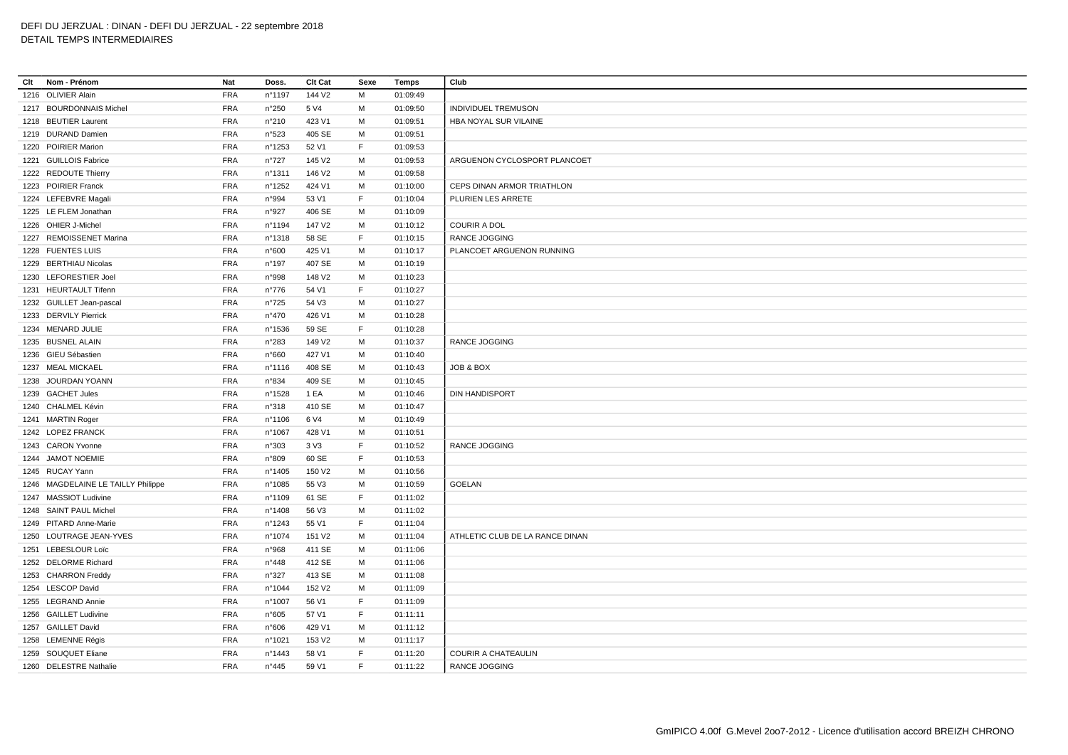DEFI DU JERZUAL : DINAN - DEFI DU JERZUAL - 22 septembre 2018
DETAIL TEMPS INTERMEDIAIRES

| Clt | Nom - Prénom | Nat | Doss. | Clt Cat | Sexe | Temps | Club |
|---|---|---|---|---|---|---|---|
| 1216 | OLIVIER Alain | FRA | n°1197 | 144 V2 | M | 01:09:49 | |
| 1217 | BOURDONNAIS Michel | FRA | n°250 | 5 V4 | M | 01:09:50 | INDIVIDUEL TREMUSON |
| 1218 | BEUTIER Laurent | FRA | n°210 | 423 V1 | M | 01:09:51 | HBA NOYAL SUR VILAINE |
| 1219 | DURAND Damien | FRA | n°523 | 405 SE | M | 01:09:51 | |
| 1220 | POIRIER Marion | FRA | n°1253 | 52 V1 | F | 01:09:53 | |
| 1221 | GUILLOIS Fabrice | FRA | n°727 | 145 V2 | M | 01:09:53 | ARGUENON CYCLOSPORT PLANCOET |
| 1222 | REDOUTE Thierry | FRA | n°1311 | 146 V2 | M | 01:09:58 | |
| 1223 | POIRIER Franck | FRA | n°1252 | 424 V1 | M | 01:10:00 | CEPS DINAN ARMOR TRIATHLON |
| 1224 | LEFEBVRE Magali | FRA | n°994 | 53 V1 | F | 01:10:04 | PLURIEN LES ARRETE |
| 1225 | LE FLEM Jonathan | FRA | n°927 | 406 SE | M | 01:10:09 | |
| 1226 | OHIER J-Michel | FRA | n°1194 | 147 V2 | M | 01:10:12 | COURIR A DOL |
| 1227 | REMOISSENET Marina | FRA | n°1318 | 58 SE | F | 01:10:15 | RANCE JOGGING |
| 1228 | FUENTES LUIS | FRA | n°600 | 425 V1 | M | 01:10:17 | PLANCOET ARGUENON RUNNING |
| 1229 | BERTHIAU Nicolas | FRA | n°197 | 407 SE | M | 01:10:19 | |
| 1230 | LEFORESTIER Joel | FRA | n°998 | 148 V2 | M | 01:10:23 | |
| 1231 | HEURTAULT Tifenn | FRA | n°776 | 54 V1 | F | 01:10:27 | |
| 1232 | GUILLET Jean-pascal | FRA | n°725 | 54 V3 | M | 01:10:27 | |
| 1233 | DERVILY Pierrick | FRA | n°470 | 426 V1 | M | 01:10:28 | |
| 1234 | MENARD JULIE | FRA | n°1536 | 59 SE | F | 01:10:28 | |
| 1235 | BUSNEL ALAIN | FRA | n°283 | 149 V2 | M | 01:10:37 | RANCE JOGGING |
| 1236 | GIEU Sébastien | FRA | n°660 | 427 V1 | M | 01:10:40 | |
| 1237 | MEAL MICKAEL | FRA | n°1116 | 408 SE | M | 01:10:43 | JOB & BOX |
| 1238 | JOURDAN YOANN | FRA | n°834 | 409 SE | M | 01:10:45 | |
| 1239 | GACHET Jules | FRA | n°1528 | 1 EA | M | 01:10:46 | DIN HANDISPORT |
| 1240 | CHALMEL Kévin | FRA | n°318 | 410 SE | M | 01:10:47 | |
| 1241 | MARTIN Roger | FRA | n°1106 | 6 V4 | M | 01:10:49 | |
| 1242 | LOPEZ FRANCK | FRA | n°1067 | 428 V1 | M | 01:10:51 | |
| 1243 | CARON Yvonne | FRA | n°303 | 3 V3 | F | 01:10:52 | RANCE JOGGING |
| 1244 | JAMOT NOEMIE | FRA | n°809 | 60 SE | F | 01:10:53 | |
| 1245 | RUCAY Yann | FRA | n°1405 | 150 V2 | M | 01:10:56 | |
| 1246 | MAGDELAINE LE TAILLY Philippe | FRA | n°1085 | 55 V3 | M | 01:10:59 | GOELAN |
| 1247 | MASSIOT Ludivine | FRA | n°1109 | 61 SE | F | 01:11:02 | |
| 1248 | SAINT PAUL Michel | FRA | n°1408 | 56 V3 | M | 01:11:02 | |
| 1249 | PITARD Anne-Marie | FRA | n°1243 | 55 V1 | F | 01:11:04 | |
| 1250 | LOUTRAGE JEAN-YVES | FRA | n°1074 | 151 V2 | M | 01:11:04 | ATHLETIC CLUB DE LA RANCE DINAN |
| 1251 | LEBESLOUR Loïc | FRA | n°968 | 411 SE | M | 01:11:06 | |
| 1252 | DELORME Richard | FRA | n°448 | 412 SE | M | 01:11:06 | |
| 1253 | CHARRON Freddy | FRA | n°327 | 413 SE | M | 01:11:08 | |
| 1254 | LESCOP David | FRA | n°1044 | 152 V2 | M | 01:11:09 | |
| 1255 | LEGRAND Annie | FRA | n°1007 | 56 V1 | F | 01:11:09 | |
| 1256 | GAILLET Ludivine | FRA | n°605 | 57 V1 | F | 01:11:11 | |
| 1257 | GAILLET David | FRA | n°606 | 429 V1 | M | 01:11:12 | |
| 1258 | LEMENNE Régis | FRA | n°1021 | 153 V2 | M | 01:11:17 | |
| 1259 | SOUQUET Eliane | FRA | n°1443 | 58 V1 | F | 01:11:20 | COURIR A CHATEAULIN |
| 1260 | DELESTRE Nathalie | FRA | n°445 | 59 V1 | F | 01:11:22 | RANCE JOGGING |

GmIPICO 4.00f G.Mevel 2oo7-2o12 - Licence d'utilisation accord BREIZH CHRONO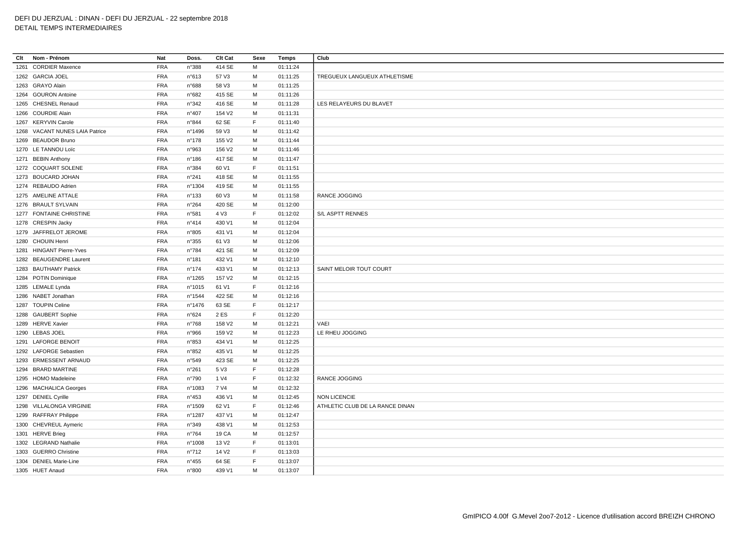DEFI DU JERZUAL : DINAN - DEFI DU JERZUAL - 22 septembre 2018
DETAIL TEMPS INTERMEDIAIRES

| Clt | Nom - Prénom | Nat | Doss. | Clt Cat | Sexe | Temps | Club |
|---|---|---|---|---|---|---|---|
| 1261 | CORDIER Maxence | FRA | n°388 | 414 SE | M | 01:11:24 | |
| 1262 | GARCIA JOEL | FRA | n°613 | 57 V3 | M | 01:11:25 | TREGUEUX LANGUEUX ATHLETISME |
| 1263 | GRAYO Alain | FRA | n°688 | 58 V3 | M | 01:11:25 | |
| 1264 | GOURON Antoine | FRA | n°682 | 415 SE | M | 01:11:26 | |
| 1265 | CHESNEL Renaud | FRA | n°342 | 416 SE | M | 01:11:28 | LES RELAYEURS DU BLAVET |
| 1266 | COURDIE Alain | FRA | n°407 | 154 V2 | M | 01:11:31 | |
| 1267 | KERYVIN Carole | FRA | n°844 | 62 SE | F | 01:11:40 | |
| 1268 | VACANT NUNES LAIA Patrice | FRA | n°1496 | 59 V3 | M | 01:11:42 | |
| 1269 | BEAUDOR Bruno | FRA | n°178 | 155 V2 | M | 01:11:44 | |
| 1270 | LE TANNOU Loïc | FRA | n°963 | 156 V2 | M | 01:11:46 | |
| 1271 | BEBIN Anthony | FRA | n°186 | 417 SE | M | 01:11:47 | |
| 1272 | COQUART SOLENE | FRA | n°384 | 60 V1 | F | 01:11:51 | |
| 1273 | BOUCARD JOHAN | FRA | n°241 | 418 SE | M | 01:11:55 | |
| 1274 | REBAUDO Adrien | FRA | n°1304 | 419 SE | M | 01:11:55 | |
| 1275 | AMELINE ATTALE | FRA | n°133 | 60 V3 | M | 01:11:58 | RANCE JOGGING |
| 1276 | BRAULT SYLVAIN | FRA | n°264 | 420 SE | M | 01:12:00 | |
| 1277 | FONTAINE CHRISTINE | FRA | n°581 | 4 V3 | F | 01:12:02 | S/L ASPTT RENNES |
| 1278 | CRESPIN Jacky | FRA | n°414 | 430 V1 | M | 01:12:04 | |
| 1279 | JAFFRELOT JEROME | FRA | n°805 | 431 V1 | M | 01:12:04 | |
| 1280 | CHOUIN Henri | FRA | n°355 | 61 V3 | M | 01:12:06 | |
| 1281 | HINGANT Pierre-Yves | FRA | n°784 | 421 SE | M | 01:12:09 | |
| 1282 | BEAUGENDRE Laurent | FRA | n°181 | 432 V1 | M | 01:12:10 | |
| 1283 | BAUTHAMY Patrick | FRA | n°174 | 433 V1 | M | 01:12:13 | SAINT MELOIR TOUT COURT |
| 1284 | POTIN Dominique | FRA | n°1265 | 157 V2 | M | 01:12:15 | |
| 1285 | LEMALE Lynda | FRA | n°1015 | 61 V1 | F | 01:12:16 | |
| 1286 | NABET Jonathan | FRA | n°1544 | 422 SE | M | 01:12:16 | |
| 1287 | TOUPIN Celine | FRA | n°1476 | 63 SE | F | 01:12:17 | |
| 1288 | GAUBERT Sophie | FRA | n°624 | 2 ES | F | 01:12:20 | |
| 1289 | HERVE Xavier | FRA | n°768 | 158 V2 | M | 01:12:21 | VAEI |
| 1290 | LEBAS JOEL | FRA | n°966 | 159 V2 | M | 01:12:23 | LE RHEU JOGGING |
| 1291 | LAFORGE BENOIT | FRA | n°853 | 434 V1 | M | 01:12:25 | |
| 1292 | LAFORGE Sebastien | FRA | n°852 | 435 V1 | M | 01:12:25 | |
| 1293 | ERMESSENT ARNAUD | FRA | n°549 | 423 SE | M | 01:12:25 | |
| 1294 | BRARD MARTINE | FRA | n°261 | 5 V3 | F | 01:12:28 | |
| 1295 | HOMO Madeleine | FRA | n°790 | 1 V4 | F | 01:12:32 | RANCE JOGGING |
| 1296 | MACHALICA Georges | FRA | n°1083 | 7 V4 | M | 01:12:32 | |
| 1297 | DENIEL Cyrille | FRA | n°453 | 436 V1 | M | 01:12:45 | NON LICENCIE |
| 1298 | VILLALONGA VIRGINIE | FRA | n°1509 | 62 V1 | F | 01:12:46 | ATHLETIC CLUB DE LA RANCE DINAN |
| 1299 | RAFFRAY Philippe | FRA | n°1287 | 437 V1 | M | 01:12:47 | |
| 1300 | CHEVREUL Aymeric | FRA | n°349 | 438 V1 | M | 01:12:53 | |
| 1301 | HERVE Brieg | FRA | n°764 | 19 CA | M | 01:12:57 | |
| 1302 | LEGRAND Nathalie | FRA | n°1008 | 13 V2 | F | 01:13:01 | |
| 1303 | GUERRO Christine | FRA | n°712 | 14 V2 | F | 01:13:03 | |
| 1304 | DENIEL Marie-Line | FRA | n°455 | 64 SE | F | 01:13:07 | |
| 1305 | HUET Anaud | FRA | n°800 | 439 V1 | M | 01:13:07 | |

GmIPICO 4.00f G.Mevel 2oo7-2o12 - Licence d'utilisation accord BREIZH CHRONO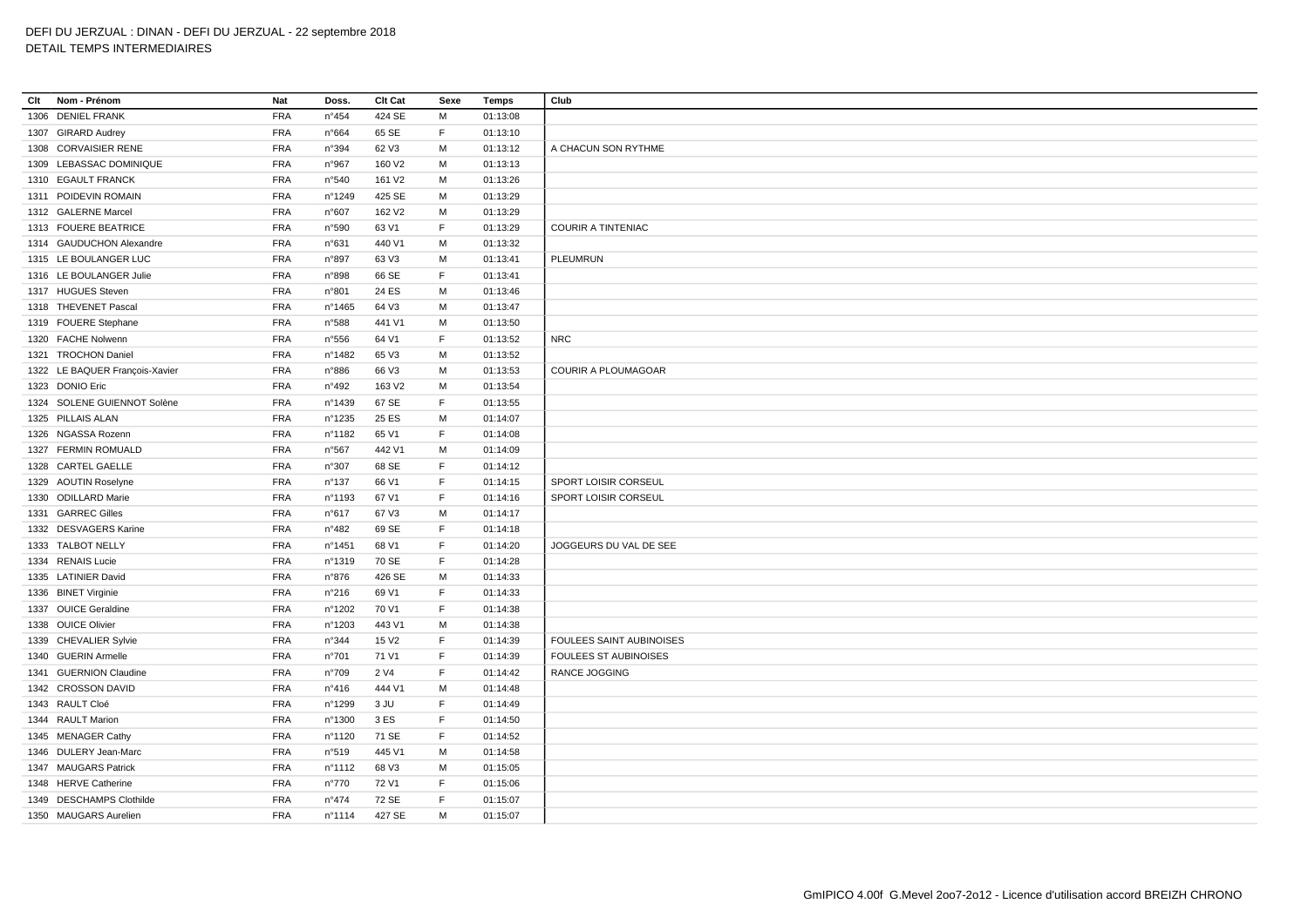DEFI DU JERZUAL : DINAN - DEFI DU JERZUAL - 22 septembre 2018
DETAIL TEMPS INTERMEDIAIRES

| Clt | Nom - Prénom | Nat | Doss. | Clt Cat | Sexe | Temps | Club |
|---|---|---|---|---|---|---|---|
| 1306 | DENIEL FRANK | FRA | n°454 | 424 SE | M | 01:13:08 | |
| 1307 | GIRARD Audrey | FRA | n°664 | 65 SE | F | 01:13:10 | |
| 1308 | CORVAISIER RENE | FRA | n°394 | 62 V3 | M | 01:13:12 | A CHACUN SON RYTHME |
| 1309 | LEBASSAC DOMINIQUE | FRA | n°967 | 160 V2 | M | 01:13:13 | |
| 1310 | EGAULT FRANCK | FRA | n°540 | 161 V2 | M | 01:13:26 | |
| 1311 | POIDEVIN ROMAIN | FRA | n°1249 | 425 SE | M | 01:13:29 | |
| 1312 | GALERNE Marcel | FRA | n°607 | 162 V2 | M | 01:13:29 | |
| 1313 | FOUERE BEATRICE | FRA | n°590 | 63 V1 | F | 01:13:29 | COURIR A TINTENIAC |
| 1314 | GAUDUCHON Alexandre | FRA | n°631 | 440 V1 | M | 01:13:32 | |
| 1315 | LE BOULANGER LUC | FRA | n°897 | 63 V3 | M | 01:13:41 | PLEUMRUN |
| 1316 | LE BOULANGER Julie | FRA | n°898 | 66 SE | F | 01:13:41 | |
| 1317 | HUGUES Steven | FRA | n°801 | 24 ES | M | 01:13:46 | |
| 1318 | THEVENET Pascal | FRA | n°1465 | 64 V3 | M | 01:13:47 | |
| 1319 | FOUERE Stephane | FRA | n°588 | 441 V1 | M | 01:13:50 | |
| 1320 | FACHE Nolwenn | FRA | n°556 | 64 V1 | F | 01:13:52 | NRC |
| 1321 | TROCHON Daniel | FRA | n°1482 | 65 V3 | M | 01:13:52 | |
| 1322 | LE BAQUER François-Xavier | FRA | n°886 | 66 V3 | M | 01:13:53 | COURIR A PLOUMAGOAR |
| 1323 | DONIO Eric | FRA | n°492 | 163 V2 | M | 01:13:54 | |
| 1324 | SOLENE GUIENNOT Solène | FRA | n°1439 | 67 SE | F | 01:13:55 | |
| 1325 | PILLAIS ALAN | FRA | n°1235 | 25 ES | M | 01:14:07 | |
| 1326 | NGASSA Rozenn | FRA | n°1182 | 65 V1 | F | 01:14:08 | |
| 1327 | FERMIN ROMUALD | FRA | n°567 | 442 V1 | M | 01:14:09 | |
| 1328 | CARTEL GAELLE | FRA | n°307 | 68 SE | F | 01:14:12 | |
| 1329 | AOUTIN Roselyne | FRA | n°137 | 66 V1 | F | 01:14:15 | SPORT LOISIR CORSEUL |
| 1330 | ODILLARD Marie | FRA | n°1193 | 67 V1 | F | 01:14:16 | SPORT LOISIR CORSEUL |
| 1331 | GARREC Gilles | FRA | n°617 | 67 V3 | M | 01:14:17 | |
| 1332 | DESVAGERS Karine | FRA | n°482 | 69 SE | F | 01:14:18 | |
| 1333 | TALBOT NELLY | FRA | n°1451 | 68 V1 | F | 01:14:20 | JOGGEURS DU VAL DE SEE |
| 1334 | RENAIS Lucie | FRA | n°1319 | 70 SE | F | 01:14:28 | |
| 1335 | LATINIER David | FRA | n°876 | 426 SE | M | 01:14:33 | |
| 1336 | BINET Virginie | FRA | n°216 | 69 V1 | F | 01:14:33 | |
| 1337 | OUICE Geraldine | FRA | n°1202 | 70 V1 | F | 01:14:38 | |
| 1338 | OUICE Olivier | FRA | n°1203 | 443 V1 | M | 01:14:38 | |
| 1339 | CHEVALIER Sylvie | FRA | n°344 | 15 V2 | F | 01:14:39 | FOULEES SAINT AUBINOISES |
| 1340 | GUERIN Armelle | FRA | n°701 | 71 V1 | F | 01:14:39 | FOULEES ST AUBINOISES |
| 1341 | GUERNION Claudine | FRA | n°709 | 2 V4 | F | 01:14:42 | RANCE JOGGING |
| 1342 | CROSSON DAVID | FRA | n°416 | 444 V1 | M | 01:14:48 | |
| 1343 | RAULT Cloé | FRA | n°1299 | 3 JU | F | 01:14:49 | |
| 1344 | RAULT Marion | FRA | n°1300 | 3 ES | F | 01:14:50 | |
| 1345 | MENAGER Cathy | FRA | n°1120 | 71 SE | F | 01:14:52 | |
| 1346 | DULERY Jean-Marc | FRA | n°519 | 445 V1 | M | 01:14:58 | |
| 1347 | MAUGARS Patrick | FRA | n°1112 | 68 V3 | M | 01:15:05 | |
| 1348 | HERVE Catherine | FRA | n°770 | 72 V1 | F | 01:15:06 | |
| 1349 | DESCHAMPS Clothilde | FRA | n°474 | 72 SE | F | 01:15:07 | |
| 1350 | MAUGARS Aurelien | FRA | n°1114 | 427 SE | M | 01:15:07 | |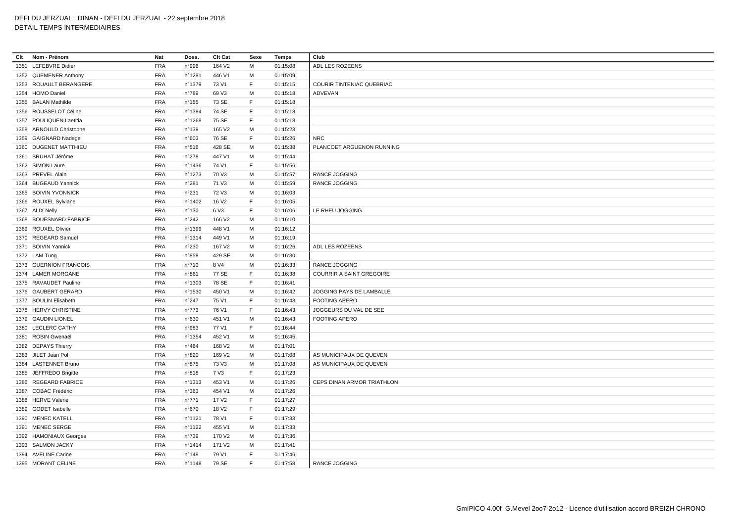DEFI DU JERZUAL : DINAN - DEFI DU JERZUAL - 22 septembre 2018
DETAIL TEMPS INTERMEDIAIRES

| Clt | Nom - Prénom | Nat | Doss. | Clt Cat | Sexe | Temps | Club |
|---|---|---|---|---|---|---|---|
| 1351 | LEFEBVRE Didier | FRA | n°996 | 164 V2 | M | 01:15:08 | ADL LES ROZEENS |
| 1352 | QUEMENER Anthony | FRA | n°1281 | 446 V1 | M | 01:15:09 | |
| 1353 | ROUAULT BERANGERE | FRA | n°1379 | 73 V1 | F | 01:15:15 | COURIR TINTENIAC QUEBRIAC |
| 1354 | HOMO Daniel | FRA | n°789 | 69 V3 | M | 01:15:18 | ADVEVAN |
| 1355 | BALAN Mathilde | FRA | n°155 | 73 SE | F | 01:15:18 | |
| 1356 | ROUSSELOT Céline | FRA | n°1394 | 74 SE | F | 01:15:18 | |
| 1357 | POULIQUEN Laetitia | FRA | n°1268 | 75 SE | F | 01:15:18 | |
| 1358 | ARNOULD Christophe | FRA | n°139 | 165 V2 | M | 01:15:23 | |
| 1359 | GAIGNARD Nadege | FRA | n°603 | 76 SE | F | 01:15:26 | NRC |
| 1360 | DUGENET MATTHIEU | FRA | n°516 | 428 SE | M | 01:15:38 | PLANCOET ARGUENON RUNNING |
| 1361 | BRUHAT Jérôme | FRA | n°278 | 447 V1 | M | 01:15:44 | |
| 1362 | SIMON Laure | FRA | n°1436 | 74 V1 | F | 01:15:56 | |
| 1363 | PREVEL Alain | FRA | n°1273 | 70 V3 | M | 01:15:57 | RANCE JOGGING |
| 1364 | BUGEAUD Yannick | FRA | n°281 | 71 V3 | M | 01:15:59 | RANCE JOGGING |
| 1365 | BOIVIN YVONNICK | FRA | n°231 | 72 V3 | M | 01:16:03 | |
| 1366 | ROUXEL Sylviane | FRA | n°1402 | 16 V2 | F | 01:16:05 | |
| 1367 | ALIX Nelly | FRA | n°130 | 6 V3 | F | 01:16:06 | LE RHEU JOGGING |
| 1368 | BOUESNARD FABRICE | FRA | n°242 | 166 V2 | M | 01:16:10 | |
| 1369 | ROUXEL Olivier | FRA | n°1399 | 448 V1 | M | 01:16:12 | |
| 1370 | REGEARD Samuel | FRA | n°1314 | 449 V1 | M | 01:16:19 | |
| 1371 | BOIVIN Yannick | FRA | n°230 | 167 V2 | M | 01:16:26 | ADL LES ROZEENS |
| 1372 | LAM Tung | FRA | n°858 | 429 SE | M | 01:16:30 | |
| 1373 | GUERNION FRANCOIS | FRA | n°710 | 8 V4 | M | 01:16:33 | RANCE JOGGING |
| 1374 | LAMER MORGANE | FRA | n°861 | 77 SE | F | 01:16:38 | COURRIR A SAINT GREGOIRE |
| 1375 | RAVAUDET Pauline | FRA | n°1303 | 78 SE | F | 01:16:41 | |
| 1376 | GAUBERT GERARD | FRA | n°1530 | 450 V1 | M | 01:16:42 | JOGGING PAYS DE LAMBALLE |
| 1377 | BOULIN Elisabeth | FRA | n°247 | 75 V1 | F | 01:16:43 | FOOTING APERO |
| 1378 | HERVY CHRISTINE | FRA | n°773 | 76 V1 | F | 01:16:43 | JOGGEURS DU VAL DE SEE |
| 1379 | GAUDIN LIONEL | FRA | n°630 | 451 V1 | M | 01:16:43 | FOOTING APERO |
| 1380 | LECLERC CATHY | FRA | n°983 | 77 V1 | F | 01:16:44 | |
| 1381 | ROBIN Gwenaël | FRA | n°1354 | 452 V1 | M | 01:16:45 | |
| 1382 | DEPAYS Thierry | FRA | n°464 | 168 V2 | M | 01:17:01 | |
| 1383 | JILET Jean Pol | FRA | n°820 | 169 V2 | M | 01:17:08 | AS MUNICIPAUX DE QUEVEN |
| 1384 | LASTENNET Bruno | FRA | n°875 | 73 V3 | M | 01:17:08 | AS MUNICIPAUX DE QUEVEN |
| 1385 | JEFFREDO Brigitte | FRA | n°818 | 7 V3 | F | 01:17:23 | |
| 1386 | REGEARD FABRICE | FRA | n°1313 | 453 V1 | M | 01:17:26 | CEPS DINAN ARMOR TRIATHLON |
| 1387 | COBAC Frédéric | FRA | n°363 | 454 V1 | M | 01:17:26 | |
| 1388 | HERVE Valerie | FRA | n°771 | 17 V2 | F | 01:17:27 | |
| 1389 | GODET Isabelle | FRA | n°670 | 18 V2 | F | 01:17:29 | |
| 1390 | MENEC KATELL | FRA | n°1121 | 78 V1 | F | 01:17:33 | |
| 1391 | MENEC SERGE | FRA | n°1122 | 455 V1 | M | 01:17:33 | |
| 1392 | HAMONIAUX Georges | FRA | n°739 | 170 V2 | M | 01:17:36 | |
| 1393 | SALMON JACKY | FRA | n°1414 | 171 V2 | M | 01:17:41 | |
| 1394 | AVELINE Carine | FRA | n°148 | 79 V1 | F | 01:17:46 | |
| 1395 | MORANT CELINE | FRA | n°1148 | 79 SE | F | 01:17:58 | RANCE JOGGING |

GmIPICO 4.00f G.Mevel 2oo7-2o12 - Licence d'utilisation accord BREIZH CHRONO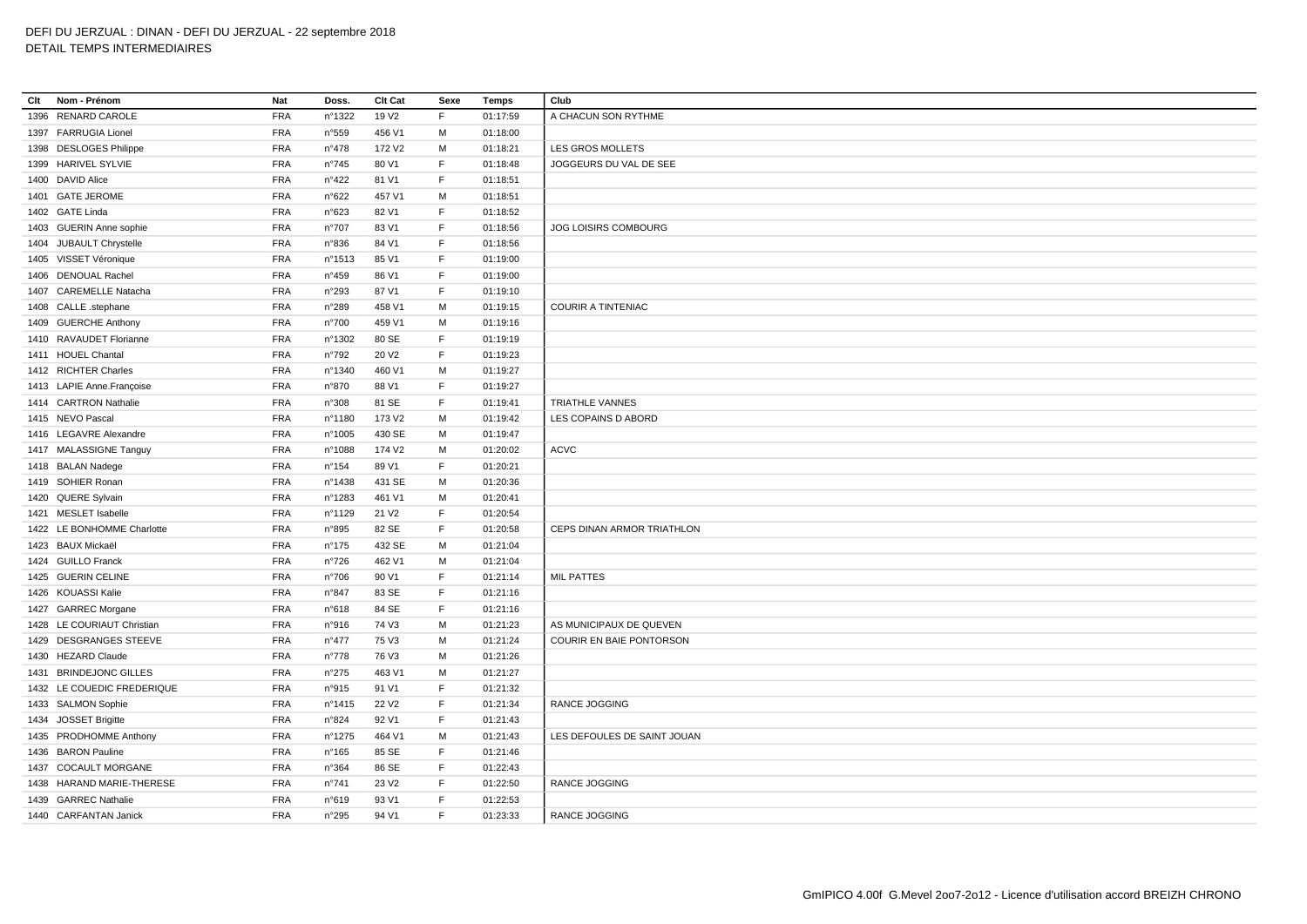DEFI DU JERZUAL : DINAN - DEFI DU JERZUAL - 22 septembre 2018

DETAIL TEMPS INTERMEDIAIRES

| Clt | Nom - Prénom | Nat | Doss. | Clt Cat | Sexe | Temps | Club |
|---|---|---|---|---|---|---|---|
| 1396 | RENARD CAROLE | FRA | n°1322 | 19 V2 | F | 01:17:59 | A CHACUN SON RYTHME |
| 1397 | FARRUGIA Lionel | FRA | n°559 | 456 V1 | M | 01:18:00 | |
| 1398 | DESLOGES Philippe | FRA | n°478 | 172 V2 | M | 01:18:21 | LES GROS MOLLETS |
| 1399 | HARIVEL SYLVIE | FRA | n°745 | 80 V1 | F | 01:18:48 | JOGGEURS DU VAL DE SEE |
| 1400 | DAVID Alice | FRA | n°422 | 81 V1 | F | 01:18:51 | |
| 1401 | GATE JEROME | FRA | n°622 | 457 V1 | M | 01:18:51 | |
| 1402 | GATE Linda | FRA | n°623 | 82 V1 | F | 01:18:52 | |
| 1403 | GUERIN Anne sophie | FRA | n°707 | 83 V1 | F | 01:18:56 | JOG LOISIRS COMBOURG |
| 1404 | JUBAULT Chrystelle | FRA | n°836 | 84 V1 | F | 01:18:56 | |
| 1405 | VISSET Véronique | FRA | n°1513 | 85 V1 | F | 01:19:00 | |
| 1406 | DENOUAL Rachel | FRA | n°459 | 86 V1 | F | 01:19:00 | |
| 1407 | CAREMELLE Natacha | FRA | n°293 | 87 V1 | F | 01:19:10 | |
| 1408 | CALLE .stephane | FRA | n°289 | 458 V1 | M | 01:19:15 | COURIR A TINTENIAC |
| 1409 | GUERCHE Anthony | FRA | n°700 | 459 V1 | M | 01:19:16 | |
| 1410 | RAVAUDET Florianne | FRA | n°1302 | 80 SE | F | 01:19:19 | |
| 1411 | HOUEL Chantal | FRA | n°792 | 20 V2 | F | 01:19:23 | |
| 1412 | RICHTER Charles | FRA | n°1340 | 460 V1 | M | 01:19:27 | |
| 1413 | LAPIE Anne.Françoise | FRA | n°870 | 88 V1 | F | 01:19:27 | |
| 1414 | CARTRON Nathalie | FRA | n°308 | 81 SE | F | 01:19:41 | TRIATHLE VANNES |
| 1415 | NEVO Pascal | FRA | n°1180 | 173 V2 | M | 01:19:42 | LES COPAINS D ABORD |
| 1416 | LEGAVRE Alexandre | FRA | n°1005 | 430 SE | M | 01:19:47 | |
| 1417 | MALASSIGNE Tanguy | FRA | n°1088 | 174 V2 | M | 01:20:02 | ACVC |
| 1418 | BALAN Nadege | FRA | n°154 | 89 V1 | F | 01:20:21 | |
| 1419 | SOHIER Ronan | FRA | n°1438 | 431 SE | M | 01:20:36 | |
| 1420 | QUERE Sylvain | FRA | n°1283 | 461 V1 | M | 01:20:41 | |
| 1421 | MESLET Isabelle | FRA | n°1129 | 21 V2 | F | 01:20:54 | |
| 1422 | LE BONHOMME Charlotte | FRA | n°895 | 82 SE | F | 01:20:58 | CEPS DINAN ARMOR TRIATHLON |
| 1423 | BAUX Mickaël | FRA | n°175 | 432 SE | M | 01:21:04 | |
| 1424 | GUILLO Franck | FRA | n°726 | 462 V1 | M | 01:21:04 | |
| 1425 | GUERIN CELINE | FRA | n°706 | 90 V1 | F | 01:21:14 | MIL PATTES |
| 1426 | KOUASSI Kalie | FRA | n°847 | 83 SE | F | 01:21:16 | |
| 1427 | GARREC Morgane | FRA | n°618 | 84 SE | F | 01:21:16 | |
| 1428 | LE COURIAUT Christian | FRA | n°916 | 74 V3 | M | 01:21:23 | AS MUNICIPAUX DE QUEVEN |
| 1429 | DESGRANGES STEEVE | FRA | n°477 | 75 V3 | M | 01:21:24 | COURIR EN BAIE PONTORSON |
| 1430 | HEZARD Claude | FRA | n°778 | 76 V3 | M | 01:21:26 | |
| 1431 | BRINDEJONC GILLES | FRA | n°275 | 463 V1 | M | 01:21:27 | |
| 1432 | LE COUEDIC FREDERIQUE | FRA | n°915 | 91 V1 | F | 01:21:32 | |
| 1433 | SALMON Sophie | FRA | n°1415 | 22 V2 | F | 01:21:34 | RANCE JOGGING |
| 1434 | JOSSET Brigitte | FRA | n°824 | 92 V1 | F | 01:21:43 | |
| 1435 | PRODHOMME Anthony | FRA | n°1275 | 464 V1 | M | 01:21:43 | LES DEFOULES DE SAINT JOUAN |
| 1436 | BARON Pauline | FRA | n°165 | 85 SE | F | 01:21:46 | |
| 1437 | COCAULT MORGANE | FRA | n°364 | 86 SE | F | 01:22:43 | |
| 1438 | HARAND MARIE-THERESE | FRA | n°741 | 23 V2 | F | 01:22:50 | RANCE JOGGING |
| 1439 | GARREC Nathalie | FRA | n°619 | 93 V1 | F | 01:22:53 | |
| 1440 | CARFANTAN Janick | FRA | n°295 | 94 V1 | F | 01:23:33 | RANCE JOGGING |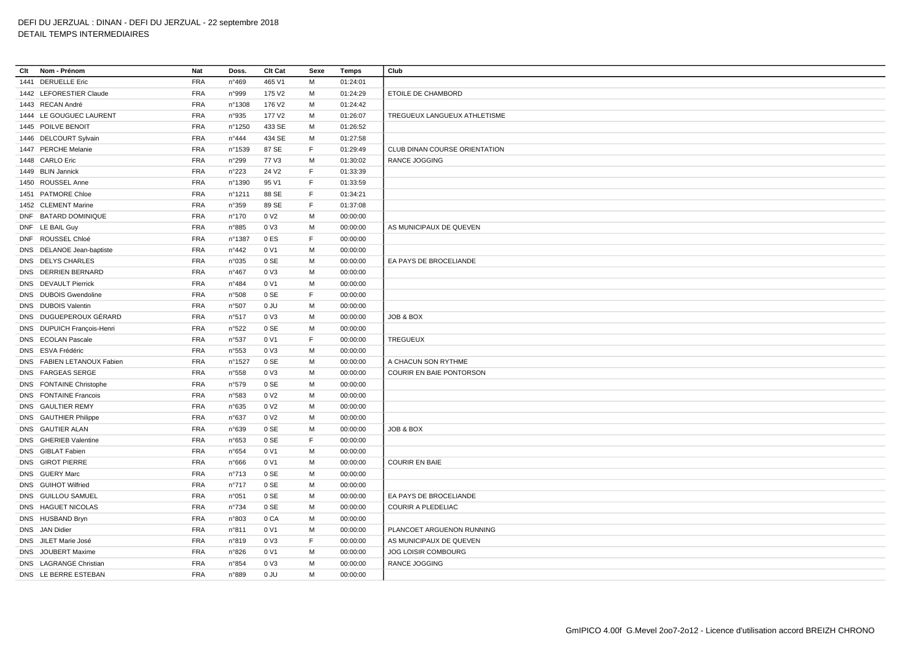DEFI DU JERZUAL : DINAN - DEFI DU JERZUAL - 22 septembre 2018
DETAIL TEMPS INTERMEDIAIRES

| Clt | Nom - Prénom | Nat | Doss. | Clt Cat | Sexe | Temps | Club |
|---|---|---|---|---|---|---|---|
| 1441 | DERUELLE Eric | FRA | n°469 | 465 V1 | M | 01:24:01 | |
| 1442 | LEFORESTIER Claude | FRA | n°999 | 175 V2 | M | 01:24:29 | ETOILE DE CHAMBORD |
| 1443 | RECAN André | FRA | n°1308 | 176 V2 | M | 01:24:42 | |
| 1444 | LE GOUGUEC LAURENT | FRA | n°935 | 177 V2 | M | 01:26:07 | TREGUEUX LANGUEUX ATHLETISME |
| 1445 | POILVE BENOIT | FRA | n°1250 | 433 SE | M | 01:26:52 | |
| 1446 | DELCOURT Sylvain | FRA | n°444 | 434 SE | M | 01:27:58 | |
| 1447 | PERCHE Melanie | FRA | n°1539 | 87 SE | F | 01:29:49 | CLUB DINAN COURSE ORIENTATION |
| 1448 | CARLO Eric | FRA | n°299 | 77 V3 | M | 01:30:02 | RANCE JOGGING |
| 1449 | BLIN Jannick | FRA | n°223 | 24 V2 | F | 01:33:39 | |
| 1450 | ROUSSEL Anne | FRA | n°1390 | 95 V1 | F | 01:33:59 | |
| 1451 | PATMORE Chloe | FRA | n°1211 | 88 SE | F | 01:34:21 | |
| 1452 | CLEMENT Marine | FRA | n°359 | 89 SE | F | 01:37:08 | |
| DNF | BATARD DOMINIQUE | FRA | n°170 | 0 V2 | M | 00:00:00 | |
| DNF | LE BAIL Guy | FRA | n°885 | 0 V3 | M | 00:00:00 | AS MUNICIPAUX DE QUEVEN |
| DNF | ROUSSEL Chloé | FRA | n°1387 | 0 ES | F | 00:00:00 | |
| DNS | DELANOE Jean-baptiste | FRA | n°442 | 0 V1 | M | 00:00:00 | |
| DNS | DELYS CHARLES | FRA | n°035 | 0 SE | M | 00:00:00 | EA PAYS DE BROCELIANDE |
| DNS | DERRIEN BERNARD | FRA | n°467 | 0 V3 | M | 00:00:00 | |
| DNS | DEVAULT Pierrick | FRA | n°484 | 0 V1 | M | 00:00:00 | |
| DNS | DUBOIS Gwendoline | FRA | n°508 | 0 SE | F | 00:00:00 | |
| DNS | DUBOIS Valentin | FRA | n°507 | 0 JU | M | 00:00:00 | |
| DNS | DUGUEPEROUX GÉRARD | FRA | n°517 | 0 V3 | M | 00:00:00 | JOB & BOX |
| DNS | DUPUICH François-Henri | FRA | n°522 | 0 SE | M | 00:00:00 | |
| DNS | ECOLAN Pascale | FRA | n°537 | 0 V1 | F | 00:00:00 | TREGUEUX |
| DNS | ESVA Frédéric | FRA | n°553 | 0 V3 | M | 00:00:00 | |
| DNS | FABIEN LETANOUX Fabien | FRA | n°1527 | 0 SE | M | 00:00:00 | A CHACUN SON RYTHME |
| DNS | FARGEAS SERGE | FRA | n°558 | 0 V3 | M | 00:00:00 | COURIR EN BAIE PONTORSON |
| DNS | FONTAINE Christophe | FRA | n°579 | 0 SE | M | 00:00:00 | |
| DNS | FONTAINE Francois | FRA | n°583 | 0 V2 | M | 00:00:00 | |
| DNS | GAULTIER REMY | FRA | n°635 | 0 V2 | M | 00:00:00 | |
| DNS | GAUTHIER Philippe | FRA | n°637 | 0 V2 | M | 00:00:00 | |
| DNS | GAUTIER ALAN | FRA | n°639 | 0 SE | M | 00:00:00 | JOB & BOX |
| DNS | GHERIEB Valentine | FRA | n°653 | 0 SE | F | 00:00:00 | |
| DNS | GIBLAT Fabien | FRA | n°654 | 0 V1 | M | 00:00:00 | |
| DNS | GIROT PIERRE | FRA | n°666 | 0 V1 | M | 00:00:00 | COURIR EN BAIE |
| DNS | GUERY Marc | FRA | n°713 | 0 SE | M | 00:00:00 | |
| DNS | GUIHOT Wilfried | FRA | n°717 | 0 SE | M | 00:00:00 | |
| DNS | GUILLOU SAMUEL | FRA | n°051 | 0 SE | M | 00:00:00 | EA PAYS DE BROCELIANDE |
| DNS | HAGUET NICOLAS | FRA | n°734 | 0 SE | M | 00:00:00 | COURIR A PLEDELIAC |
| DNS | HUSBAND Bryn | FRA | n°803 | 0 CA | M | 00:00:00 | |
| DNS | JAN Didier | FRA | n°811 | 0 V1 | M | 00:00:00 | PLANCOET ARGUENON RUNNING |
| DNS | JILET Marie José | FRA | n°819 | 0 V3 | F | 00:00:00 | AS MUNICIPAUX DE QUEVEN |
| DNS | JOUBERT Maxime | FRA | n°826 | 0 V1 | M | 00:00:00 | JOG LOISIR COMBOURG |
| DNS | LAGRANGE Christian | FRA | n°854 | 0 V3 | M | 00:00:00 | RANCE JOGGING |
| DNS | LE BERRE ESTEBAN | FRA | n°889 | 0 JU | M | 00:00:00 | |

GmIPICO 4.00f G.Mevel 2oo7-2o12 - Licence d'utilisation accord BREIZH CHRONO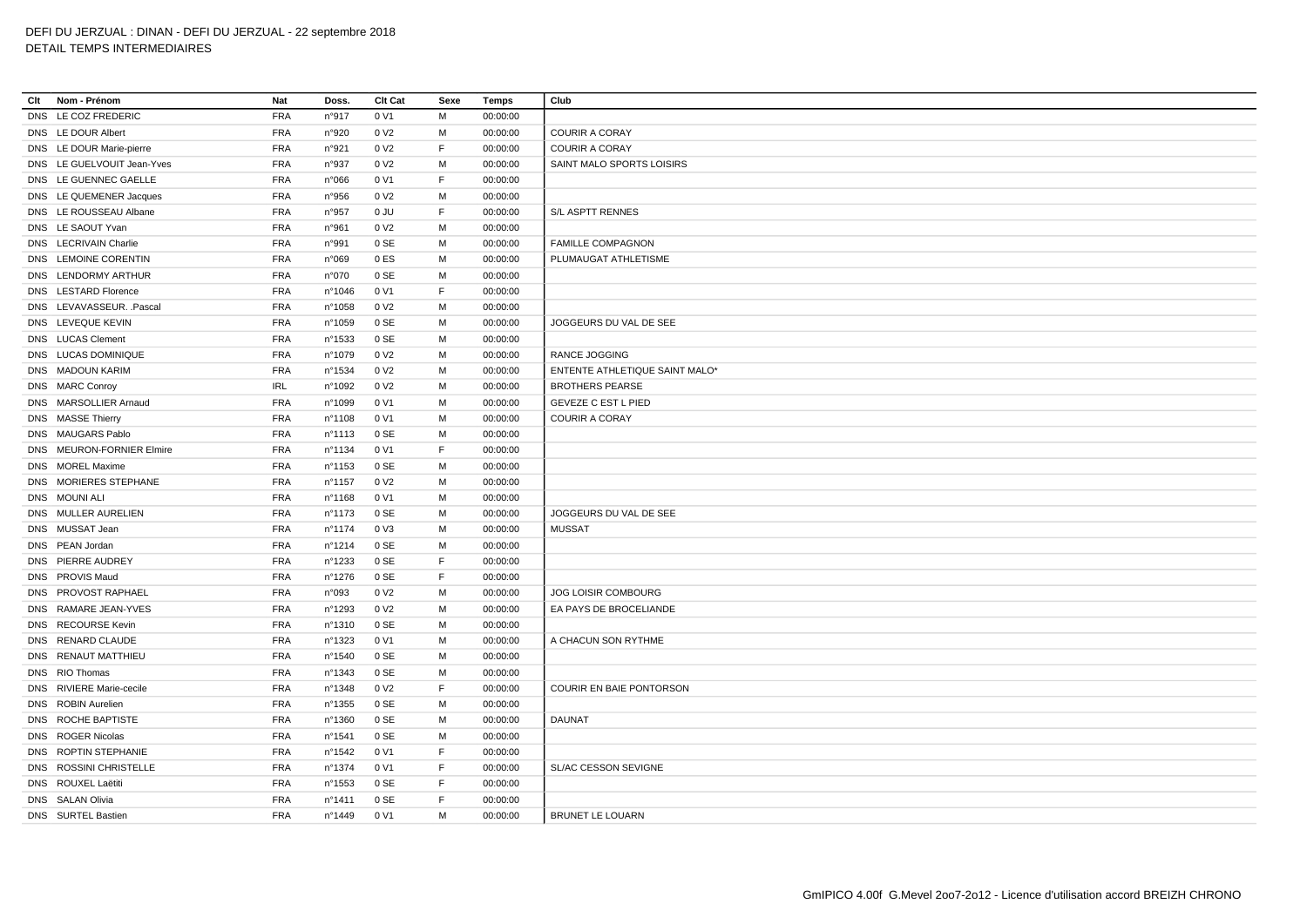DEFI DU JERZUAL : DINAN - DEFI DU JERZUAL - 22 septembre 2018
DETAIL TEMPS INTERMEDIAIRES

| Clt | Nom - Prénom | Nat | Doss. | Clt Cat | Sexe | Temps | Club |
|---|---|---|---|---|---|---|---|
| DNS | LE COZ FREDERIC | FRA | n°917 | 0 V1 | M | 00:00:00 | |
| DNS | LE DOUR Albert | FRA | n°920 | 0 V2 | M | 00:00:00 | COURIR A CORAY |
| DNS | LE DOUR Marie-pierre | FRA | n°921 | 0 V2 | F | 00:00:00 | COURIR A CORAY |
| DNS | LE GUELVOUIT Jean-Yves | FRA | n°937 | 0 V2 | M | 00:00:00 | SAINT MALO SPORTS LOISIRS |
| DNS | LE GUENNEC GAELLE | FRA | n°066 | 0 V1 | F | 00:00:00 | |
| DNS | LE QUEMENER Jacques | FRA | n°956 | 0 V2 | M | 00:00:00 | |
| DNS | LE ROUSSEAU Albane | FRA | n°957 | 0 JU | F | 00:00:00 | S/L ASPTT RENNES |
| DNS | LE SAOUT Yvan | FRA | n°961 | 0 V2 | M | 00:00:00 | |
| DNS | LECRIVAIN Charlie | FRA | n°991 | 0 SE | M | 00:00:00 | FAMILLE COMPAGNON |
| DNS | LEMOINE CORENTIN | FRA | n°069 | 0 ES | M | 00:00:00 | PLUMAUGAT ATHLETISME |
| DNS | LENDORMY ARTHUR | FRA | n°070 | 0 SE | M | 00:00:00 | |
| DNS | LESTARD Florence | FRA | n°1046 | 0 V1 | F | 00:00:00 | |
| DNS | LEVAVASSEUR. .Pascal | FRA | n°1058 | 0 V2 | M | 00:00:00 | |
| DNS | LEVEQUE KEVIN | FRA | n°1059 | 0 SE | M | 00:00:00 | JOGGEURS DU VAL DE SEE |
| DNS | LUCAS Clement | FRA | n°1533 | 0 SE | M | 00:00:00 | |
| DNS | LUCAS DOMINIQUE | FRA | n°1079 | 0 V2 | M | 00:00:00 | RANCE JOGGING |
| DNS | MADOUN KARIM | FRA | n°1534 | 0 V2 | M | 00:00:00 | ENTENTE ATHLETIQUE SAINT MALO* |
| DNS | MARC Conroy | IRL | n°1092 | 0 V2 | M | 00:00:00 | BROTHERS PEARSE |
| DNS | MARSOLLIER Arnaud | FRA | n°1099 | 0 V1 | M | 00:00:00 | GEVEZE C EST L PIED |
| DNS | MASSE Thierry | FRA | n°1108 | 0 V1 | M | 00:00:00 | COURIR A CORAY |
| DNS | MAUGARS Pablo | FRA | n°1113 | 0 SE | M | 00:00:00 | |
| DNS | MEURON-FORNIER Elmire | FRA | n°1134 | 0 V1 | F | 00:00:00 | |
| DNS | MOREL Maxime | FRA | n°1153 | 0 SE | M | 00:00:00 | |
| DNS | MORIERES STEPHANE | FRA | n°1157 | 0 V2 | M | 00:00:00 | |
| DNS | MOUNI ALI | FRA | n°1168 | 0 V1 | M | 00:00:00 | |
| DNS | MULLER AURELIEN | FRA | n°1173 | 0 SE | M | 00:00:00 | JOGGEURS DU VAL DE SEE |
| DNS | MUSSAT Jean | FRA | n°1174 | 0 V3 | M | 00:00:00 | MUSSAT |
| DNS | PEAN Jordan | FRA | n°1214 | 0 SE | M | 00:00:00 | |
| DNS | PIERRE AUDREY | FRA | n°1233 | 0 SE | F | 00:00:00 | |
| DNS | PROVIS Maud | FRA | n°1276 | 0 SE | F | 00:00:00 | |
| DNS | PROVOST RAPHAEL | FRA | n°093 | 0 V2 | M | 00:00:00 | JOG LOISIR COMBOURG |
| DNS | RAMARE JEAN-YVES | FRA | n°1293 | 0 V2 | M | 00:00:00 | EA PAYS DE BROCELIANDE |
| DNS | RECOURSE Kevin | FRA | n°1310 | 0 SE | M | 00:00:00 | |
| DNS | RENARD CLAUDE | FRA | n°1323 | 0 V1 | M | 00:00:00 | A CHACUN SON RYTHME |
| DNS | RENAUT MATTHIEU | FRA | n°1540 | 0 SE | M | 00:00:00 | |
| DNS | RIO Thomas | FRA | n°1343 | 0 SE | M | 00:00:00 | |
| DNS | RIVIERE Marie-cecile | FRA | n°1348 | 0 V2 | F | 00:00:00 | COURIR EN BAIE PONTORSON |
| DNS | ROBIN Aurelien | FRA | n°1355 | 0 SE | M | 00:00:00 | |
| DNS | ROCHE BAPTISTE | FRA | n°1360 | 0 SE | M | 00:00:00 | DAUNAT |
| DNS | ROGER Nicolas | FRA | n°1541 | 0 SE | M | 00:00:00 | |
| DNS | ROPTIN STEPHANIE | FRA | n°1542 | 0 V1 | F | 00:00:00 | |
| DNS | ROSSINI CHRISTELLE | FRA | n°1374 | 0 V1 | F | 00:00:00 | SL/AC CESSON SEVIGNE |
| DNS | ROUXEL Laëtiti | FRA | n°1553 | 0 SE | F | 00:00:00 | |
| DNS | SALAN Olivia | FRA | n°1411 | 0 SE | F | 00:00:00 | |
| DNS | SURTEL Bastien | FRA | n°1449 | 0 V1 | M | 00:00:00 | BRUNET LE LOUARN |

GmIPICO 4.00f G.Mevel 2oo7-2o12 - Licence d'utilisation accord BREIZH CHRONO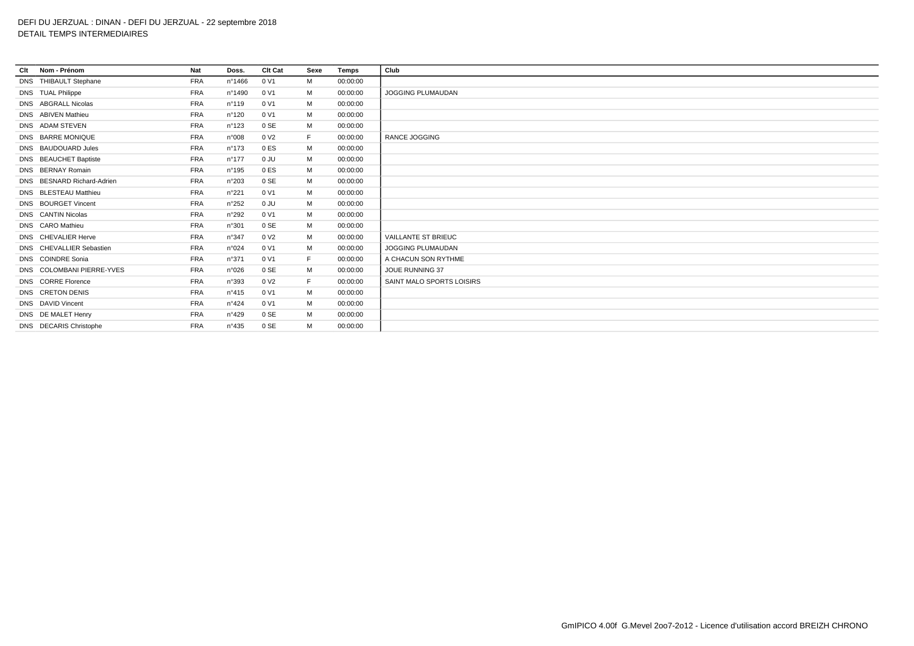DEFI DU JERZUAL : DINAN - DEFI DU JERZUAL - 22 septembre 2018
DETAIL TEMPS INTERMEDIAIRES

| Clt | Nom - Prénom | Nat | Doss. | Clt Cat | Sexe | Temps | Club |
|---|---|---|---|---|---|---|---|
| DNS | THIBAULT Stephane | FRA | n°1466 | 0 V1 | M | 00:00:00 | |
| DNS | TUAL Philippe | FRA | n°1490 | 0 V1 | M | 00:00:00 | JOGGING PLUMAUDAN |
| DNS | ABGRALL Nicolas | FRA | n°119 | 0 V1 | M | 00:00:00 | |
| DNS | ABIVEN Mathieu | FRA | n°120 | 0 V1 | M | 00:00:00 | |
| DNS | ADAM STEVEN | FRA | n°123 | 0 SE | M | 00:00:00 | |
| DNS | BARRE MONIQUE | FRA | n°008 | 0 V2 | F | 00:00:00 | RANCE JOGGING |
| DNS | BAUDOUARD Jules | FRA | n°173 | 0 ES | M | 00:00:00 | |
| DNS | BEAUCHET Baptiste | FRA | n°177 | 0 JU | M | 00:00:00 | |
| DNS | BERNAY Romain | FRA | n°195 | 0 ES | M | 00:00:00 | |
| DNS | BESNARD Richard-Adrien | FRA | n°203 | 0 SE | M | 00:00:00 | |
| DNS | BLESTEAU Matthieu | FRA | n°221 | 0 V1 | M | 00:00:00 | |
| DNS | BOURGET Vincent | FRA | n°252 | 0 JU | M | 00:00:00 | |
| DNS | CANTIN Nicolas | FRA | n°292 | 0 V1 | M | 00:00:00 | |
| DNS | CARO Mathieu | FRA | n°301 | 0 SE | M | 00:00:00 | |
| DNS | CHEVALIER Herve | FRA | n°347 | 0 V2 | M | 00:00:00 | VAILLANTE ST BRIEUC |
| DNS | CHEVALLIER Sebastien | FRA | n°024 | 0 V1 | M | 00:00:00 | JOGGING PLUMAUDAN |
| DNS | COINDRE Sonia | FRA | n°371 | 0 V1 | F | 00:00:00 | A CHACUN SON RYTHME |
| DNS | COLOMBANI PIERRE-YVES | FRA | n°026 | 0 SE | M | 00:00:00 | JOUE RUNNING 37 |
| DNS | CORRE Florence | FRA | n°393 | 0 V2 | F | 00:00:00 | SAINT MALO SPORTS LOISIRS |
| DNS | CRETON DENIS | FRA | n°415 | 0 V1 | M | 00:00:00 | |
| DNS | DAVID Vincent | FRA | n°424 | 0 V1 | M | 00:00:00 | |
| DNS | DE MALET Henry | FRA | n°429 | 0 SE | M | 00:00:00 | |
| DNS | DECARIS Christophe | FRA | n°435 | 0 SE | M | 00:00:00 | |

GmIPICO 4.00f G.Mevel 2oo7-2o12 - Licence d'utilisation accord BREIZH CHRONO